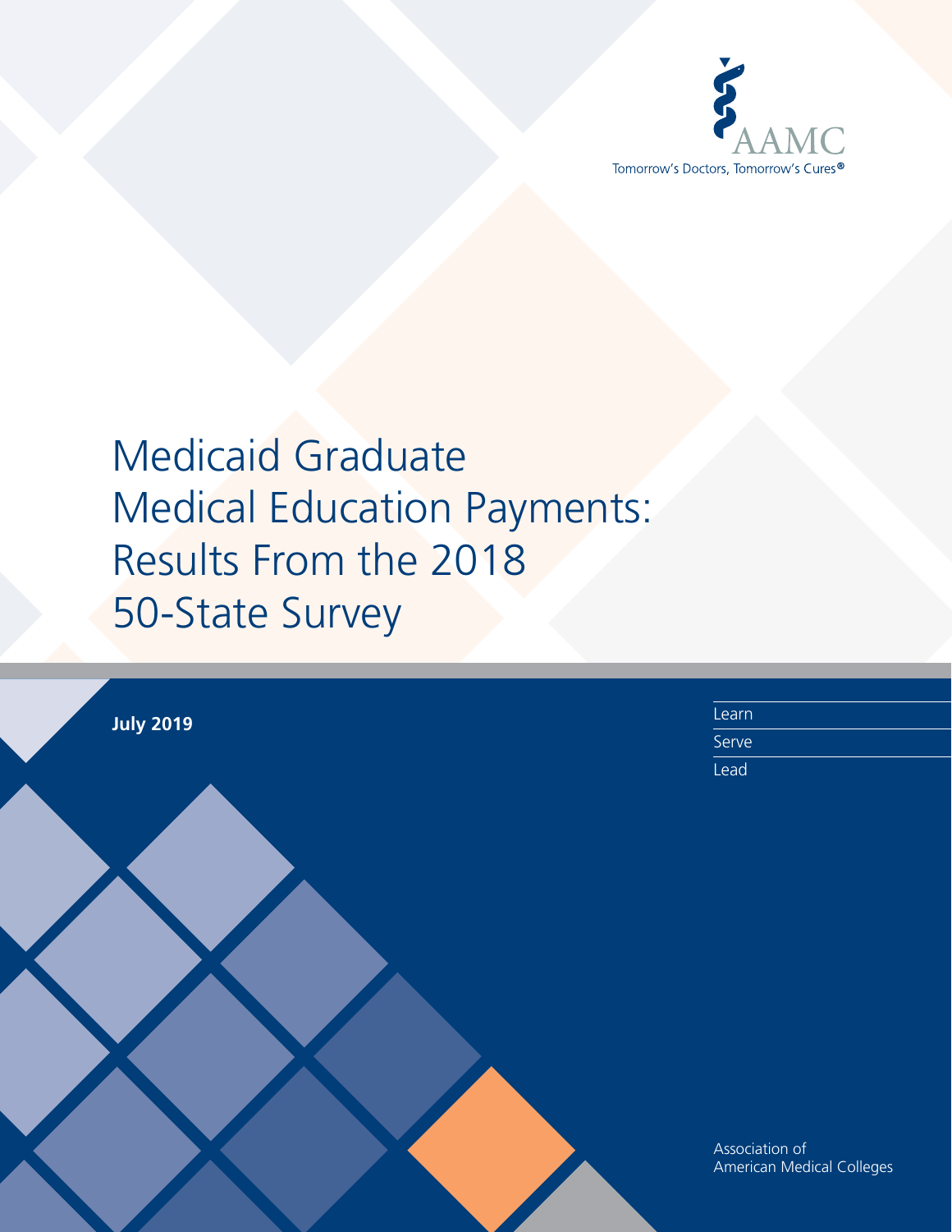AAMC

Tomorrow's Doctors, Tomorrow's Cures®

# Medicaid Graduate Medical Education Payments: Results From the 2018 50-State Survey

**July 2019**

Learn

Serve

Lead

Association of American Medical Colleges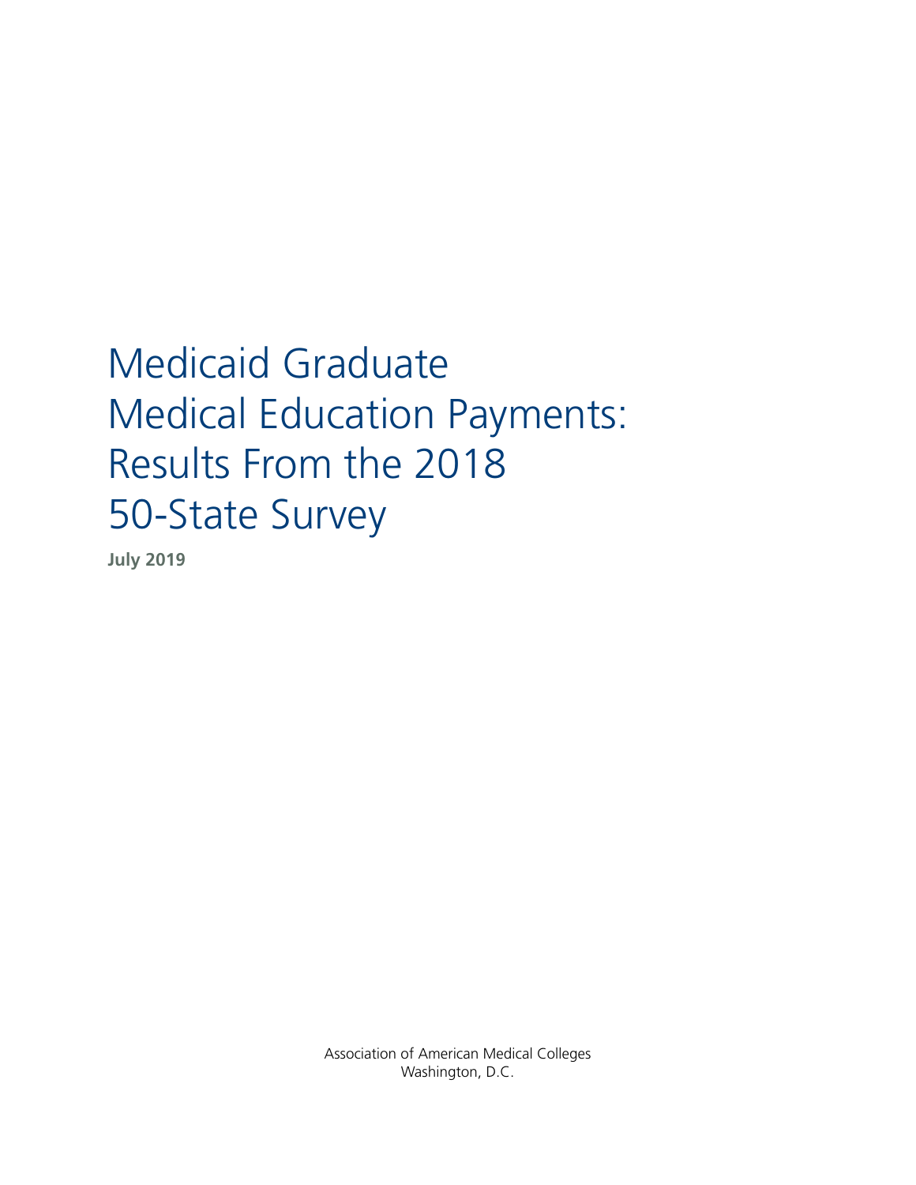# Medicaid Graduate Medical Education Payments: Results From the 2018 50-State Survey

**July 2019**

Association of American Medical Colleges
Washington, D.C.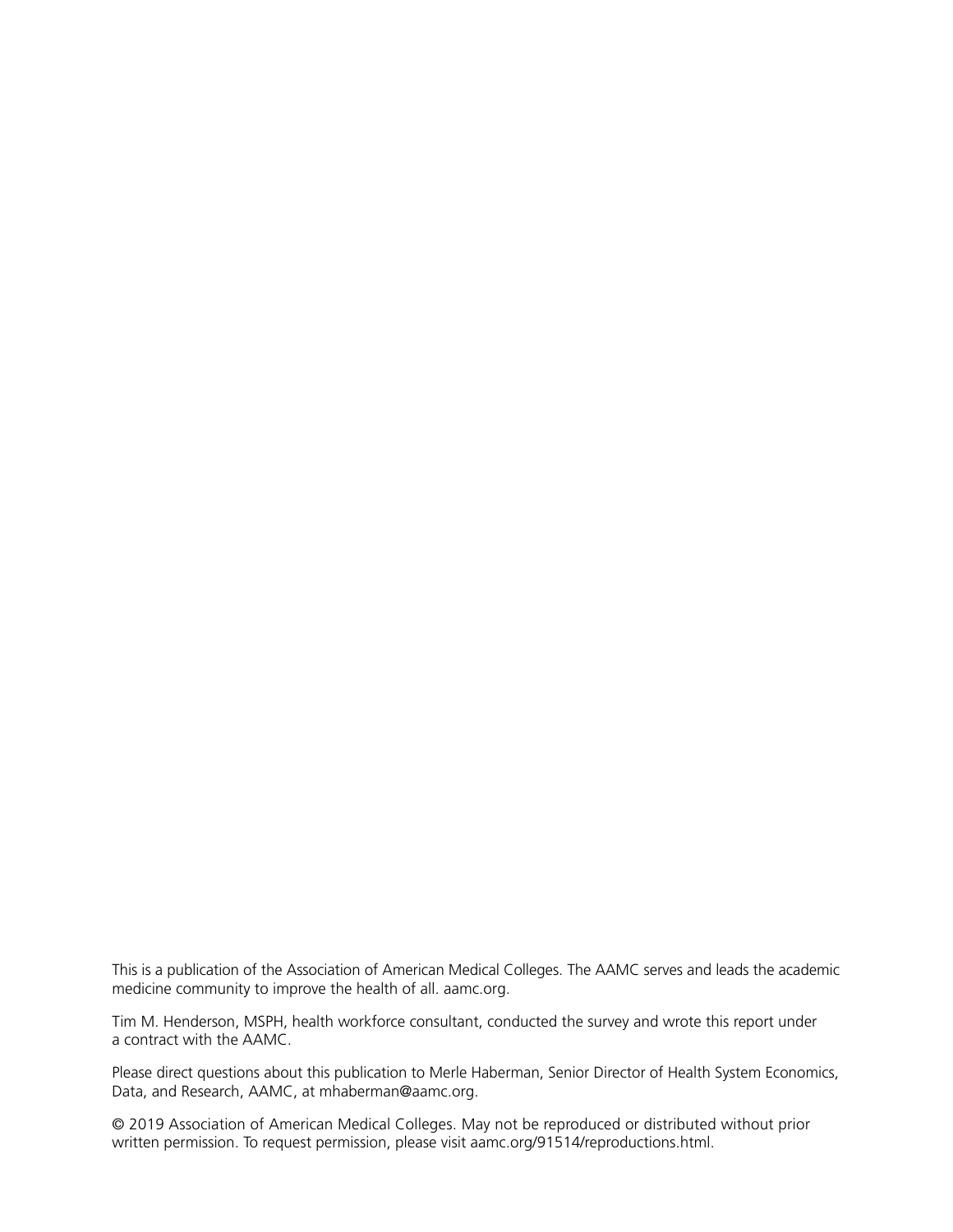This is a publication of the Association of American Medical Colleges. The AAMC serves and leads the academic medicine community to improve the health of all. aamc.org.

Tim M. Henderson, MSPH, health workforce consultant, conducted the survey and wrote this report under a contract with the AAMC.

Please direct questions about this publication to Merle Haberman, Senior Director of Health System Economics, Data, and Research, AAMC, at mhaberman@aamc.org.

© 2019 Association of American Medical Colleges. May not be reproduced or distributed without prior written permission. To request permission, please visit aamc.org/91514/reproductions.html.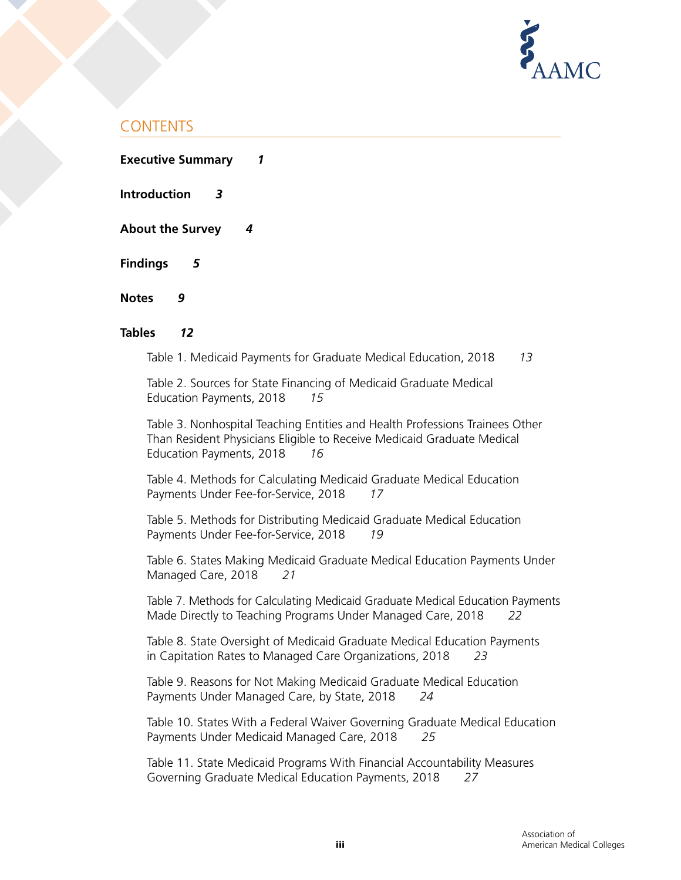## CONTENTS

**Executive Summary** *1*

**Introduction** *3*

**About the Survey** *4*

**Findings** *5*

**Notes** *9*

**Tables** *12*

Table 1. Medicaid Payments for Graduate Medical Education, 2018 *13*

Table 2. Sources for State Financing of Medicaid Graduate Medical Education Payments, 2018 *15*

Table 3. Nonhospital Teaching Entities and Health Professions Trainees Other Than Resident Physicians Eligible to Receive Medicaid Graduate Medical Education Payments, 2018 *16*

Table 4. Methods for Calculating Medicaid Graduate Medical Education Payments Under Fee-for-Service, 2018 *17*

Table 5. Methods for Distributing Medicaid Graduate Medical Education Payments Under Fee-for-Service, 2018 *19*

Table 6. States Making Medicaid Graduate Medical Education Payments Under Managed Care, 2018 *21*

Table 7. Methods for Calculating Medicaid Graduate Medical Education Payments Made Directly to Teaching Programs Under Managed Care, 2018 *22*

Table 8. State Oversight of Medicaid Graduate Medical Education Payments in Capitation Rates to Managed Care Organizations, 2018 *23*

Table 9. Reasons for Not Making Medicaid Graduate Medical Education Payments Under Managed Care, by State, 2018 *24*

Table 10. States With a Federal Waiver Governing Graduate Medical Education Payments Under Medicaid Managed Care, 2018 *25*

Table 11. State Medicaid Programs With Financial Accountability Measures Governing Graduate Medical Education Payments, 2018 *27*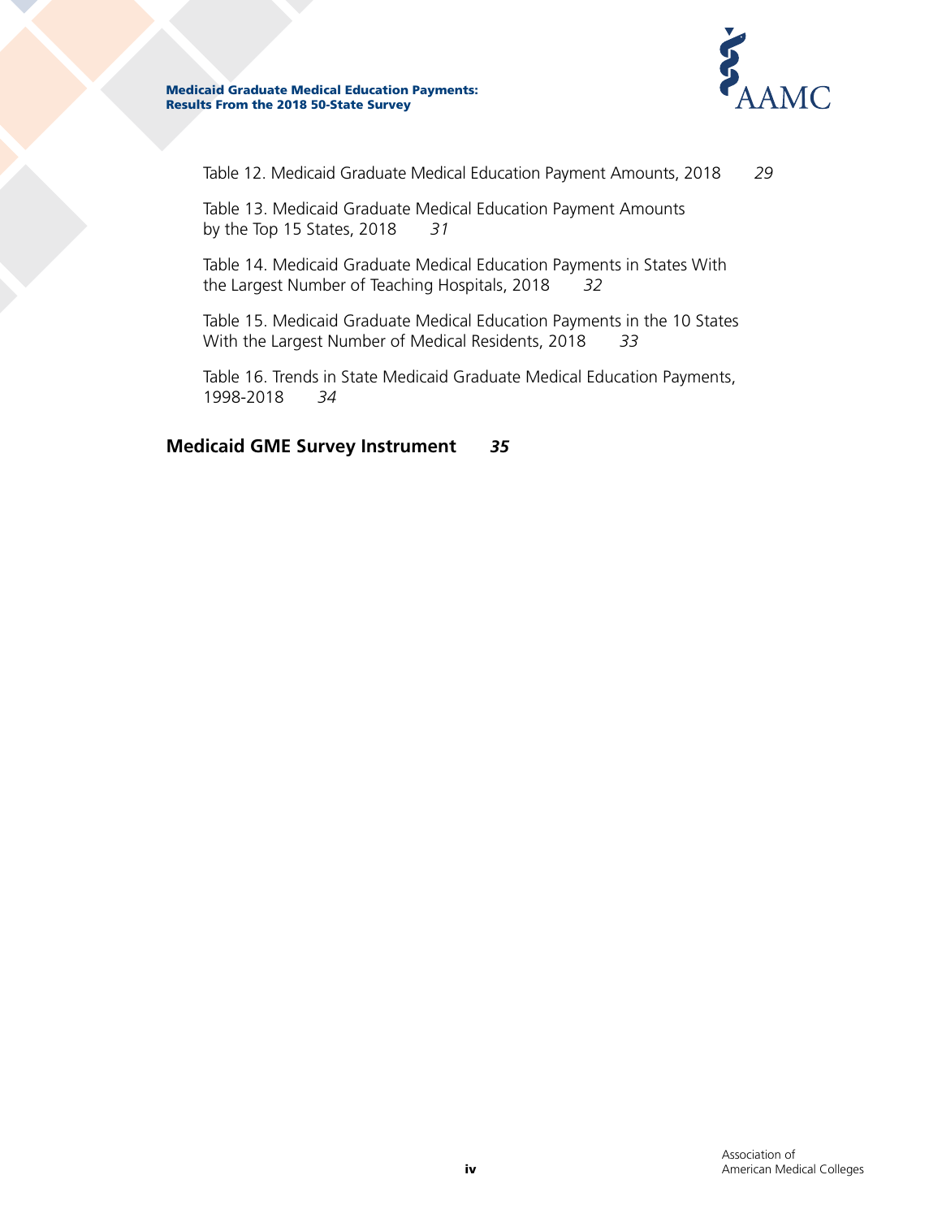Table 12. Medicaid Graduate Medical Education Payment Amounts, 2018 *29*

Table 13. Medicaid Graduate Medical Education Payment Amounts by the Top 15 States, 2018 *31*

Table 14. Medicaid Graduate Medical Education Payments in States With the Largest Number of Teaching Hospitals, 2018 *32*

Table 15. Medicaid Graduate Medical Education Payments in the 10 States With the Largest Number of Medical Residents, 2018 *33*

Table 16. Trends in State Medicaid Graduate Medical Education Payments, 1998-2018 *34*

**Medicaid GME Survey Instrument** ***35***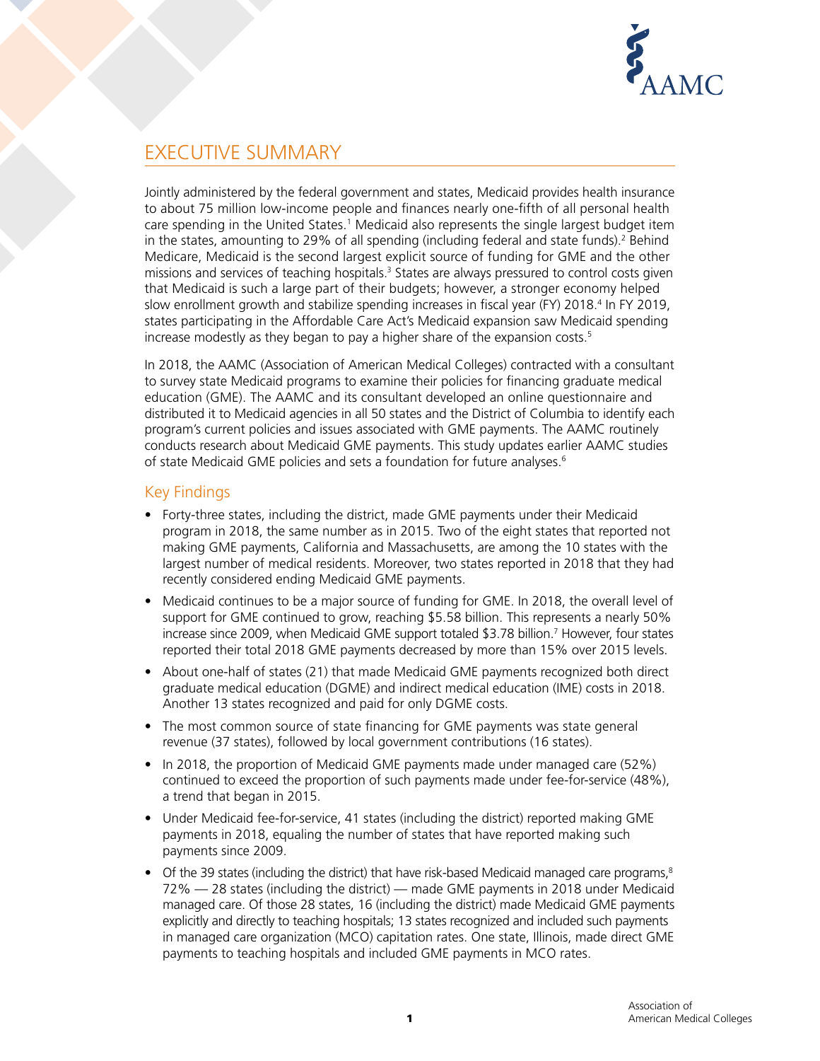# EXECUTIVE SUMMARY

Jointly administered by the federal government and states, Medicaid provides health insurance to about 75 million low-income people and finances nearly one-fifth of all personal health care spending in the United States.[1] Medicaid also represents the single largest budget item in the states, amounting to 29% of all spending (including federal and state funds).[2] Behind Medicare, Medicaid is the second largest explicit source of funding for GME and the other missions and services of teaching hospitals.[3] States are always pressured to control costs given that Medicaid is such a large part of their budgets; however, a stronger economy helped slow enrollment growth and stabilize spending increases in fiscal year (FY) 2018.[4] In FY 2019, states participating in the Affordable Care Act's Medicaid expansion saw Medicaid spending increase modestly as they began to pay a higher share of the expansion costs.[5]

In 2018, the AAMC (Association of American Medical Colleges) contracted with a consultant to survey state Medicaid programs to examine their policies for financing graduate medical education (GME). The AAMC and its consultant developed an online questionnaire and distributed it to Medicaid agencies in all 50 states and the District of Columbia to identify each program's current policies and issues associated with GME payments. The AAMC routinely conducts research about Medicaid GME payments. This study updates earlier AAMC studies of state Medicaid GME policies and sets a foundation for future analyses.[6]

## Key Findings

- Forty-three states, including the district, made GME payments under their Medicaid program in 2018, the same number as in 2015. Two of the eight states that reported not making GME payments, California and Massachusetts, are among the 10 states with the largest number of medical residents. Moreover, two states reported in 2018 that they had recently considered ending Medicaid GME payments.
- Medicaid continues to be a major source of funding for GME. In 2018, the overall level of support for GME continued to grow, reaching $5.58 billion. This represents a nearly 50% increase since 2009, when Medicaid GME support totaled $3.78 billion.[7] However, four states reported their total 2018 GME payments decreased by more than 15% over 2015 levels.
- About one-half of states (21) that made Medicaid GME payments recognized both direct graduate medical education (DGME) and indirect medical education (IME) costs in 2018. Another 13 states recognized and paid for only DGME costs.
- The most common source of state financing for GME payments was state general revenue (37 states), followed by local government contributions (16 states).
- In 2018, the proportion of Medicaid GME payments made under managed care (52%) continued to exceed the proportion of such payments made under fee-for-service (48%), a trend that began in 2015.
- Under Medicaid fee-for-service, 41 states (including the district) reported making GME payments in 2018, equaling the number of states that have reported making such payments since 2009.
- Of the 39 states (including the district) that have risk-based Medicaid managed care programs,[8] 72% — 28 states (including the district) — made GME payments in 2018 under Medicaid managed care. Of those 28 states, 16 (including the district) made Medicaid GME payments explicitly and directly to teaching hospitals; 13 states recognized and included such payments in managed care organization (MCO) capitation rates. One state, Illinois, made direct GME payments to teaching hospitals and included GME payments in MCO rates.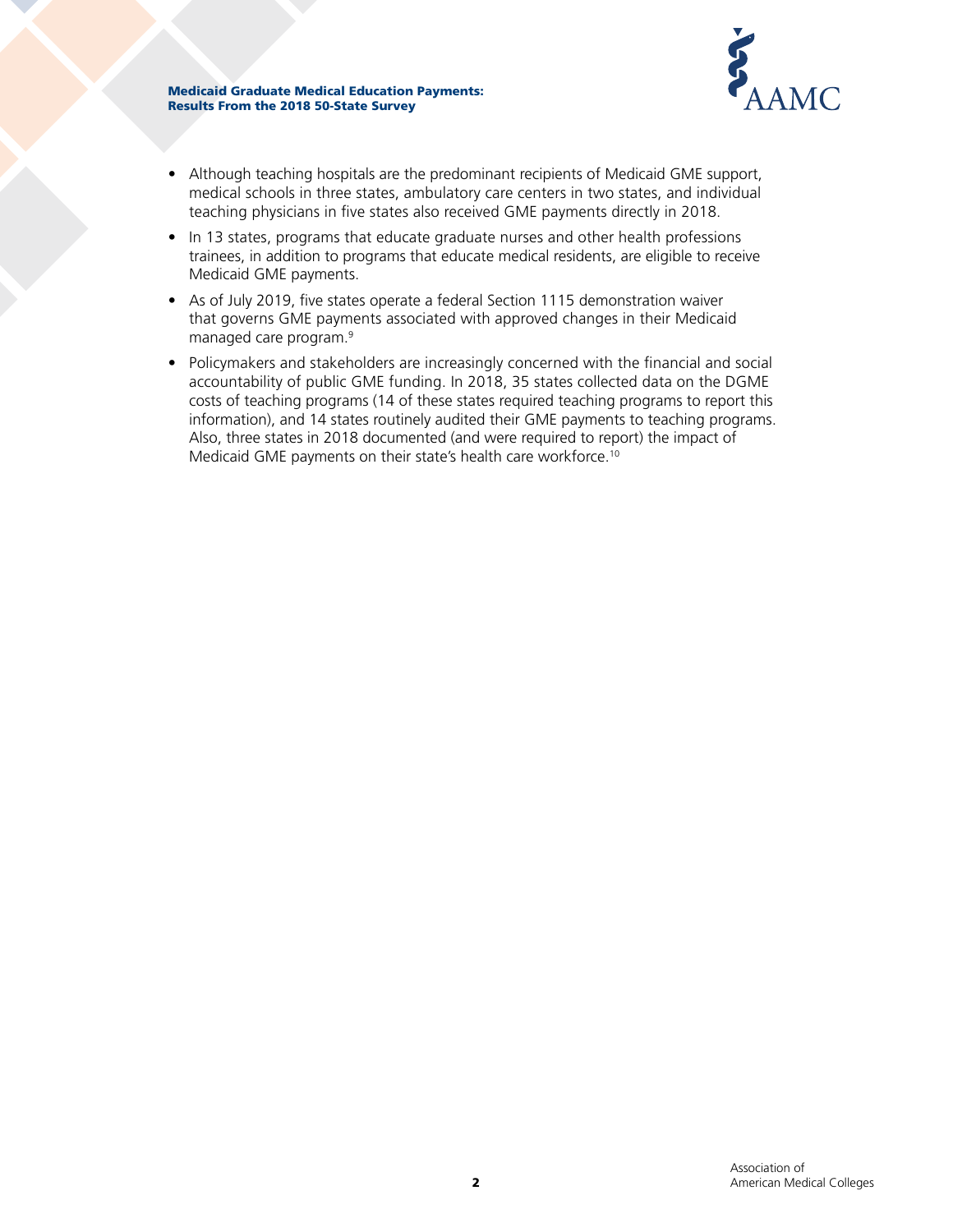- Although teaching hospitals are the predominant recipients of Medicaid GME support, medical schools in three states, ambulatory care centers in two states, and individual teaching physicians in five states also received GME payments directly in 2018.
- In 13 states, programs that educate graduate nurses and other health professions trainees, in addition to programs that educate medical residents, are eligible to receive Medicaid GME payments.
- As of July 2019, five states operate a federal Section 1115 demonstration waiver that governs GME payments associated with approved changes in their Medicaid managed care program.[9]
- Policymakers and stakeholders are increasingly concerned with the financial and social accountability of public GME funding. In 2018, 35 states collected data on the DGME costs of teaching programs (14 of these states required teaching programs to report this information), and 14 states routinely audited their GME payments to teaching programs. Also, three states in 2018 documented (and were required to report) the impact of Medicaid GME payments on their state's health care workforce.[10]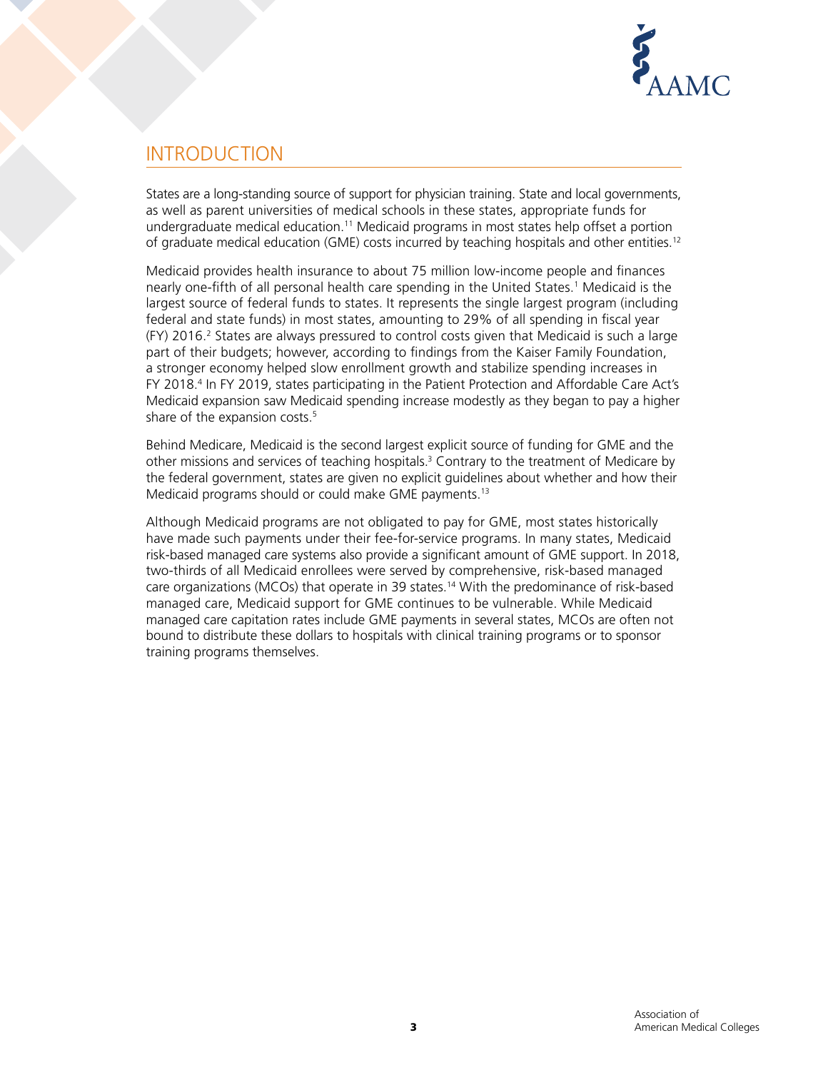## INTRODUCTION

States are a long-standing source of support for physician training. State and local governments, as well as parent universities of medical schools in these states, appropriate funds for undergraduate medical education.[11] Medicaid programs in most states help offset a portion of graduate medical education (GME) costs incurred by teaching hospitals and other entities.[12]

Medicaid provides health insurance to about 75 million low-income people and finances nearly one-fifth of all personal health care spending in the United States.[1] Medicaid is the largest source of federal funds to states. It represents the single largest program (including federal and state funds) in most states, amounting to 29% of all spending in fiscal year (FY) 2016.[2] States are always pressured to control costs given that Medicaid is such a large part of their budgets; however, according to findings from the Kaiser Family Foundation, a stronger economy helped slow enrollment growth and stabilize spending increases in FY 2018.[4] In FY 2019, states participating in the Patient Protection and Affordable Care Act's Medicaid expansion saw Medicaid spending increase modestly as they began to pay a higher share of the expansion costs.[5]

Behind Medicare, Medicaid is the second largest explicit source of funding for GME and the other missions and services of teaching hospitals.[3] Contrary to the treatment of Medicare by the federal government, states are given no explicit guidelines about whether and how their Medicaid programs should or could make GME payments.[13]

Although Medicaid programs are not obligated to pay for GME, most states historically have made such payments under their fee-for-service programs. In many states, Medicaid risk-based managed care systems also provide a significant amount of GME support. In 2018, two-thirds of all Medicaid enrollees were served by comprehensive, risk-based managed care organizations (MCOs) that operate in 39 states.[14] With the predominance of risk-based managed care, Medicaid support for GME continues to be vulnerable. While Medicaid managed care capitation rates include GME payments in several states, MCOs are often not bound to distribute these dollars to hospitals with clinical training programs or to sponsor training programs themselves.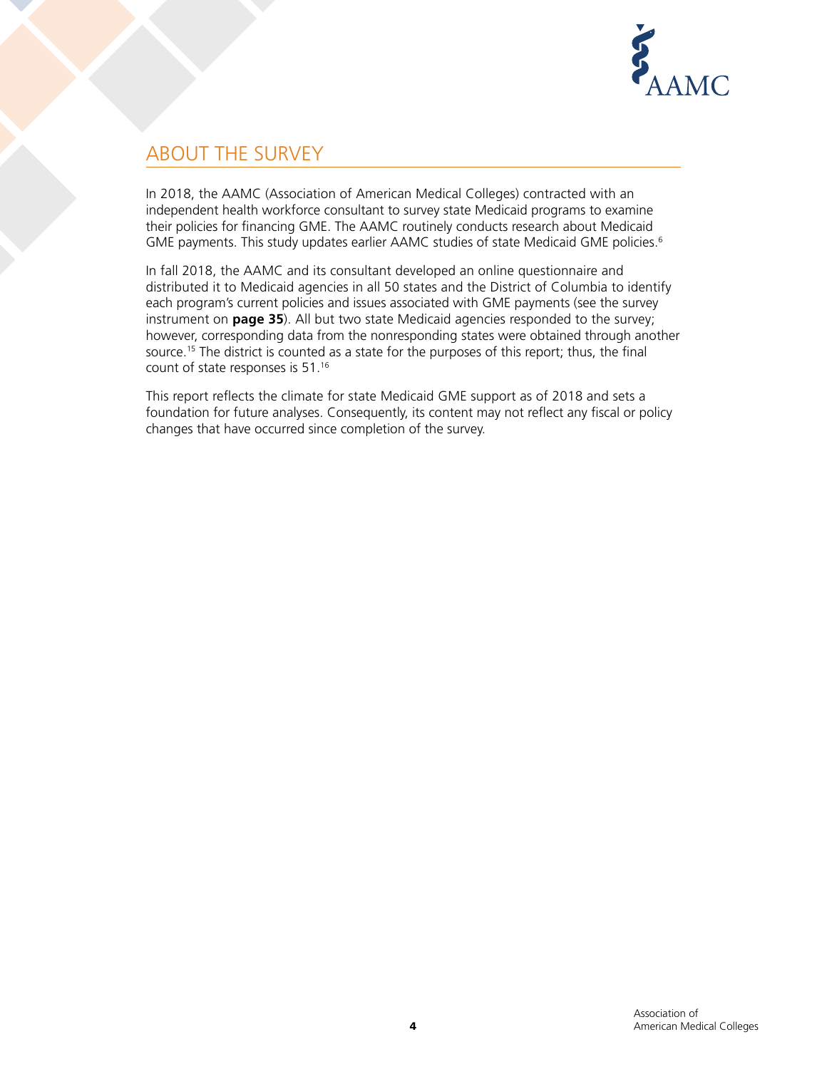## ABOUT THE SURVEY

In 2018, the AAMC (Association of American Medical Colleges) contracted with an independent health workforce consultant to survey state Medicaid programs to examine their policies for financing GME. The AAMC routinely conducts research about Medicaid GME payments. This study updates earlier AAMC studies of state Medicaid GME policies.[6]

In fall 2018, the AAMC and its consultant developed an online questionnaire and distributed it to Medicaid agencies in all 50 states and the District of Columbia to identify each program's current policies and issues associated with GME payments (see the survey instrument on **page 35**). All but two state Medicaid agencies responded to the survey; however, corresponding data from the nonresponding states were obtained through another source.[15] The district is counted as a state for the purposes of this report; thus, the final count of state responses is 51.[16]

This report reflects the climate for state Medicaid GME support as of 2018 and sets a foundation for future analyses. Consequently, its content may not reflect any fiscal or policy changes that have occurred since completion of the survey.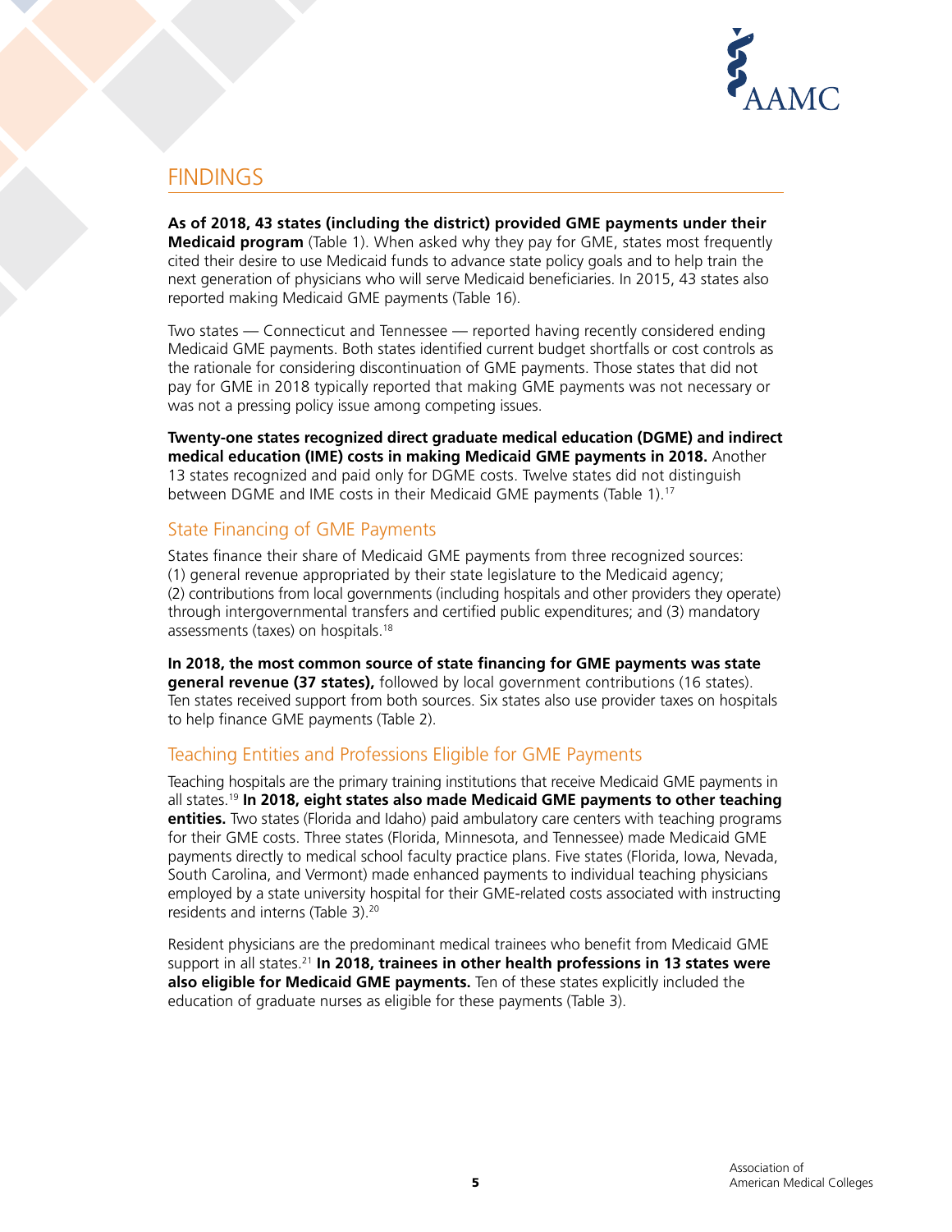## FINDINGS

**As of 2018, 43 states (including the district) provided GME payments under their Medicaid program** (Table 1). When asked why they pay for GME, states most frequently cited their desire to use Medicaid funds to advance state policy goals and to help train the next generation of physicians who will serve Medicaid beneficiaries. In 2015, 43 states also reported making Medicaid GME payments (Table 16).

Two states — Connecticut and Tennessee — reported having recently considered ending Medicaid GME payments. Both states identified current budget shortfalls or cost controls as the rationale for considering discontinuation of GME payments. Those states that did not pay for GME in 2018 typically reported that making GME payments was not necessary or was not a pressing policy issue among competing issues.

**Twenty-one states recognized direct graduate medical education (DGME) and indirect medical education (IME) costs in making Medicaid GME payments in 2018.** Another 13 states recognized and paid only for DGME costs. Twelve states did not distinguish between DGME and IME costs in their Medicaid GME payments (Table 1).[17]

### State Financing of GME Payments

States finance their share of Medicaid GME payments from three recognized sources: (1) general revenue appropriated by their state legislature to the Medicaid agency; (2) contributions from local governments (including hospitals and other providers they operate) through intergovernmental transfers and certified public expenditures; and (3) mandatory assessments (taxes) on hospitals.[18]

**In 2018, the most common source of state financing for GME payments was state general revenue (37 states),** followed by local government contributions (16 states). Ten states received support from both sources. Six states also use provider taxes on hospitals to help finance GME payments (Table 2).

### Teaching Entities and Professions Eligible for GME Payments

Teaching hospitals are the primary training institutions that receive Medicaid GME payments in all states.[19] **In 2018, eight states also made Medicaid GME payments to other teaching entities.** Two states (Florida and Idaho) paid ambulatory care centers with teaching programs for their GME costs. Three states (Florida, Minnesota, and Tennessee) made Medicaid GME payments directly to medical school faculty practice plans. Five states (Florida, Iowa, Nevada, South Carolina, and Vermont) made enhanced payments to individual teaching physicians employed by a state university hospital for their GME-related costs associated with instructing residents and interns (Table 3).[20]

Resident physicians are the predominant medical trainees who benefit from Medicaid GME support in all states.[21] **In 2018, trainees in other health professions in 13 states were also eligible for Medicaid GME payments.** Ten of these states explicitly included the education of graduate nurses as eligible for these payments (Table 3).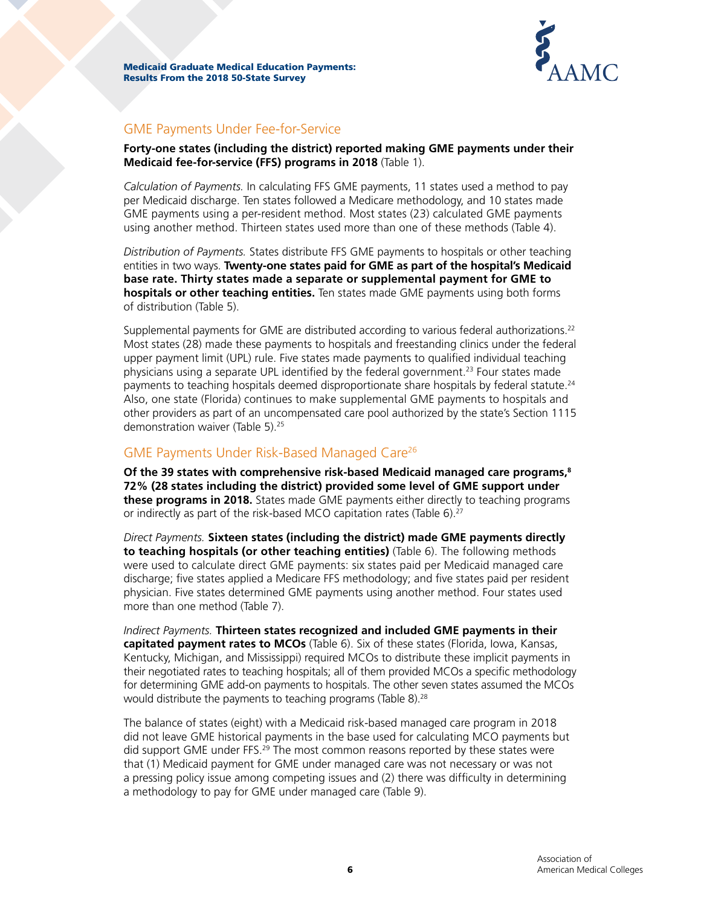## GME Payments Under Fee-for-Service

**Forty-one states (including the district) reported making GME payments under their Medicaid fee-for-service (FFS) programs in 2018** (Table 1).

*Calculation of Payments.* In calculating FFS GME payments, 11 states used a method to pay per Medicaid discharge. Ten states followed a Medicare methodology, and 10 states made GME payments using a per-resident method. Most states (23) calculated GME payments using another method. Thirteen states used more than one of these methods (Table 4).

*Distribution of Payments.* States distribute FFS GME payments to hospitals or other teaching entities in two ways. **Twenty-one states paid for GME as part of the hospital's Medicaid base rate. Thirty states made a separate or supplemental payment for GME to hospitals or other teaching entities.** Ten states made GME payments using both forms of distribution (Table 5).

Supplemental payments for GME are distributed according to various federal authorizations.[22] Most states (28) made these payments to hospitals and freestanding clinics under the federal upper payment limit (UPL) rule. Five states made payments to qualified individual teaching physicians using a separate UPL identified by the federal government.[23] Four states made payments to teaching hospitals deemed disproportionate share hospitals by federal statute.[24] Also, one state (Florida) continues to make supplemental GME payments to hospitals and other providers as part of an uncompensated care pool authorized by the state's Section 1115 demonstration waiver (Table 5).[25]

## GME Payments Under Risk-Based Managed Care[26]

**Of the 39 states with comprehensive risk-based Medicaid managed care programs,[8] 72% (28 states including the district) provided some level of GME support under these programs in 2018.** States made GME payments either directly to teaching programs or indirectly as part of the risk-based MCO capitation rates (Table 6).[27]

*Direct Payments.* **Sixteen states (including the district) made GME payments directly to teaching hospitals (or other teaching entities)** (Table 6). The following methods were used to calculate direct GME payments: six states paid per Medicaid managed care discharge; five states applied a Medicare FFS methodology; and five states paid per resident physician. Five states determined GME payments using another method. Four states used more than one method (Table 7).

*Indirect Payments.* **Thirteen states recognized and included GME payments in their capitated payment rates to MCOs** (Table 6). Six of these states (Florida, Iowa, Kansas, Kentucky, Michigan, and Mississippi) required MCOs to distribute these implicit payments in their negotiated rates to teaching hospitals; all of them provided MCOs a specific methodology for determining GME add-on payments to hospitals. The other seven states assumed the MCOs would distribute the payments to teaching programs (Table 8).[28]

The balance of states (eight) with a Medicaid risk-based managed care program in 2018 did not leave GME historical payments in the base used for calculating MCO payments but did support GME under FFS.[29] The most common reasons reported by these states were that (1) Medicaid payment for GME under managed care was not necessary or was not a pressing policy issue among competing issues and (2) there was difficulty in determining a methodology to pay for GME under managed care (Table 9).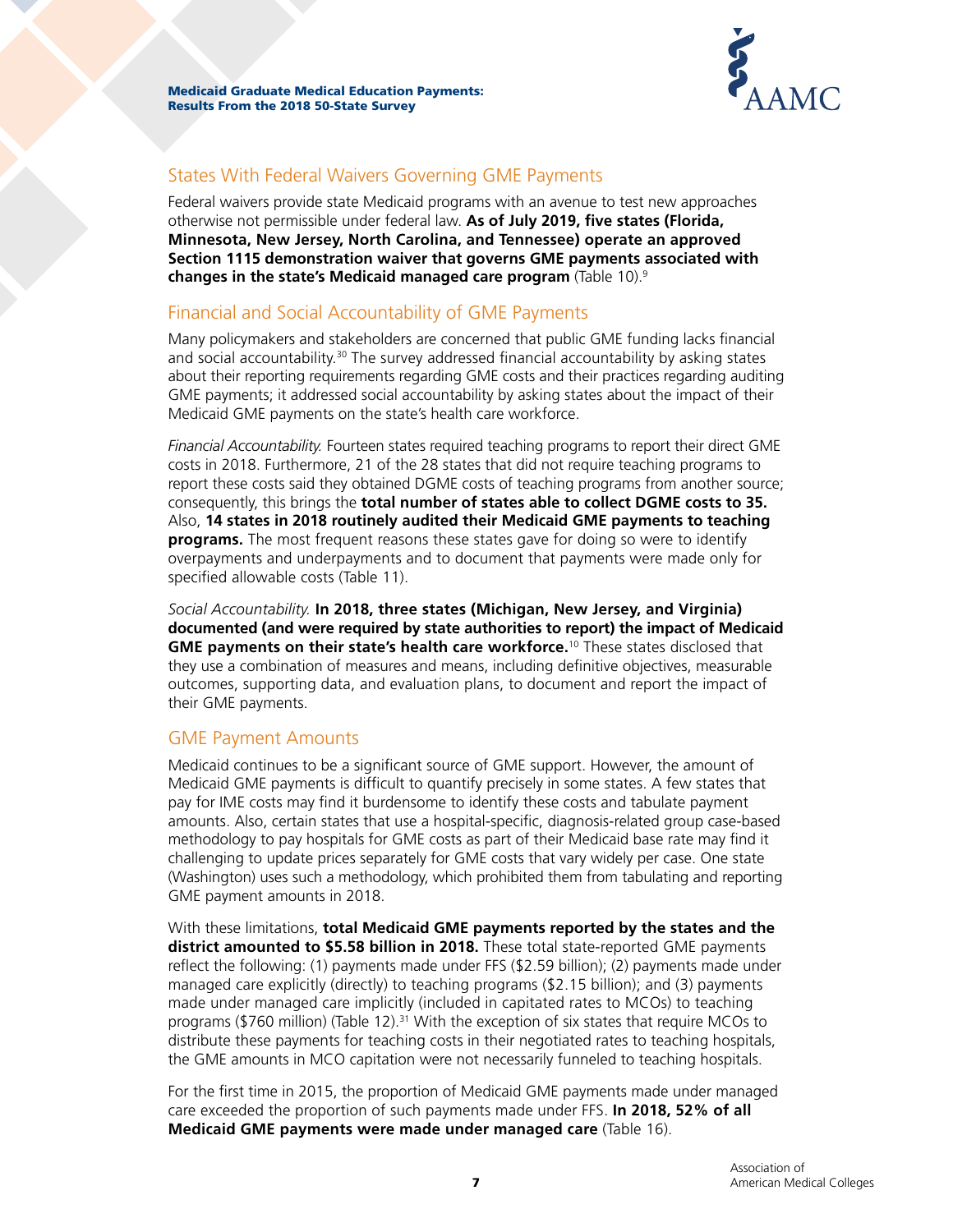## States With Federal Waivers Governing GME Payments

Federal waivers provide state Medicaid programs with an avenue to test new approaches otherwise not permissible under federal law. **As of July 2019, five states (Florida, Minnesota, New Jersey, North Carolina, and Tennessee) operate an approved Section 1115 demonstration waiver that governs GME payments associated with changes in the state's Medicaid managed care program** (Table 10).[9]

## Financial and Social Accountability of GME Payments

Many policymakers and stakeholders are concerned that public GME funding lacks financial and social accountability.[30] The survey addressed financial accountability by asking states about their reporting requirements regarding GME costs and their practices regarding auditing GME payments; it addressed social accountability by asking states about the impact of their Medicaid GME payments on the state's health care workforce.

*Financial Accountability.* Fourteen states required teaching programs to report their direct GME costs in 2018. Furthermore, 21 of the 28 states that did not require teaching programs to report these costs said they obtained DGME costs of teaching programs from another source; consequently, this brings the **total number of states able to collect DGME costs to 35.** Also, **14 states in 2018 routinely audited their Medicaid GME payments to teaching programs.** The most frequent reasons these states gave for doing so were to identify overpayments and underpayments and to document that payments were made only for specified allowable costs (Table 11).

*Social Accountability.* **In 2018, three states (Michigan, New Jersey, and Virginia) documented (and were required by state authorities to report) the impact of Medicaid GME payments on their state's health care workforce.**[10] These states disclosed that they use a combination of measures and means, including definitive objectives, measurable outcomes, supporting data, and evaluation plans, to document and report the impact of their GME payments.

## GME Payment Amounts

Medicaid continues to be a significant source of GME support. However, the amount of Medicaid GME payments is difficult to quantify precisely in some states. A few states that pay for IME costs may find it burdensome to identify these costs and tabulate payment amounts. Also, certain states that use a hospital-specific, diagnosis-related group case-based methodology to pay hospitals for GME costs as part of their Medicaid base rate may find it challenging to update prices separately for GME costs that vary widely per case. One state (Washington) uses such a methodology, which prohibited them from tabulating and reporting GME payment amounts in 2018.

With these limitations, **total Medicaid GME payments reported by the states and the district amounted to $5.58 billion in 2018.** These total state-reported GME payments reflect the following: (1) payments made under FFS ($2.59 billion); (2) payments made under managed care explicitly (directly) to teaching programs ($2.15 billion); and (3) payments made under managed care implicitly (included in capitated rates to MCOs) to teaching programs ($760 million) (Table 12).[31] With the exception of six states that require MCOs to distribute these payments for teaching costs in their negotiated rates to teaching hospitals, the GME amounts in MCO capitation were not necessarily funneled to teaching hospitals.

For the first time in 2015, the proportion of Medicaid GME payments made under managed care exceeded the proportion of such payments made under FFS. **In 2018, 52% of all Medicaid GME payments were made under managed care** (Table 16).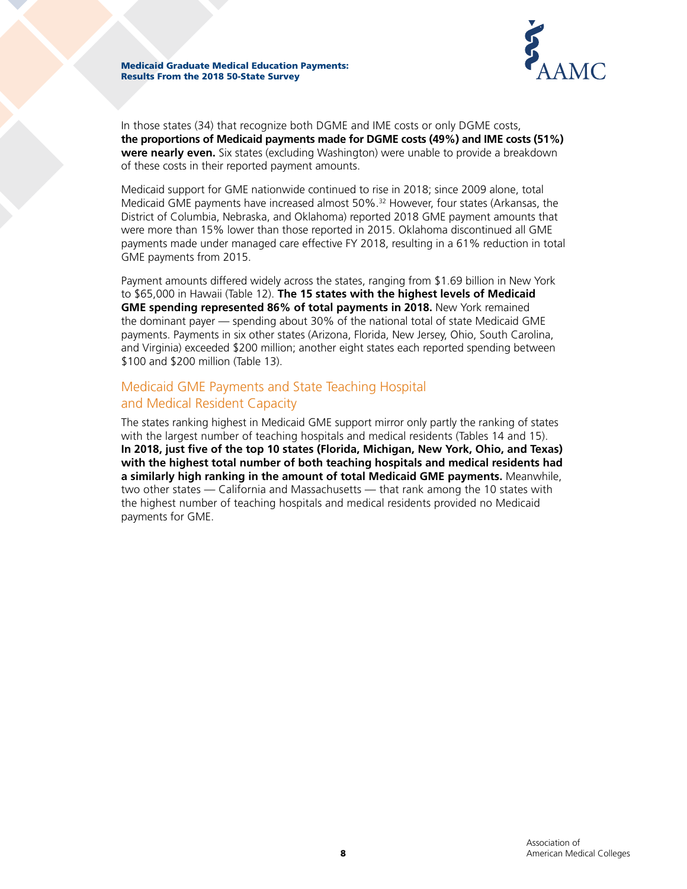In those states (34) that recognize both DGME and IME costs or only DGME costs, **the proportions of Medicaid payments made for DGME costs (49%) and IME costs (51%) were nearly even.** Six states (excluding Washington) were unable to provide a breakdown of these costs in their reported payment amounts.

Medicaid support for GME nationwide continued to rise in 2018; since 2009 alone, total Medicaid GME payments have increased almost 50%.[32] However, four states (Arkansas, the District of Columbia, Nebraska, and Oklahoma) reported 2018 GME payment amounts that were more than 15% lower than those reported in 2015. Oklahoma discontinued all GME payments made under managed care effective FY 2018, resulting in a 61% reduction in total GME payments from 2015.

Payment amounts differed widely across the states, ranging from $1.69 billion in New York to $65,000 in Hawaii (Table 12). **The 15 states with the highest levels of Medicaid GME spending represented 86% of total payments in 2018.** New York remained the dominant payer — spending about 30% of the national total of state Medicaid GME payments. Payments in six other states (Arizona, Florida, New Jersey, Ohio, South Carolina, and Virginia) exceeded $200 million; another eight states each reported spending between $100 and $200 million (Table 13).

## Medicaid GME Payments and State Teaching Hospital and Medical Resident Capacity

The states ranking highest in Medicaid GME support mirror only partly the ranking of states with the largest number of teaching hospitals and medical residents (Tables 14 and 15). **In 2018, just five of the top 10 states (Florida, Michigan, New York, Ohio, and Texas) with the highest total number of both teaching hospitals and medical residents had a similarly high ranking in the amount of total Medicaid GME payments.** Meanwhile, two other states — California and Massachusetts — that rank among the 10 states with the highest number of teaching hospitals and medical residents provided no Medicaid payments for GME.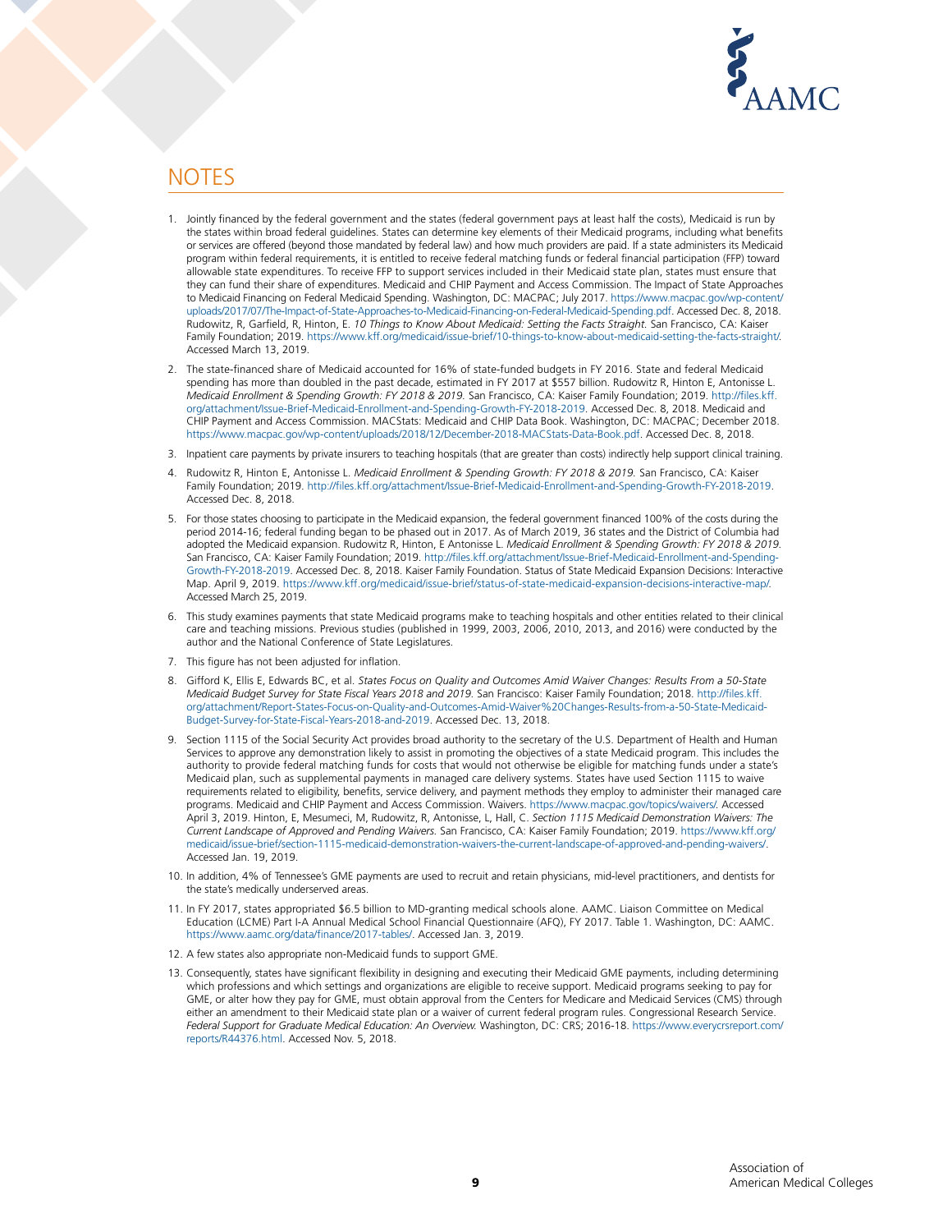# NOTES

1. Jointly financed by the federal government and the states (federal government pays at least half the costs), Medicaid is run by the states within broad federal guidelines. States can determine key elements of their Medicaid programs, including what benefits or services are offered (beyond those mandated by federal law) and how much providers are paid. If a state administers its Medicaid program within federal requirements, it is entitled to receive federal matching funds or federal financial participation (FFP) toward allowable state expenditures. To receive FFP to support services included in their Medicaid state plan, states must ensure that they can fund their share of expenditures. Medicaid and CHIP Payment and Access Commission. The Impact of State Approaches to Medicaid Financing on Federal Medicaid Spending. Washington, DC: MACPAC; July 2017. https://www.macpac.gov/wp-content/uploads/2017/07/The-Impact-of-State-Approaches-to-Medicaid-Financing-on-Federal-Medicaid-Spending.pdf. Accessed Dec. 8, 2018. Rudowitz, R, Garfield, R, Hinton, E. *10 Things to Know About Medicaid: Setting the Facts Straight.* San Francisco, CA: Kaiser Family Foundation; 2019. https://www.kff.org/medicaid/issue-brief/10-things-to-know-about-medicaid-setting-the-facts-straight/. Accessed March 13, 2019.

2. The state-financed share of Medicaid accounted for 16% of state-funded budgets in FY 2016. State and federal Medicaid spending has more than doubled in the past decade, estimated in FY 2017 at $557 billion. Rudowitz R, Hinton E, Antonisse L. *Medicaid Enrollment & Spending Growth: FY 2018 & 2019.* San Francisco, CA: Kaiser Family Foundation; 2019. http://files.kff.org/attachment/Issue-Brief-Medicaid-Enrollment-and-Spending-Growth-FY-2018-2019. Accessed Dec. 8, 2018. Medicaid and CHIP Payment and Access Commission. MACStats: Medicaid and CHIP Data Book. Washington, DC: MACPAC; December 2018. https://www.macpac.gov/wp-content/uploads/2018/12/December-2018-MACStats-Data-Book.pdf. Accessed Dec. 8, 2018.

3. Inpatient care payments by private insurers to teaching hospitals (that are greater than costs) indirectly help support clinical training.

4. Rudowitz R, Hinton E, Antonisse L. *Medicaid Enrollment & Spending Growth: FY 2018 & 2019.* San Francisco, CA: Kaiser Family Foundation; 2019. http://files.kff.org/attachment/Issue-Brief-Medicaid-Enrollment-and-Spending-Growth-FY-2018-2019. Accessed Dec. 8, 2018.

5. For those states choosing to participate in the Medicaid expansion, the federal government financed 100% of the costs during the period 2014-16; federal funding began to be phased out in 2017. As of March 2019, 36 states and the District of Columbia had adopted the Medicaid expansion. Rudowitz R, Hinton, E Antonisse L. *Medicaid Enrollment & Spending Growth: FY 2018 & 2019.* San Francisco, CA: Kaiser Family Foundation; 2019. http://files.kff.org/attachment/Issue-Brief-Medicaid-Enrollment-and-Spending-Growth-FY-2018-2019. Accessed Dec. 8, 2018. Kaiser Family Foundation. Status of State Medicaid Expansion Decisions: Interactive Map. April 9, 2019. https://www.kff.org/medicaid/issue-brief/status-of-state-medicaid-expansion-decisions-interactive-map/. Accessed March 25, 2019.

6. This study examines payments that state Medicaid programs make to teaching hospitals and other entities related to their clinical care and teaching missions. Previous studies (published in 1999, 2003, 2006, 2010, 2013, and 2016) were conducted by the author and the National Conference of State Legislatures.

7. This figure has not been adjusted for inflation.

8. Gifford K, Ellis E, Edwards BC, et al. *States Focus on Quality and Outcomes Amid Waiver Changes: Results From a 50-State Medicaid Budget Survey for State Fiscal Years 2018 and 2019.* San Francisco: Kaiser Family Foundation; 2018. http://files.kff.org/attachment/Report-States-Focus-on-Quality-and-Outcomes-Amid-Waiver%20Changes-Results-from-a-50-State-Medicaid-Budget-Survey-for-State-Fiscal-Years-2018-and-2019. Accessed Dec. 13, 2018.

9. Section 1115 of the Social Security Act provides broad authority to the secretary of the U.S. Department of Health and Human Services to approve any demonstration likely to assist in promoting the objectives of a state Medicaid program. This includes the authority to provide federal matching funds for costs that would not otherwise be eligible for matching funds under a state's Medicaid plan, such as supplemental payments in managed care delivery systems. States have used Section 1115 to waive requirements related to eligibility, benefits, service delivery, and payment methods they employ to administer their managed care programs. Medicaid and CHIP Payment and Access Commission. Waivers. https://www.macpac.gov/topics/waivers/. Accessed April 3, 2019. Hinton, E, Mesumeci, M, Rudowitz, R, Antonisse, L, Hall, C. *Section 1115 Medicaid Demonstration Waivers: The Current Landscape of Approved and Pending Waivers.* San Francisco, CA: Kaiser Family Foundation; 2019. https://www.kff.org/medicaid/issue-brief/section-1115-medicaid-demonstration-waivers-the-current-landscape-of-approved-and-pending-waivers/. Accessed Jan. 19, 2019.

10. In addition, 4% of Tennessee's GME payments are used to recruit and retain physicians, mid-level practitioners, and dentists for the state's medically underserved areas.

11. In FY 2017, states appropriated $6.5 billion to MD-granting medical schools alone. AAMC. Liaison Committee on Medical Education (LCME) Part I-A Annual Medical School Financial Questionnaire (AFQ), FY 2017. Table 1. Washington, DC: AAMC. https://www.aamc.org/data/finance/2017-tables/. Accessed Jan. 3, 2019.

12. A few states also appropriate non-Medicaid funds to support GME.

13. Consequently, states have significant flexibility in designing and executing their Medicaid GME payments, including determining which professions and which settings and organizations are eligible to receive support. Medicaid programs seeking to pay for GME, or alter how they pay for GME, must obtain approval from the Centers for Medicare and Medicaid Services (CMS) through either an amendment to their Medicaid state plan or a waiver of current federal program rules. Congressional Research Service. *Federal Support for Graduate Medical Education: An Overview.* Washington, DC: CRS; 2016-18. https://www.everycrsreport.com/reports/R44376.html. Accessed Nov. 5, 2018.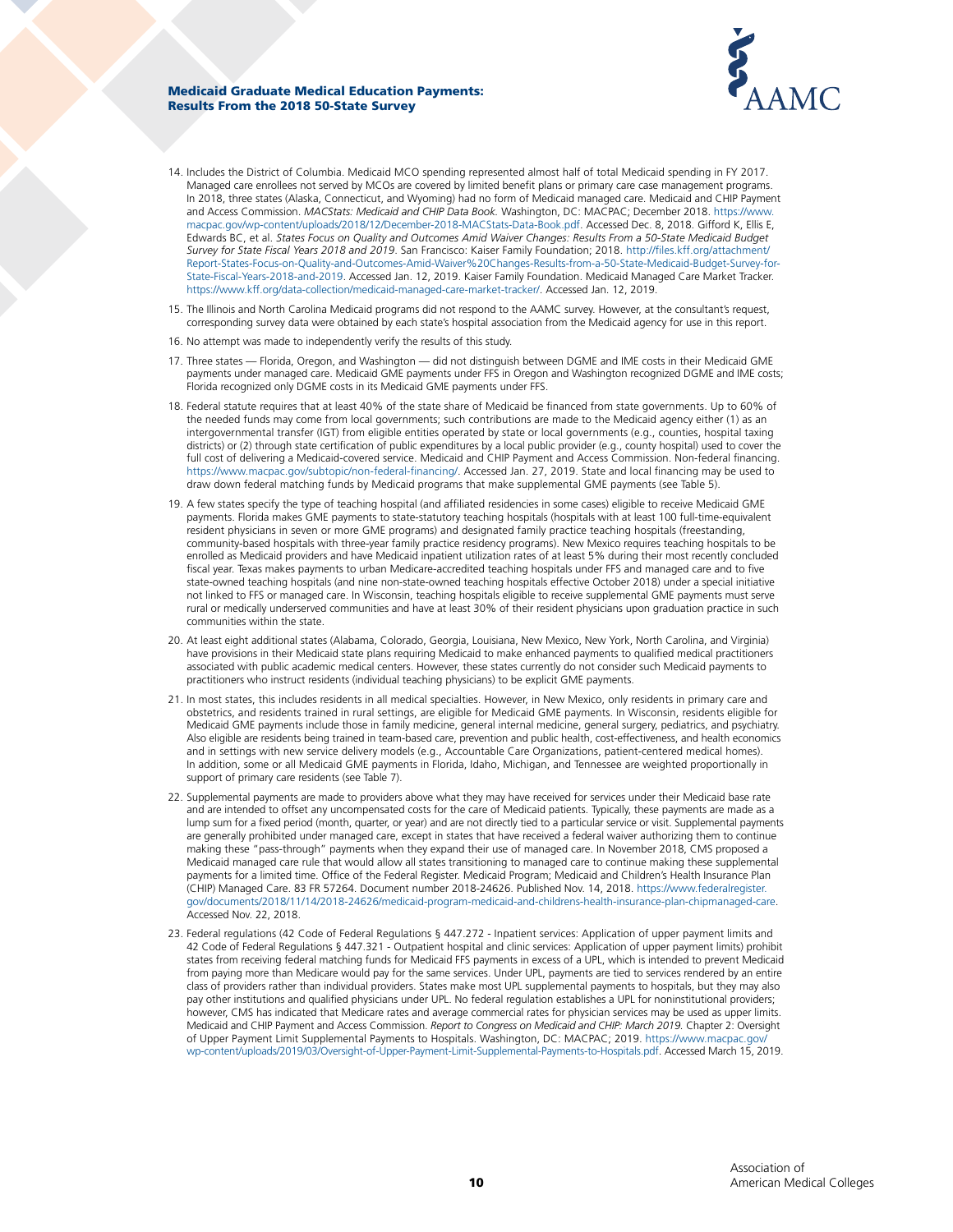14. Includes the District of Columbia. Medicaid MCO spending represented almost half of total Medicaid spending in FY 2017. Managed care enrollees not served by MCOs are covered by limited benefit plans or primary care case management programs. In 2018, three states (Alaska, Connecticut, and Wyoming) had no form of Medicaid managed care. Medicaid and CHIP Payment and Access Commission. *MACStats: Medicaid and CHIP Data Book.* Washington, DC: MACPAC; December 2018. https://www.macpac.gov/wp-content/uploads/2018/12/December-2018-MACStats-Data-Book.pdf. Accessed Dec. 8, 2018. Gifford K, Ellis E, Edwards BC, et al. *States Focus on Quality and Outcomes Amid Waiver Changes: Results From a 50-State Medicaid Budget Survey for State Fiscal Years 2018 and 2019*. San Francisco: Kaiser Family Foundation; 2018. http://files.kff.org/attachment/Report-States-Focus-on-Quality-and-Outcomes-Amid-Waiver%20Changes-Results-from-a-50-State-Medicaid-Budget-Survey-for-State-Fiscal-Years-2018-and-2019. Accessed Jan. 12, 2019. Kaiser Family Foundation. Medicaid Managed Care Market Tracker. https://www.kff.org/data-collection/medicaid-managed-care-market-tracker/. Accessed Jan. 12, 2019.

15. The Illinois and North Carolina Medicaid programs did not respond to the AAMC survey. However, at the consultant's request, corresponding survey data were obtained by each state's hospital association from the Medicaid agency for use in this report.

16. No attempt was made to independently verify the results of this study.

17. Three states — Florida, Oregon, and Washington — did not distinguish between DGME and IME costs in their Medicaid GME payments under managed care. Medicaid GME payments under FFS in Oregon and Washington recognized DGME and IME costs; Florida recognized only DGME costs in its Medicaid GME payments under FFS.

18. Federal statute requires that at least 40% of the state share of Medicaid be financed from state governments. Up to 60% of the needed funds may come from local governments; such contributions are made to the Medicaid agency either (1) as an intergovernmental transfer (IGT) from eligible entities operated by state or local governments (e.g., counties, hospital taxing districts) or (2) through state certification of public expenditures by a local public provider (e.g., county hospital) used to cover the full cost of delivering a Medicaid-covered service. Medicaid and CHIP Payment and Access Commission. Non-federal financing. https://www.macpac.gov/subtopic/non-federal-financing/. Accessed Jan. 27, 2019. State and local financing may be used to draw down federal matching funds by Medicaid programs that make supplemental GME payments (see Table 5).

19. A few states specify the type of teaching hospital (and affiliated residencies in some cases) eligible to receive Medicaid GME payments. Florida makes GME payments to state-statutory teaching hospitals (hospitals with at least 100 full-time-equivalent resident physicians in seven or more GME programs) and designated family practice teaching hospitals (freestanding, community-based hospitals with three-year family practice residency programs). New Mexico requires teaching hospitals to be enrolled as Medicaid providers and have Medicaid inpatient utilization rates of at least 5% during their most recently concluded fiscal year. Texas makes payments to urban Medicare-accredited teaching hospitals under FFS and managed care and to five state-owned teaching hospitals (and nine non-state-owned teaching hospitals effective October 2018) under a special initiative not linked to FFS or managed care. In Wisconsin, teaching hospitals eligible to receive supplemental GME payments must serve rural or medically underserved communities and have at least 30% of their resident physicians upon graduation practice in such communities within the state.

20. At least eight additional states (Alabama, Colorado, Georgia, Louisiana, New Mexico, New York, North Carolina, and Virginia) have provisions in their Medicaid state plans requiring Medicaid to make enhanced payments to qualified medical practitioners associated with public academic medical centers. However, these states currently do not consider such Medicaid payments to practitioners who instruct residents (individual teaching physicians) to be explicit GME payments.

21. In most states, this includes residents in all medical specialties. However, in New Mexico, only residents in primary care and obstetrics, and residents trained in rural settings, are eligible for Medicaid GME payments. In Wisconsin, residents eligible for Medicaid GME payments include those in family medicine, general internal medicine, general surgery, pediatrics, and psychiatry. Also eligible are residents being trained in team-based care, prevention and public health, cost-effectiveness, and health economics and in settings with new service delivery models (e.g., Accountable Care Organizations, patient-centered medical homes). In addition, some or all Medicaid GME payments in Florida, Idaho, Michigan, and Tennessee are weighted proportionally in support of primary care residents (see Table 7).

22. Supplemental payments are made to providers above what they may have received for services under their Medicaid base rate and are intended to offset any uncompensated costs for the care of Medicaid patients. Typically, these payments are made as a lump sum for a fixed period (month, quarter, or year) and are not directly tied to a particular service or visit. Supplemental payments are generally prohibited under managed care, except in states that have received a federal waiver authorizing them to continue making these "pass-through" payments when they expand their use of managed care. In November 2018, CMS proposed a Medicaid managed care rule that would allow all states transitioning to managed care to continue making these supplemental payments for a limited time. Office of the Federal Register. Medicaid Program; Medicaid and Children's Health Insurance Plan (CHIP) Managed Care. 83 FR 57264. Document number 2018-24626. Published Nov. 14, 2018. https://www.federalregister.gov/documents/2018/11/14/2018-24626/medicaid-program-medicaid-and-childrens-health-insurance-plan-chipmanaged-care. Accessed Nov. 22, 2018.

23. Federal regulations (42 Code of Federal Regulations § 447.272 - Inpatient services: Application of upper payment limits and 42 Code of Federal Regulations § 447.321 - Outpatient hospital and clinic services: Application of upper payment limits) prohibit states from receiving federal matching funds for Medicaid FFS payments in excess of a UPL, which is intended to prevent Medicaid from paying more than Medicare would pay for the same services. Under UPL, payments are tied to services rendered by an entire class of providers rather than individual providers. States make most UPL supplemental payments to hospitals, but they may also pay other institutions and qualified physicians under UPL. No federal regulation establishes a UPL for noninstitutional providers; however, CMS has indicated that Medicare rates and average commercial rates for physician services may be used as upper limits. Medicaid and CHIP Payment and Access Commission. *Report to Congress on Medicaid and CHIP: March 2019.* Chapter 2: Oversight of Upper Payment Limit Supplemental Payments to Hospitals. Washington, DC: MACPAC; 2019. https://www.macpac.gov/wp-content/uploads/2019/03/Oversight-of-Upper-Payment-Limit-Supplemental-Payments-to-Hospitals.pdf. Accessed March 15, 2019.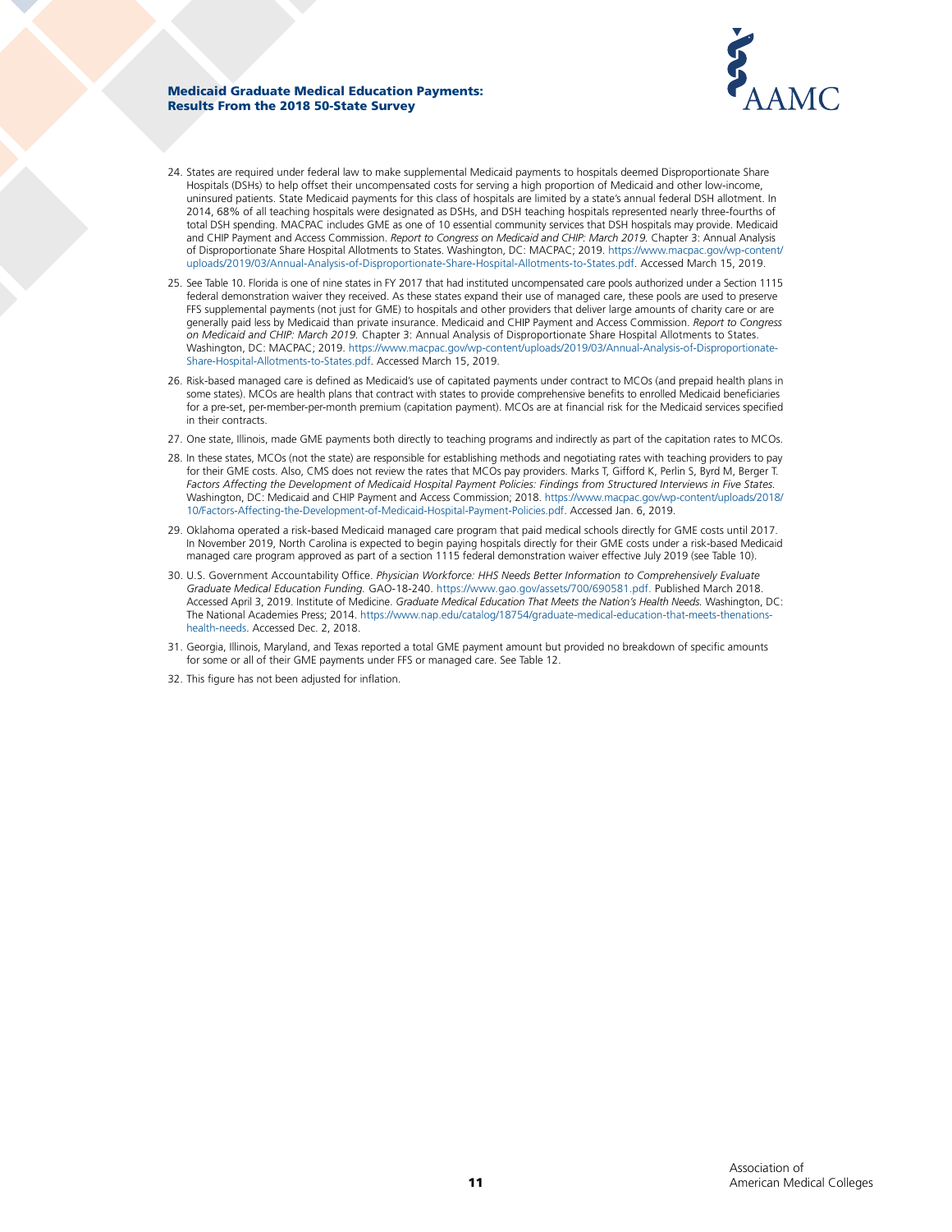24. States are required under federal law to make supplemental Medicaid payments to hospitals deemed Disproportionate Share Hospitals (DSHs) to help offset their uncompensated costs for serving a high proportion of Medicaid and other low-income, uninsured patients. State Medicaid payments for this class of hospitals are limited by a state's annual federal DSH allotment. In 2014, 68% of all teaching hospitals were designated as DSHs, and DSH teaching hospitals represented nearly three-fourths of total DSH spending. MACPAC includes GME as one of 10 essential community services that DSH hospitals may provide. Medicaid and CHIP Payment and Access Commission. *Report to Congress on Medicaid and CHIP: March 2019.* Chapter 3: Annual Analysis of Disproportionate Share Hospital Allotments to States. Washington, DC: MACPAC; 2019. https://www.macpac.gov/wp-content/uploads/2019/03/Annual-Analysis-of-Disproportionate-Share-Hospital-Allotments-to-States.pdf. Accessed March 15, 2019.

25. See Table 10. Florida is one of nine states in FY 2017 that had instituted uncompensated care pools authorized under a Section 1115 federal demonstration waiver they received. As these states expand their use of managed care, these pools are used to preserve FFS supplemental payments (not just for GME) to hospitals and other providers that deliver large amounts of charity care or are generally paid less by Medicaid than private insurance. Medicaid and CHIP Payment and Access Commission. *Report to Congress on Medicaid and CHIP: March 2019.* Chapter 3: Annual Analysis of Disproportionate Share Hospital Allotments to States. Washington, DC: MACPAC; 2019. https://www.macpac.gov/wp-content/uploads/2019/03/Annual-Analysis-of-Disproportionate-Share-Hospital-Allotments-to-States.pdf. Accessed March 15, 2019.

26. Risk-based managed care is defined as Medicaid's use of capitated payments under contract to MCOs (and prepaid health plans in some states). MCOs are health plans that contract with states to provide comprehensive benefits to enrolled Medicaid beneficiaries for a pre-set, per-member-per-month premium (capitation payment). MCOs are at financial risk for the Medicaid services specified in their contracts.

27. One state, Illinois, made GME payments both directly to teaching programs and indirectly as part of the capitation rates to MCOs.

28. In these states, MCOs (not the state) are responsible for establishing methods and negotiating rates with teaching providers to pay for their GME costs. Also, CMS does not review the rates that MCOs pay providers. Marks T, Gifford K, Perlin S, Byrd M, Berger T. *Factors Affecting the Development of Medicaid Hospital Payment Policies: Findings from Structured Interviews in Five States.* Washington, DC: Medicaid and CHIP Payment and Access Commission; 2018. https://www.macpac.gov/wp-content/uploads/2018/10/Factors-Affecting-the-Development-of-Medicaid-Hospital-Payment-Policies.pdf. Accessed Jan. 6, 2019.

29. Oklahoma operated a risk-based Medicaid managed care program that paid medical schools directly for GME costs until 2017. In November 2019, North Carolina is expected to begin paying hospitals directly for their GME costs under a risk-based Medicaid managed care program approved as part of a section 1115 federal demonstration waiver effective July 2019 (see Table 10).

30. U.S. Government Accountability Office. *Physician Workforce: HHS Needs Better Information to Comprehensively Evaluate Graduate Medical Education Funding.* GAO-18-240. https://www.gao.gov/assets/700/690581.pdf. Published March 2018. Accessed April 3, 2019. Institute of Medicine. *Graduate Medical Education That Meets the Nation's Health Needs.* Washington, DC: The National Academies Press; 2014. https://www.nap.edu/catalog/18754/graduate-medical-education-that-meets-thenations-health-needs. Accessed Dec. 2, 2018.

31. Georgia, Illinois, Maryland, and Texas reported a total GME payment amount but provided no breakdown of specific amounts for some or all of their GME payments under FFS or managed care. See Table 12.

32. This figure has not been adjusted for inflation.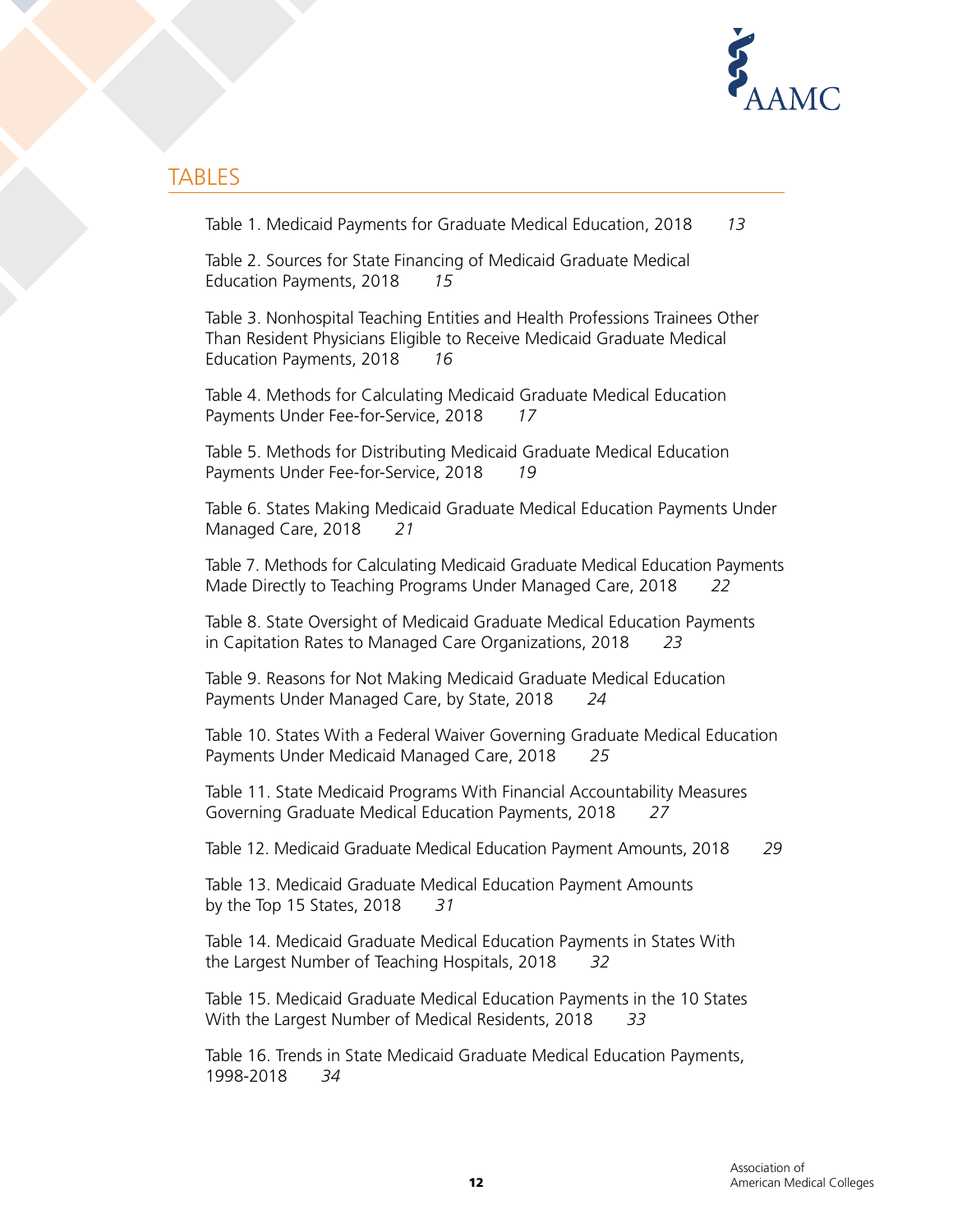# TABLES

Table 1. Medicaid Payments for Graduate Medical Education, 2018 *13*

Table 2. Sources for State Financing of Medicaid Graduate Medical Education Payments, 2018 *15*

Table 3. Nonhospital Teaching Entities and Health Professions Trainees Other Than Resident Physicians Eligible to Receive Medicaid Graduate Medical Education Payments, 2018 *16*

Table 4. Methods for Calculating Medicaid Graduate Medical Education Payments Under Fee-for-Service, 2018 *17*

Table 5. Methods for Distributing Medicaid Graduate Medical Education Payments Under Fee-for-Service, 2018 *19*

Table 6. States Making Medicaid Graduate Medical Education Payments Under Managed Care, 2018 *21*

Table 7. Methods for Calculating Medicaid Graduate Medical Education Payments Made Directly to Teaching Programs Under Managed Care, 2018 *22*

Table 8. State Oversight of Medicaid Graduate Medical Education Payments in Capitation Rates to Managed Care Organizations, 2018 *23*

Table 9. Reasons for Not Making Medicaid Graduate Medical Education Payments Under Managed Care, by State, 2018 *24*

Table 10. States With a Federal Waiver Governing Graduate Medical Education Payments Under Medicaid Managed Care, 2018 *25*

Table 11. State Medicaid Programs With Financial Accountability Measures Governing Graduate Medical Education Payments, 2018 *27*

Table 12. Medicaid Graduate Medical Education Payment Amounts, 2018 *29*

Table 13. Medicaid Graduate Medical Education Payment Amounts by the Top 15 States, 2018 *31*

Table 14. Medicaid Graduate Medical Education Payments in States With the Largest Number of Teaching Hospitals, 2018 *32*

Table 15. Medicaid Graduate Medical Education Payments in the 10 States With the Largest Number of Medical Residents, 2018 *33*

Table 16. Trends in State Medicaid Graduate Medical Education Payments, 1998-2018 *34*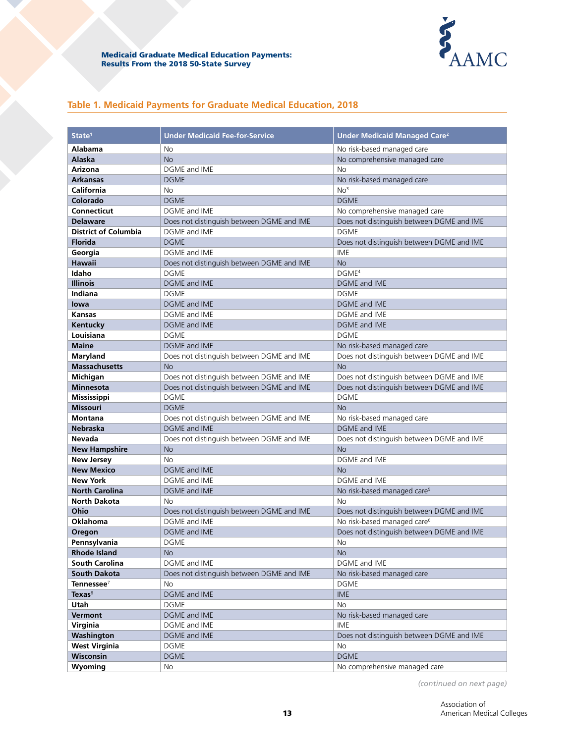## Table 1. Medicaid Payments for Graduate Medical Education, 2018

| State[1] | Under Medicaid Fee-for-Service | Under Medicaid Managed Care[2] |
|---|---|---|
| **Alabama** | No | No risk-based managed care |
| **Alaska** | No | No comprehensive managed care |
| **Arizona** | DGME and IME | No |
| **Arkansas** | DGME | No risk-based managed care |
| **California** | No | No[3] |
| **Colorado** | DGME | DGME |
| **Connecticut** | DGME and IME | No comprehensive managed care |
| **Delaware** | Does not distinguish between DGME and IME | Does not distinguish between DGME and IME |
| **District of Columbia** | DGME and IME | DGME |
| **Florida** | DGME | Does not distinguish between DGME and IME |
| **Georgia** | DGME and IME | IME |
| **Hawaii** | Does not distinguish between DGME and IME | No |
| **Idaho** | DGME | DGME[4] |
| **Illinois** | DGME and IME | DGME and IME |
| **Indiana** | DGME | DGME |
| **Iowa** | DGME and IME | DGME and IME |
| **Kansas** | DGME and IME | DGME and IME |
| **Kentucky** | DGME and IME | DGME and IME |
| **Louisiana** | DGME | DGME |
| **Maine** | DGME and IME | No risk-based managed care |
| **Maryland** | Does not distinguish between DGME and IME | Does not distinguish between DGME and IME |
| **Massachusetts** | No | No |
| **Michigan** | Does not distinguish between DGME and IME | Does not distinguish between DGME and IME |
| **Minnesota** | Does not distinguish between DGME and IME | Does not distinguish between DGME and IME |
| **Mississippi** | DGME | DGME |
| **Missouri** | DGME | No |
| **Montana** | Does not distinguish between DGME and IME | No risk-based managed care |
| **Nebraska** | DGME and IME | DGME and IME |
| **Nevada** | Does not distinguish between DGME and IME | Does not distinguish between DGME and IME |
| **New Hampshire** | No | No |
| **New Jersey** | No | DGME and IME |
| **New Mexico** | DGME and IME | No |
| **New York** | DGME and IME | DGME and IME |
| **North Carolina** | DGME and IME | No risk-based managed care[5] |
| **North Dakota** | No | No |
| **Ohio** | Does not distinguish between DGME and IME | Does not distinguish between DGME and IME |
| **Oklahoma** | DGME and IME | No risk-based managed care[6] |
| **Oregon** | DGME and IME | Does not distinguish between DGME and IME |
| **Pennsylvania** | DGME | No |
| **Rhode Island** | No | No |
| **South Carolina** | DGME and IME | DGME and IME |
| **South Dakota** | Does not distinguish between DGME and IME | No risk-based managed care |
| **Tennessee**[7] | No | DGME |
| **Texas**[8] | DGME and IME | IME |
| **Utah** | DGME | No |
| **Vermont** | DGME and IME | No risk-based managed care |
| **Virginia** | DGME and IME | IME |
| **Washington** | DGME and IME | Does not distinguish between DGME and IME |
| **West Virginia** | DGME | No |
| **Wisconsin** | DGME | DGME |
| **Wyoming** | No | No comprehensive managed care |

*(continued on next page)*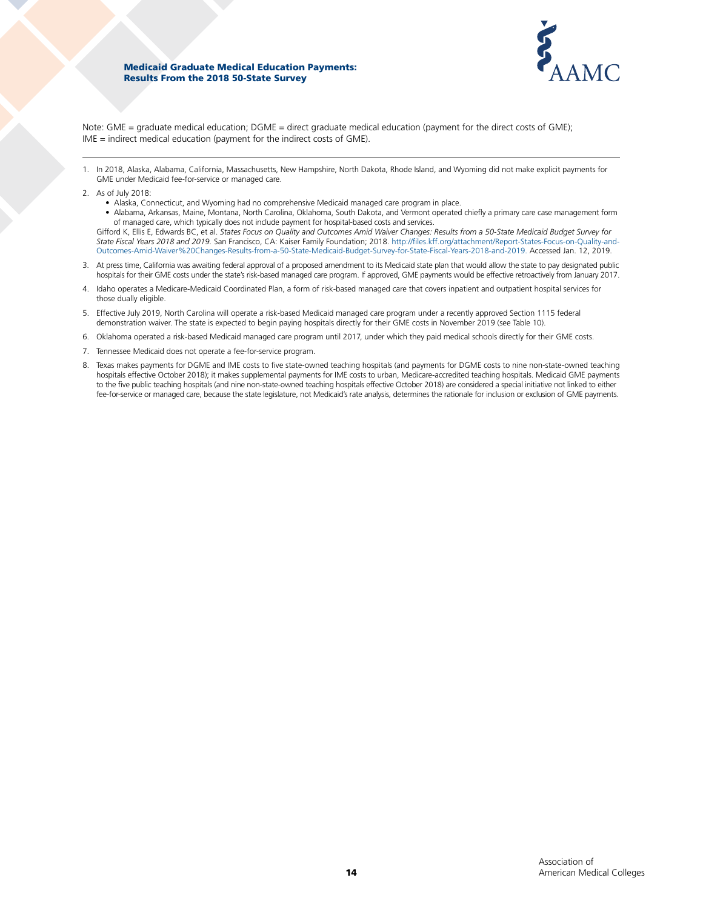Note: GME = graduate medical education; DGME = direct graduate medical education (payment for the direct costs of GME); IME = indirect medical education (payment for the indirect costs of GME).

---

1. In 2018, Alaska, Alabama, California, Massachusetts, New Hampshire, North Dakota, Rhode Island, and Wyoming did not make explicit payments for GME under Medicaid fee-for-service or managed care.
2. As of July 2018:
   - Alaska, Connecticut, and Wyoming had no comprehensive Medicaid managed care program in place.
   - Alabama, Arkansas, Maine, Montana, North Carolina, Oklahoma, South Dakota, and Vermont operated chiefly a primary care case management form of managed care, which typically does not include payment for hospital-based costs and services.

   Gifford K, Ellis E, Edwards BC, et al. *States Focus on Quality and Outcomes Amid Waiver Changes: Results from a 50-State Medicaid Budget Survey for State Fiscal Years 2018 and 2019*. San Francisco, CA: Kaiser Family Foundation; 2018. http://files.kff.org/attachment/Report-States-Focus-on-Quality-and-Outcomes-Amid-Waiver%20Changes-Results-from-a-50-State-Medicaid-Budget-Survey-for-State-Fiscal-Years-2018-and-2019. Accessed Jan. 12, 2019.
3. At press time, California was awaiting federal approval of a proposed amendment to its Medicaid state plan that would allow the state to pay designated public hospitals for their GME costs under the state's risk-based managed care program. If approved, GME payments would be effective retroactively from January 2017.
4. Idaho operates a Medicare-Medicaid Coordinated Plan, a form of risk-based managed care that covers inpatient and outpatient hospital services for those dually eligible.
5. Effective July 2019, North Carolina will operate a risk-based Medicaid managed care program under a recently approved Section 1115 federal demonstration waiver. The state is expected to begin paying hospitals directly for their GME costs in November 2019 (see Table 10).
6. Oklahoma operated a risk-based Medicaid managed care program until 2017, under which they paid medical schools directly for their GME costs.
7. Tennessee Medicaid does not operate a fee-for-service program.
8. Texas makes payments for DGME and IME costs to five state-owned teaching hospitals (and payments for DGME costs to nine non-state-owned teaching hospitals effective October 2018); it makes supplemental payments for IME costs to urban, Medicare-accredited teaching hospitals. Medicaid GME payments to the five public teaching hospitals (and nine non-state-owned teaching hospitals effective October 2018) are considered a special initiative not linked to either fee-for-service or managed care, because the state legislature, not Medicaid's rate analysis, determines the rationale for inclusion or exclusion of GME payments.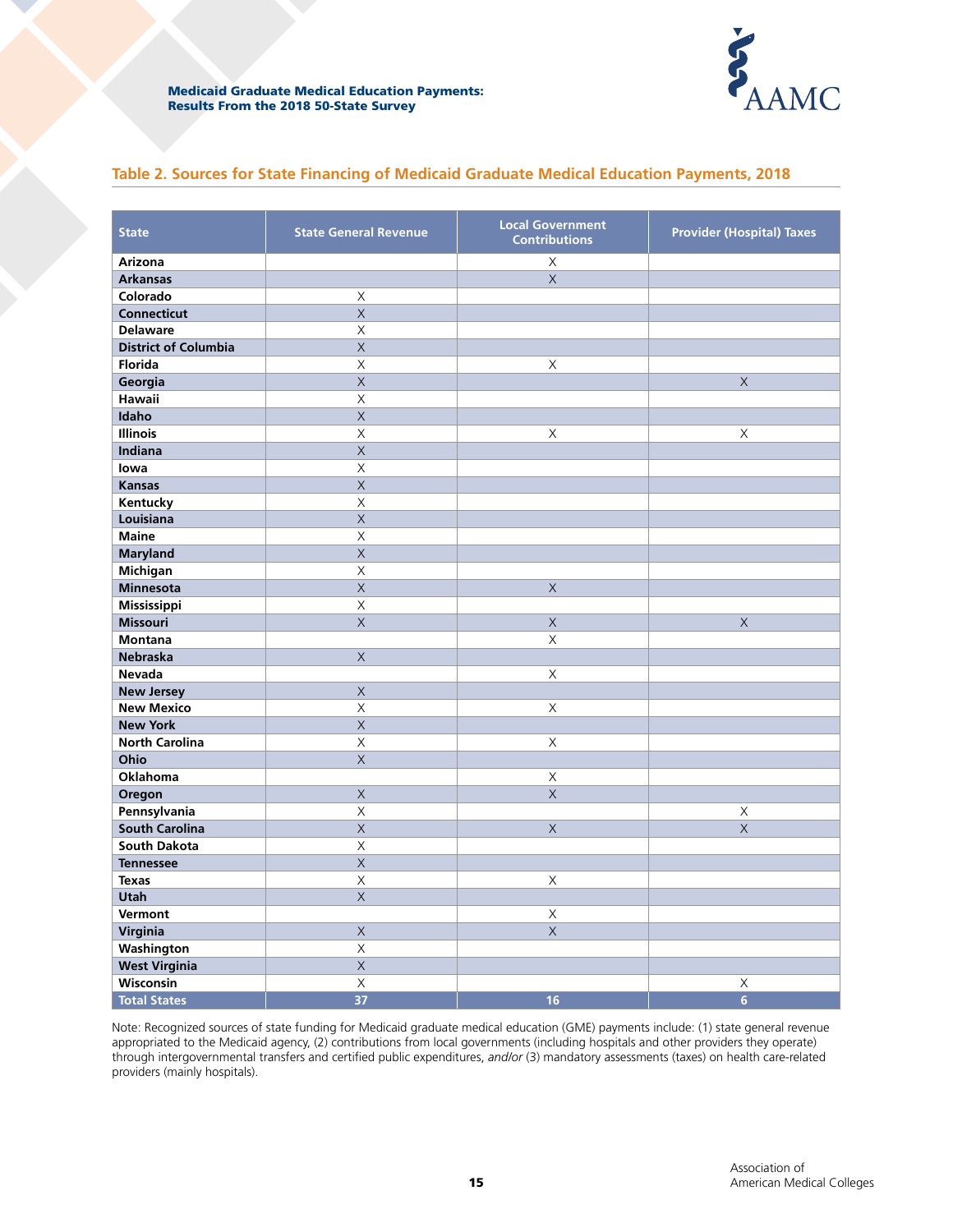## Table 2. Sources for State Financing of Medicaid Graduate Medical Education Payments, 2018

| State | State General Revenue | Local Government Contributions | Provider (Hospital) Taxes |
|---|---|---|---|
| **Arizona** | | X | |
| **Arkansas** | | X | |
| **Colorado** | X | | |
| **Connecticut** | X | | |
| **Delaware** | X | | |
| **District of Columbia** | X | | |
| **Florida** | X | X | |
| **Georgia** | X | | X |
| **Hawaii** | X | | |
| **Idaho** | X | | |
| **Illinois** | X | X | X |
| **Indiana** | X | | |
| **Iowa** | X | | |
| **Kansas** | X | | |
| **Kentucky** | X | | |
| **Louisiana** | X | | |
| **Maine** | X | | |
| **Maryland** | X | | |
| **Michigan** | X | | |
| **Minnesota** | X | X | |
| **Mississippi** | X | | |
| **Missouri** | X | X | X |
| **Montana** | | X | |
| **Nebraska** | X | | |
| **Nevada** | | X | |
| **New Jersey** | X | | |
| **New Mexico** | X | X | |
| **New York** | X | | |
| **North Carolina** | X | X | |
| **Ohio** | X | | |
| **Oklahoma** | | X | |
| **Oregon** | X | X | |
| **Pennsylvania** | X | | X |
| **South Carolina** | X | X | X |
| **South Dakota** | X | | |
| **Tennessee** | X | | |
| **Texas** | X | X | |
| **Utah** | X | | |
| **Vermont** | | X | |
| **Virginia** | X | X | |
| **Washington** | X | | |
| **West Virginia** | X | | |
| **Wisconsin** | X | | X |
| **Total States** | **37** | **16** | **6** |

Note: Recognized sources of state funding for Medicaid graduate medical education (GME) payments include: (1) state general revenue appropriated to the Medicaid agency, (2) contributions from local governments (including hospitals and other providers they operate) through intergovernmental transfers and certified public expenditures, *and/or* (3) mandatory assessments (taxes) on health care-related providers (mainly hospitals).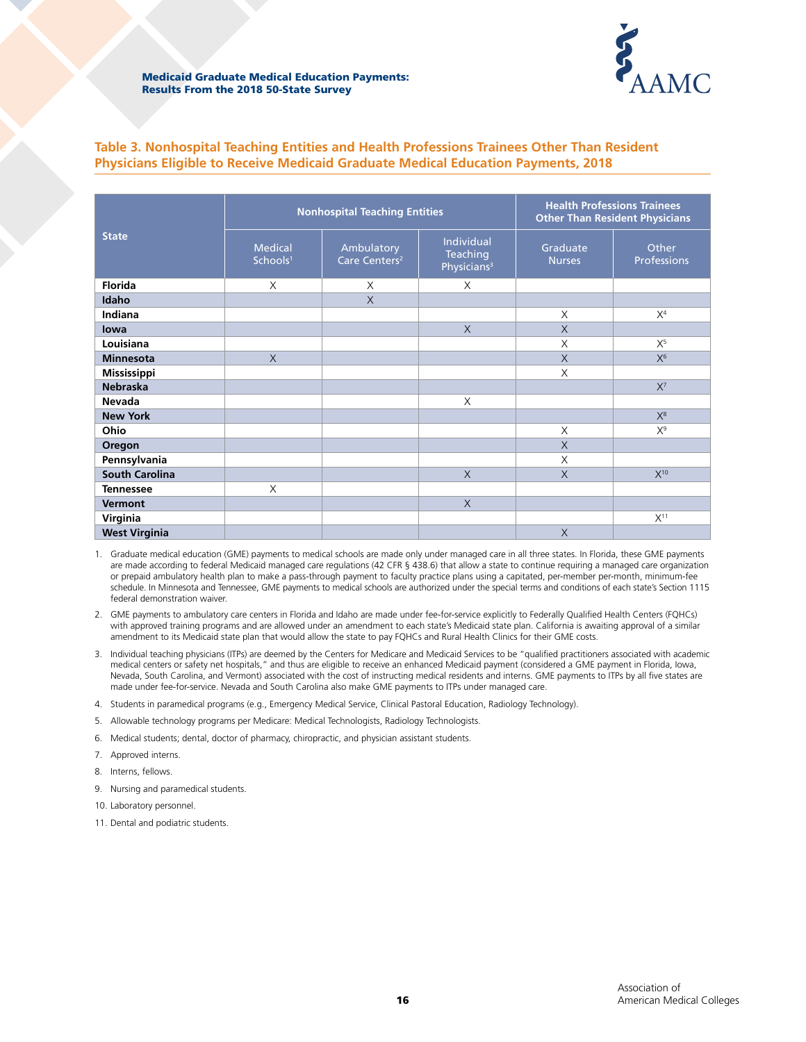### Table 3. Nonhospital Teaching Entities and Health Professions Trainees Other Than Resident Physicians Eligible to Receive Medicaid Graduate Medical Education Payments, 2018

| State | Nonhospital Teaching Entities | | | Health Professions Trainees Other Than Resident Physicians | |
|---|---|---|---|---|---|
| | Medical Schools[1] | Ambulatory Care Centers[2] | Individual Teaching Physicians[3] | Graduate Nurses | Other Professions |
| **Florida** | X | X | X | | |
| **Idaho** | | X | | | |
| **Indiana** | | | | X | X[4] |
| **Iowa** | | | X | X | |
| **Louisiana** | | | | X | X[5] |
| **Minnesota** | X | | | X | X[6] |
| **Mississippi** | | | | X | |
| **Nebraska** | | | | | X[7] |
| **Nevada** | | | X | | |
| **New York** | | | | | X[8] |
| **Ohio** | | | | X | X[9] |
| **Oregon** | | | | X | |
| **Pennsylvania** | | | | X | |
| **South Carolina** | | | X | X | X[10] |
| **Tennessee** | X | | | | |
| **Vermont** | | | X | | |
| **Virginia** | | | | | X[11] |
| **West Virginia** | | | | X | |

1. Graduate medical education (GME) payments to medical schools are made only under managed care in all three states. In Florida, these GME payments are made according to federal Medicaid managed care regulations (42 CFR § 438.6) that allow a state to continue requiring a managed care organization or prepaid ambulatory health plan to make a pass-through payment to faculty practice plans using a capitated, per-member per-month, minimum-fee schedule. In Minnesota and Tennessee, GME payments to medical schools are authorized under the special terms and conditions of each state's Section 1115 federal demonstration waiver.
2. GME payments to ambulatory care centers in Florida and Idaho are made under fee-for-service explicitly to Federally Qualified Health Centers (FQHCs) with approved training programs and are allowed under an amendment to each state's Medicaid state plan. California is awaiting approval of a similar amendment to its Medicaid state plan that would allow the state to pay FQHCs and Rural Health Clinics for their GME costs.
3. Individual teaching physicians (ITPs) are deemed by the Centers for Medicare and Medicaid Services to be "qualified practitioners associated with academic medical centers or safety net hospitals," and thus are eligible to receive an enhanced Medicaid payment (considered a GME payment in Florida, Iowa, Nevada, South Carolina, and Vermont) associated with the cost of instructing medical residents and interns. GME payments to ITPs by all five states are made under fee-for-service. Nevada and South Carolina also make GME payments to ITPs under managed care.
4. Students in paramedical programs (e.g., Emergency Medical Service, Clinical Pastoral Education, Radiology Technology).
5. Allowable technology programs per Medicare: Medical Technologists, Radiology Technologists.
6. Medical students; dental, doctor of pharmacy, chiropractic, and physician assistant students.
7. Approved interns.
8. Interns, fellows.
9. Nursing and paramedical students.
10. Laboratory personnel.
11. Dental and podiatric students.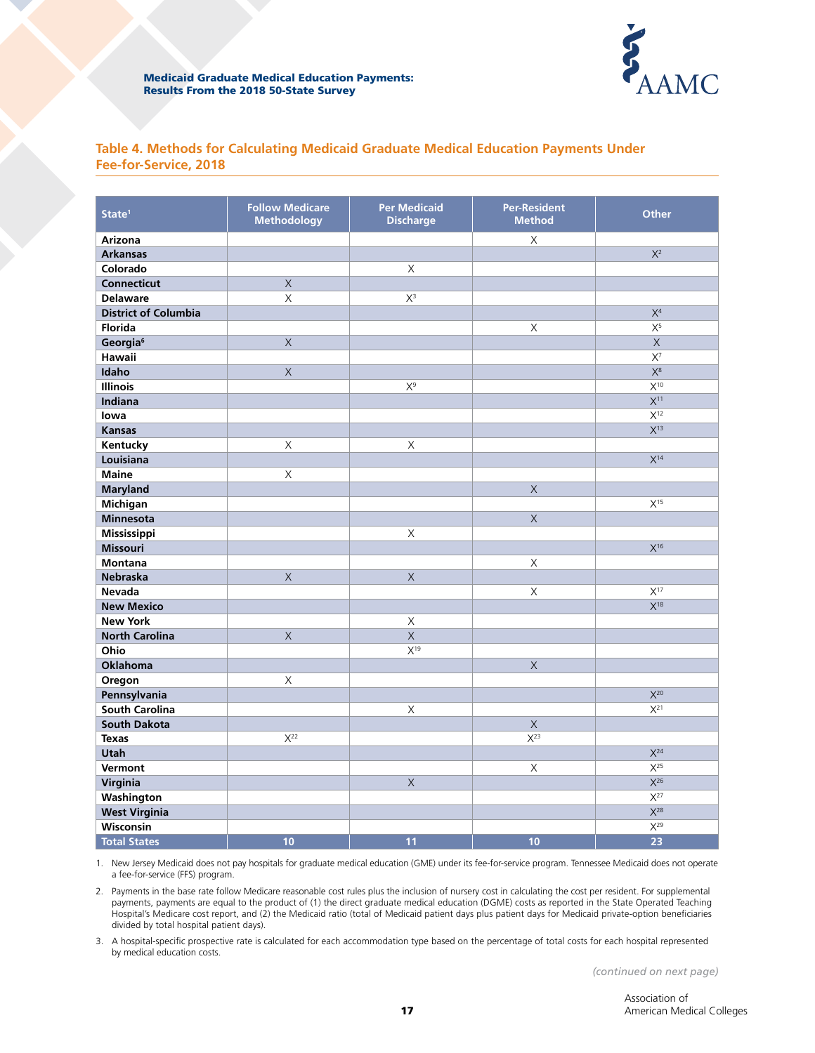## Table 4. Methods for Calculating Medicaid Graduate Medical Education Payments Under Fee-for-Service, 2018

| State[1] | Follow Medicare Methodology | Per Medicaid Discharge | Per-Resident Method | Other |
|---|---|---|---|---|
| **Arizona** | | | X | |
| **Arkansas** | | | | X[2] |
| **Colorado** | | X | | |
| **Connecticut** | X | | | |
| **Delaware** | X | X[3] | | |
| **District of Columbia** | | | | X[4] |
| **Florida** | | | X | X[5] |
| **Georgia**[6] | X | | | X |
| **Hawaii** | | | | X[7] |
| **Idaho** | X | | | X[8] |
| **Illinois** | | X[9] | | X[10] |
| **Indiana** | | | | X[11] |
| **Iowa** | | | | X[12] |
| **Kansas** | | | | X[13] |
| **Kentucky** | X | X | | |
| **Louisiana** | | | | X[14] |
| **Maine** | X | | | |
| **Maryland** | | | X | |
| **Michigan** | | | | X[15] |
| **Minnesota** | | | X | |
| **Mississippi** | | X | | |
| **Missouri** | | | | X[16] |
| **Montana** | | | X | |
| **Nebraska** | X | X | | |
| **Nevada** | | | X | X[17] |
| **New Mexico** | | | | X[18] |
| **New York** | | X | | |
| **North Carolina** | X | X | | |
| **Ohio** | | X[19] | | |
| **Oklahoma** | | | X | |
| **Oregon** | X | | | |
| **Pennsylvania** | | | | X[20] |
| **South Carolina** | | X | | X[21] |
| **South Dakota** | | | X | |
| **Texas** | X[22] | | X[23] | |
| **Utah** | | | | X[24] |
| **Vermont** | | | X | X[25] |
| **Virginia** | | X | | X[26] |
| **Washington** | | | | X[27] |
| **West Virginia** | | | | X[28] |
| **Wisconsin** | | | | X[29] |
| **Total States** | **10** | **11** | **10** | **23** |

1. New Jersey Medicaid does not pay hospitals for graduate medical education (GME) under its fee-for-service program. Tennessee Medicaid does not operate a fee-for-service (FFS) program.
2. Payments in the base rate follow Medicare reasonable cost rules plus the inclusion of nursery cost in calculating the cost per resident. For supplemental payments, payments are equal to the product of (1) the direct graduate medical education (DGME) costs as reported in the State Operated Teaching Hospital's Medicare cost report, and (2) the Medicaid ratio (total of Medicaid patient days plus patient days for Medicaid private-option beneficiaries divided by total hospital patient days).
3. A hospital-specific prospective rate is calculated for each accommodation type based on the percentage of total costs for each hospital represented by medical education costs.

*(continued on next page)*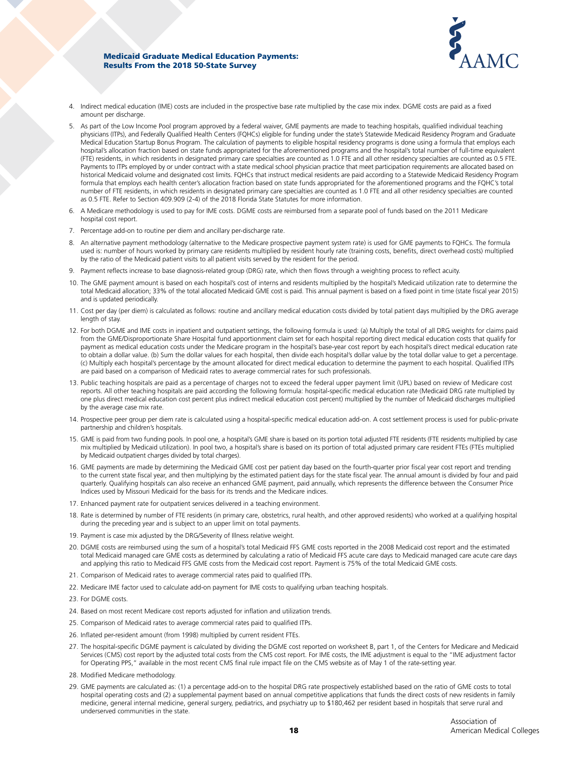4. Indirect medical education (IME) costs are included in the prospective base rate multiplied by the case mix index. DGME costs are paid as a fixed amount per discharge.
5. As part of the Low Income Pool program approved by a federal waiver, GME payments are made to teaching hospitals, qualified individual teaching physicians (ITPs), and Federally Qualified Health Centers (FQHCs) eligible for funding under the state's Statewide Medicaid Residency Program and Graduate Medical Education Startup Bonus Program. The calculation of payments to eligible hospital residency programs is done using a formula that employs each hospital's allocation fraction based on state funds appropriated for the aforementioned programs and the hospital's total number of full-time equivalent (FTE) residents, in which residents in designated primary care specialties are counted as 1.0 FTE and all other residency specialties are counted as 0.5 FTE. Payments to ITPs employed by or under contract with a state medical school physician practice that meet participation requirements are allocated based on historical Medicaid volume and designated cost limits. FQHCs that instruct medical residents are paid according to a Statewide Medicaid Residency Program formula that employs each health center's allocation fraction based on state funds appropriated for the aforementioned programs and the FQHC's total number of FTE residents, in which residents in designated primary care specialties are counted as 1.0 FTE and all other residency specialties are counted as 0.5 FTE. Refer to Section 409.909 (2-4) of the 2018 Florida State Statutes for more information.
6. A Medicare methodology is used to pay for IME costs. DGME costs are reimbursed from a separate pool of funds based on the 2011 Medicare hospital cost report.
7. Percentage add-on to routine per diem and ancillary per-discharge rate.
8. An alternative payment methodology (alternative to the Medicare prospective payment system rate) is used for GME payments to FQHCs. The formula used is: number of hours worked by primary care residents multiplied by resident hourly rate (training costs, benefits, direct overhead costs) multiplied by the ratio of the Medicaid patient visits to all patient visits served by the resident for the period.
9. Payment reflects increase to base diagnosis-related group (DRG) rate, which then flows through a weighting process to reflect acuity.
10. The GME payment amount is based on each hospital's cost of interns and residents multiplied by the hospital's Medicaid utilization rate to determine the total Medicaid allocation; 33% of the total allocated Medicaid GME cost is paid. This annual payment is based on a fixed point in time (state fiscal year 2015) and is updated periodically.
11. Cost per day (per diem) is calculated as follows: routine and ancillary medical education costs divided by total patient days multiplied by the DRG average length of stay.
12. For both DGME and IME costs in inpatient and outpatient settings, the following formula is used: (a) Multiply the total of all DRG weights for claims paid from the GME/Disproportionate Share Hospital fund apportionment claim set for each hospital reporting direct medical education costs that qualify for payment as medical education costs under the Medicare program in the hospital's base-year cost report by each hospital's direct medical education rate to obtain a dollar value. (b) Sum the dollar values for each hospital, then divide each hospital's dollar value by the total dollar value to get a percentage. (c) Multiply each hospital's percentage by the amount allocated for direct medical education to determine the payment to each hospital. Qualified ITPs are paid based on a comparison of Medicaid rates to average commercial rates for such professionals.
13. Public teaching hospitals are paid as a percentage of charges not to exceed the federal upper payment limit (UPL) based on review of Medicare cost reports. All other teaching hospitals are paid according the following formula: hospital-specific medical education rate (Medicaid DRG rate multiplied by one plus direct medical education cost percent plus indirect medical education cost percent) multiplied by the number of Medicaid discharges multiplied by the average case mix rate.
14. Prospective peer group per diem rate is calculated using a hospital-specific medical education add-on. A cost settlement process is used for public-private partnership and children's hospitals.
15. GME is paid from two funding pools. In pool one, a hospital's GME share is based on its portion total adjusted FTE residents (FTE residents multiplied by case mix multiplied by Medicaid utilization). In pool two, a hospital's share is based on its portion of total adjusted primary care resident FTEs (FTEs multiplied by Medicaid outpatient charges divided by total charges).
16. GME payments are made by determining the Medicaid GME cost per patient day based on the fourth-quarter prior fiscal year cost report and trending to the current state fiscal year, and then multiplying by the estimated patient days for the state fiscal year. The annual amount is divided by four and paid quarterly. Qualifying hospitals can also receive an enhanced GME payment, paid annually, which represents the difference between the Consumer Price Indices used by Missouri Medicaid for the basis for its trends and the Medicare indices.
17. Enhanced payment rate for outpatient services delivered in a teaching environment.
18. Rate is determined by number of FTE residents (in primary care, obstetrics, rural health, and other approved residents) who worked at a qualifying hospital during the preceding year and is subject to an upper limit on total payments.
19. Payment is case mix adjusted by the DRG/Severity of Illness relative weight.
20. DGME costs are reimbursed using the sum of a hospital's total Medicaid FFS GME costs reported in the 2008 Medicaid cost report and the estimated total Medicaid managed care GME costs as determined by calculating a ratio of Medicaid FFS acute care days to Medicaid managed care acute care days and applying this ratio to Medicaid FFS GME costs from the Medicaid cost report. Payment is 75% of the total Medicaid GME costs.
21. Comparison of Medicaid rates to average commercial rates paid to qualified ITPs.
22. Medicare IME factor used to calculate add-on payment for IME costs to qualifying urban teaching hospitals.
23. For DGME costs.
24. Based on most recent Medicare cost reports adjusted for inflation and utilization trends.
25. Comparison of Medicaid rates to average commercial rates paid to qualified ITPs.
26. Inflated per-resident amount (from 1998) multiplied by current resident FTEs.
27. The hospital-specific DGME payment is calculated by dividing the DGME cost reported on worksheet B, part 1, of the Centers for Medicare and Medicaid Services (CMS) cost report by the adjusted total costs from the CMS cost report. For IME costs, the IME adjustment is equal to the "IME adjustment factor for Operating PPS," available in the most recent CMS final rule impact file on the CMS website as of May 1 of the rate-setting year.
28. Modified Medicare methodology.
29. GME payments are calculated as: (1) a percentage add-on to the hospital DRG rate prospectively established based on the ratio of GME costs to total hospital operating costs and (2) a supplemental payment based on annual competitive applications that funds the direct costs of new residents in family medicine, general internal medicine, general surgery, pediatrics, and psychiatry up to $180,462 per resident based in hospitals that serve rural and underserved communities in the state.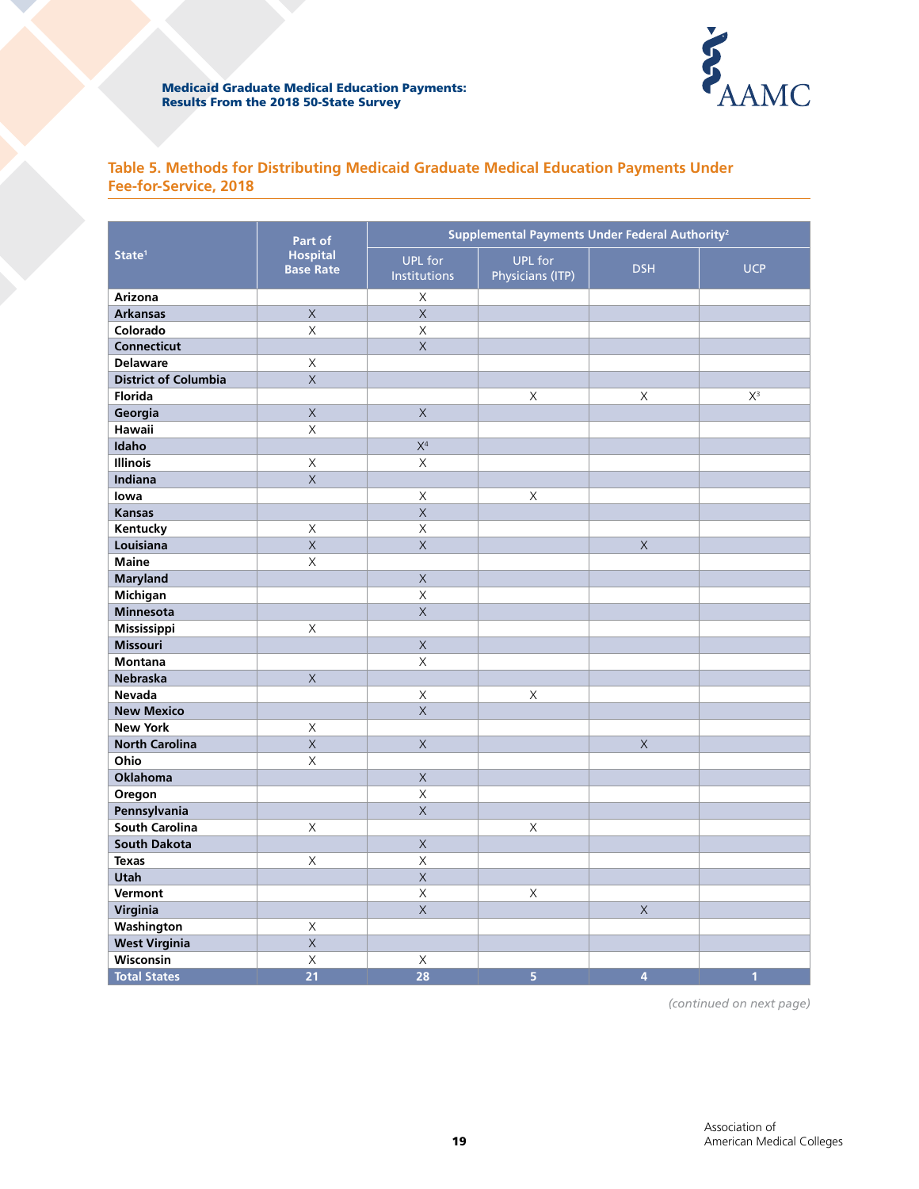## Table 5. Methods for Distributing Medicaid Graduate Medical Education Payments Under Fee-for-Service, 2018

| State[1] | Part of Hospital Base Rate | Supplemental Payments Under Federal Authority[2] | | | |
|---|---|---|---|---|---|
| | | UPL for Institutions | UPL for Physicians (ITP) | DSH | UCP |
| Arizona | | X | | | |
| Arkansas | X | X | | | |
| Colorado | X | X | | | |
| Connecticut | | X | | | |
| Delaware | X | | | | |
| District of Columbia | X | | | | |
| Florida | | | X | X | X[3] |
| Georgia | X | X | | | |
| Hawaii | X | | | | |
| Idaho | | X[4] | | | |
| Illinois | X | X | | | |
| Indiana | X | | | | |
| Iowa | | X | X | | |
| Kansas | | X | | | |
| Kentucky | X | X | | | |
| Louisiana | X | X | | X | |
| Maine | X | | | | |
| Maryland | | X | | | |
| Michigan | | X | | | |
| Minnesota | | X | | | |
| Mississippi | X | | | | |
| Missouri | | X | | | |
| Montana | | X | | | |
| Nebraska | X | | | | |
| Nevada | | X | X | | |
| New Mexico | | X | | | |
| New York | X | | | | |
| North Carolina | X | X | | X | |
| Ohio | X | | | | |
| Oklahoma | | X | | | |
| Oregon | | X | | | |
| Pennsylvania | | X | | | |
| South Carolina | X | | X | | |
| South Dakota | | X | | | |
| Texas | X | X | | | |
| Utah | | X | | | |
| Vermont | | X | X | | |
| Virginia | | X | | X | |
| Washington | X | | | | |
| West Virginia | X | | | | |
| Wisconsin | X | X | | | |
| **Total States** | **21** | **28** | **5** | **4** | **1** |

*(continued on next page)*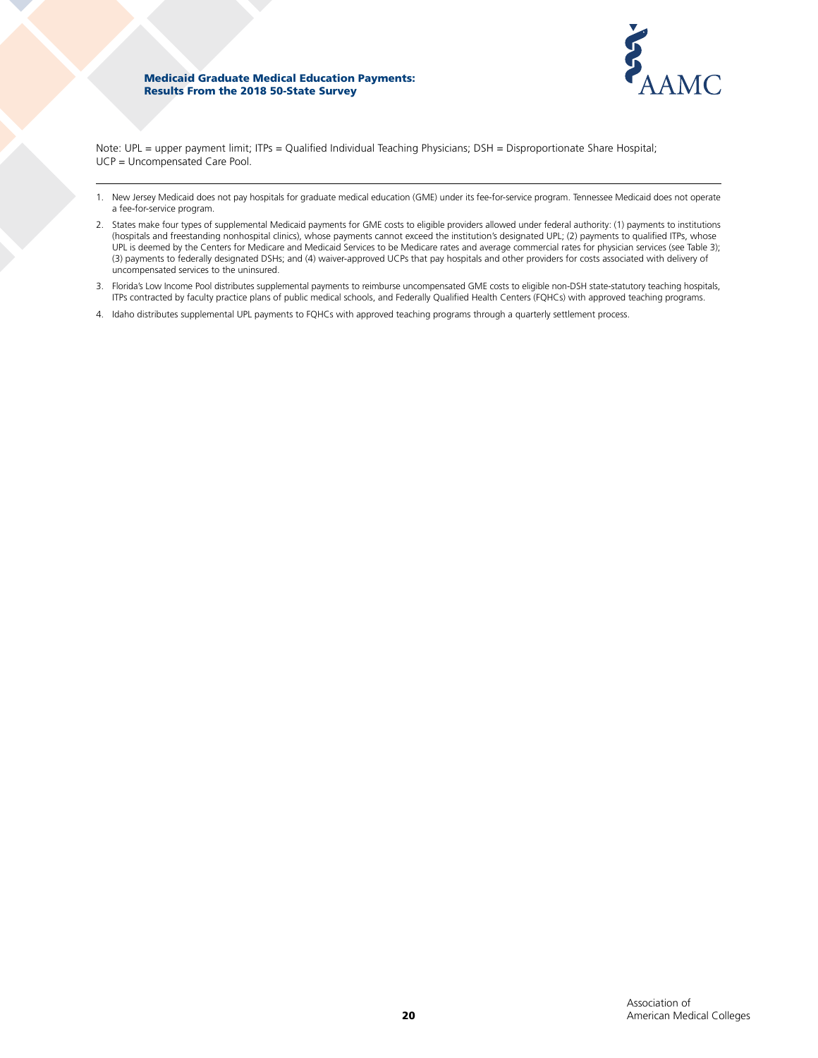Note: UPL = upper payment limit; ITPs = Qualified Individual Teaching Physicians; DSH = Disproportionate Share Hospital; UCP = Uncompensated Care Pool.

---

1. New Jersey Medicaid does not pay hospitals for graduate medical education (GME) under its fee-for-service program. Tennessee Medicaid does not operate a fee-for-service program.

2. States make four types of supplemental Medicaid payments for GME costs to eligible providers allowed under federal authority: (1) payments to institutions (hospitals and freestanding nonhospital clinics), whose payments cannot exceed the institution's designated UPL; (2) payments to qualified ITPs, whose UPL is deemed by the Centers for Medicare and Medicaid Services to be Medicare rates and average commercial rates for physician services (see Table 3); (3) payments to federally designated DSHs; and (4) waiver-approved UCPs that pay hospitals and other providers for costs associated with delivery of uncompensated services to the uninsured.

3. Florida's Low Income Pool distributes supplemental payments to reimburse uncompensated GME costs to eligible non-DSH state-statutory teaching hospitals, ITPs contracted by faculty practice plans of public medical schools, and Federally Qualified Health Centers (FQHCs) with approved teaching programs.

4. Idaho distributes supplemental UPL payments to FQHCs with approved teaching programs through a quarterly settlement process.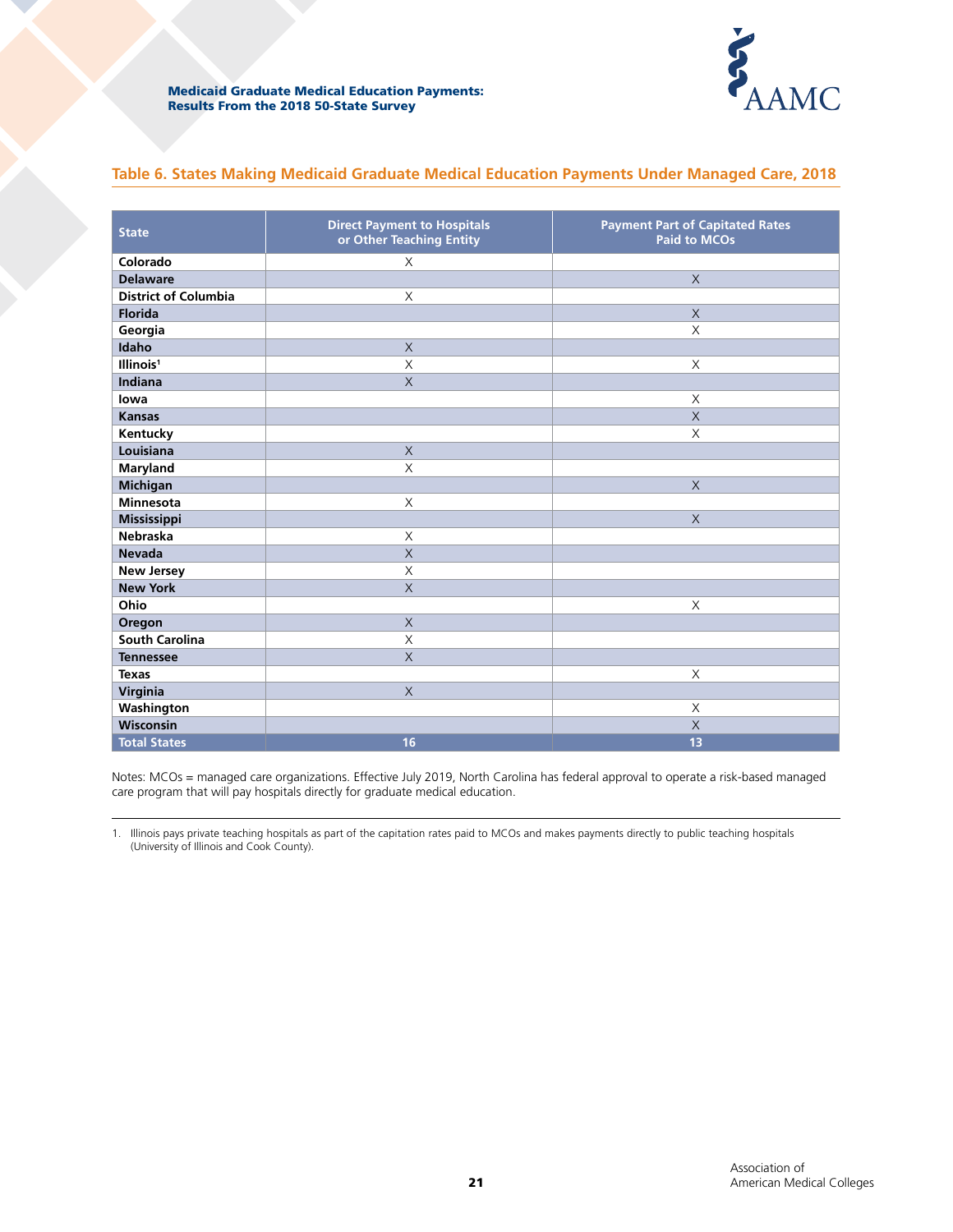## Table 6. States Making Medicaid Graduate Medical Education Payments Under Managed Care, 2018

| State | Direct Payment to Hospitals or Other Teaching Entity | Payment Part of Capitated Rates Paid to MCOs |
|---|---|---|
| Colorado | X | |
| Delaware | | X |
| District of Columbia | X | |
| Florida | | X |
| Georgia | | X |
| Idaho | X | |
| Illinois[1] | X | X |
| Indiana | X | |
| Iowa | | X |
| Kansas | | X |
| Kentucky | | X |
| Louisiana | X | |
| Maryland | X | |
| Michigan | | X |
| Minnesota | X | |
| Mississippi | | X |
| Nebraska | X | |
| Nevada | X | |
| New Jersey | X | |
| New York | X | |
| Ohio | | X |
| Oregon | X | |
| South Carolina | X | |
| Tennessee | X | |
| Texas | | X |
| Virginia | X | |
| Washington | | X |
| Wisconsin | | X |
| **Total States** | **16** | **13** |

Notes: MCOs = managed care organizations. Effective July 2019, North Carolina has federal approval to operate a risk-based managed care program that will pay hospitals directly for graduate medical education.

1. Illinois pays private teaching hospitals as part of the capitation rates paid to MCOs and makes payments directly to public teaching hospitals (University of Illinois and Cook County).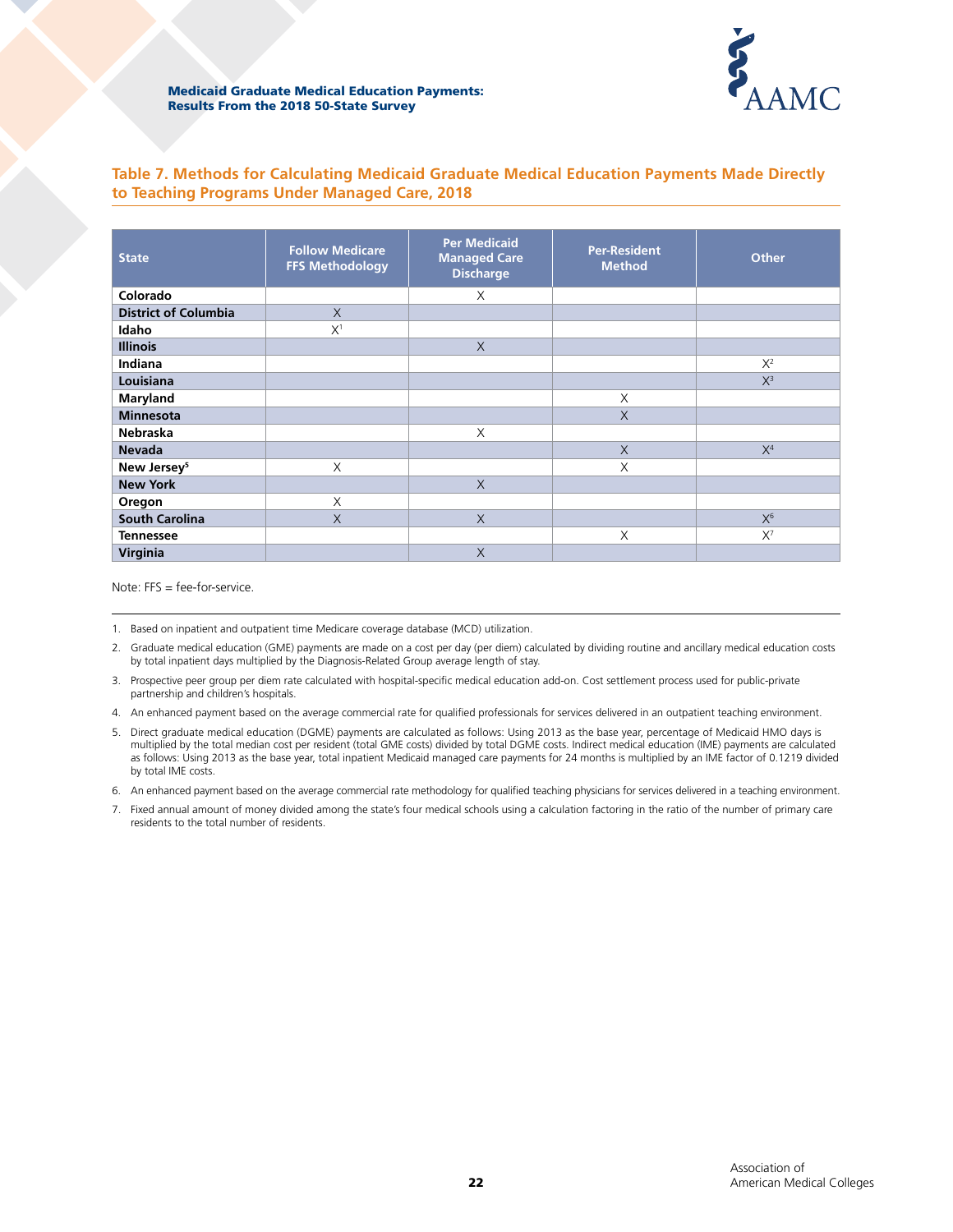## Table 7. Methods for Calculating Medicaid Graduate Medical Education Payments Made Directly to Teaching Programs Under Managed Care, 2018

| State | Follow Medicare FFS Methodology | Per Medicaid Managed Care Discharge | Per-Resident Method | Other |
|---|---|---|---|---|
| **Colorado** | | X | | |
| **District of Columbia** | X | | | |
| **Idaho** | X[1] | | | |
| **Illinois** | | X | | |
| **Indiana** | | | | X[2] |
| **Louisiana** | | | | X[3] |
| **Maryland** | | | X | |
| **Minnesota** | | | X | |
| **Nebraska** | | X | | |
| **Nevada** | | | X | X[4] |
| **New Jersey[5]** | X | | X | |
| **New York** | | X | | |
| **Oregon** | X | | | |
| **South Carolina** | X | X | | X[6] |
| **Tennessee** | | | X | X[7] |
| **Virginia** | | X | | |

Note: FFS = fee-for-service.

1. Based on inpatient and outpatient time Medicare coverage database (MCD) utilization.
2. Graduate medical education (GME) payments are made on a cost per day (per diem) calculated by dividing routine and ancillary medical education costs by total inpatient days multiplied by the Diagnosis-Related Group average length of stay.
3. Prospective peer group per diem rate calculated with hospital-specific medical education add-on. Cost settlement process used for public-private partnership and children's hospitals.
4. An enhanced payment based on the average commercial rate for qualified professionals for services delivered in an outpatient teaching environment.
5. Direct graduate medical education (DGME) payments are calculated as follows: Using 2013 as the base year, percentage of Medicaid HMO days is multiplied by the total median cost per resident (total GME costs) divided by total DGME costs. Indirect medical education (IME) payments are calculated as follows: Using 2013 as the base year, total inpatient Medicaid managed care payments for 24 months is multiplied by an IME factor of 0.1219 divided by total IME costs.
6. An enhanced payment based on the average commercial rate methodology for qualified teaching physicians for services delivered in a teaching environment.
7. Fixed annual amount of money divided among the state's four medical schools using a calculation factoring in the ratio of the number of primary care residents to the total number of residents.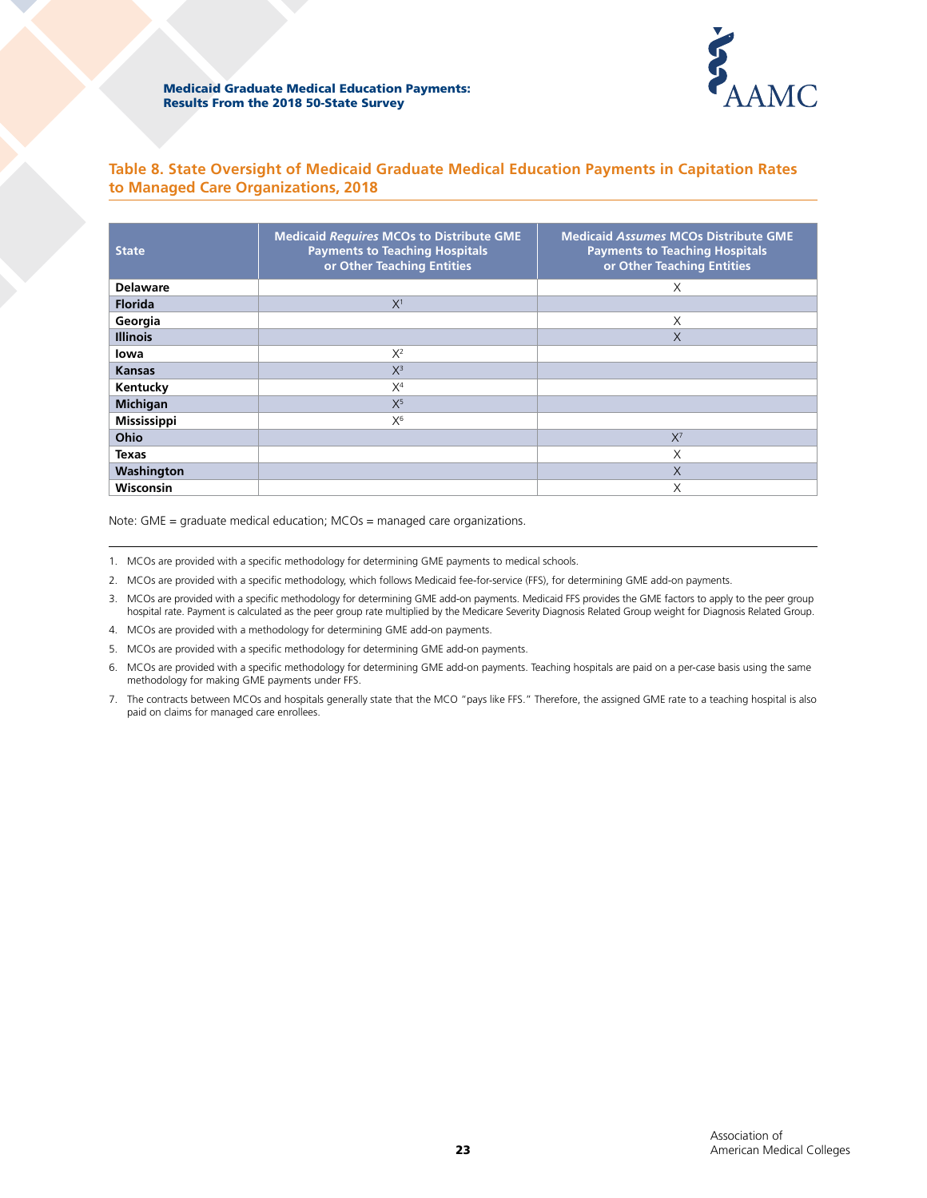## Table 8. State Oversight of Medicaid Graduate Medical Education Payments in Capitation Rates to Managed Care Organizations, 2018

| State | Medicaid *Requires* MCOs to Distribute GME Payments to Teaching Hospitals or Other Teaching Entities | Medicaid *Assumes* MCOs Distribute GME Payments to Teaching Hospitals or Other Teaching Entities |
|---|---|---|
| **Delaware** | | X |
| **Florida** | X[1] | |
| **Georgia** | | X |
| **Illinois** | | X |
| **Iowa** | X[2] | |
| **Kansas** | X[3] | |
| **Kentucky** | X[4] | |
| **Michigan** | X[5] | |
| **Mississippi** | X[6] | |
| **Ohio** | | X[7] |
| **Texas** | | X |
| **Washington** | | X |
| **Wisconsin** | | X |

Note: GME = graduate medical education; MCOs = managed care organizations.

1. MCOs are provided with a specific methodology for determining GME payments to medical schools.
2. MCOs are provided with a specific methodology, which follows Medicaid fee-for-service (FFS), for determining GME add-on payments.
3. MCOs are provided with a specific methodology for determining GME add-on payments. Medicaid FFS provides the GME factors to apply to the peer group hospital rate. Payment is calculated as the peer group rate multiplied by the Medicare Severity Diagnosis Related Group weight for Diagnosis Related Group.
4. MCOs are provided with a methodology for determining GME add-on payments.
5. MCOs are provided with a specific methodology for determining GME add-on payments.
6. MCOs are provided with a specific methodology for determining GME add-on payments. Teaching hospitals are paid on a per-case basis using the same methodology for making GME payments under FFS.
7. The contracts between MCOs and hospitals generally state that the MCO "pays like FFS." Therefore, the assigned GME rate to a teaching hospital is also paid on claims for managed care enrollees.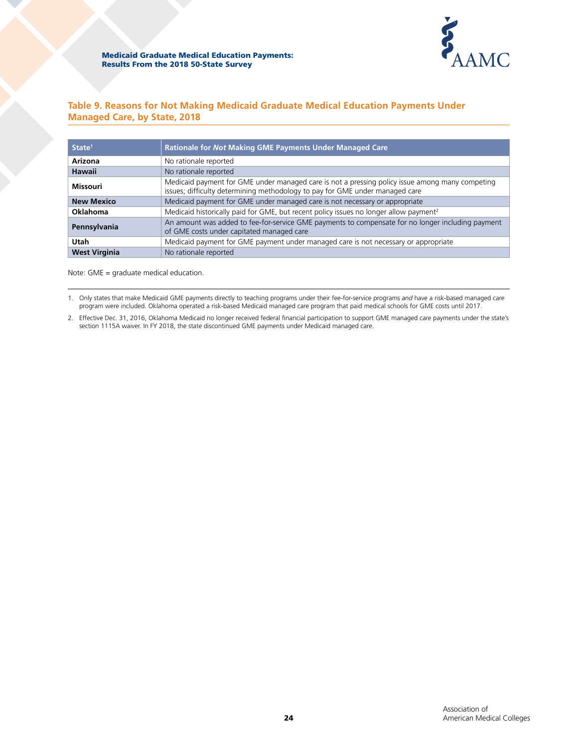## Table 9. Reasons for Not Making Medicaid Graduate Medical Education Payments Under Managed Care, by State, 2018

| State[1] | Rationale for *Not* Making GME Payments Under Managed Care |
|---|---|
| **Arizona** | No rationale reported |
| **Hawaii** | No rationale reported |
| **Missouri** | Medicaid payment for GME under managed care is not a pressing policy issue among many competing issues; difficulty determining methodology to pay for GME under managed care |
| **New Mexico** | Medicaid payment for GME under managed care is not necessary or appropriate |
| **Oklahoma** | Medicaid historically paid for GME, but recent policy issues no longer allow payment[2] |
| **Pennsylvania** | An amount was added to fee-for-service GME payments to compensate for no longer including payment of GME costs under capitated managed care |
| **Utah** | Medicaid payment for GME payment under managed care is not necessary or appropriate |
| **West Virginia** | No rationale reported |

Note: GME = graduate medical education.

1. Only states that make Medicaid GME payments directly to teaching programs under their fee-for-service programs *and* have a risk-based managed care program were included. Oklahoma operated a risk-based Medicaid managed care program that paid medical schools for GME costs until 2017.
2. Effective Dec. 31, 2016, Oklahoma Medicaid no longer received federal financial participation to support GME managed care payments under the state's section 1115A waiver. In FY 2018, the state discontinued GME payments under Medicaid managed care.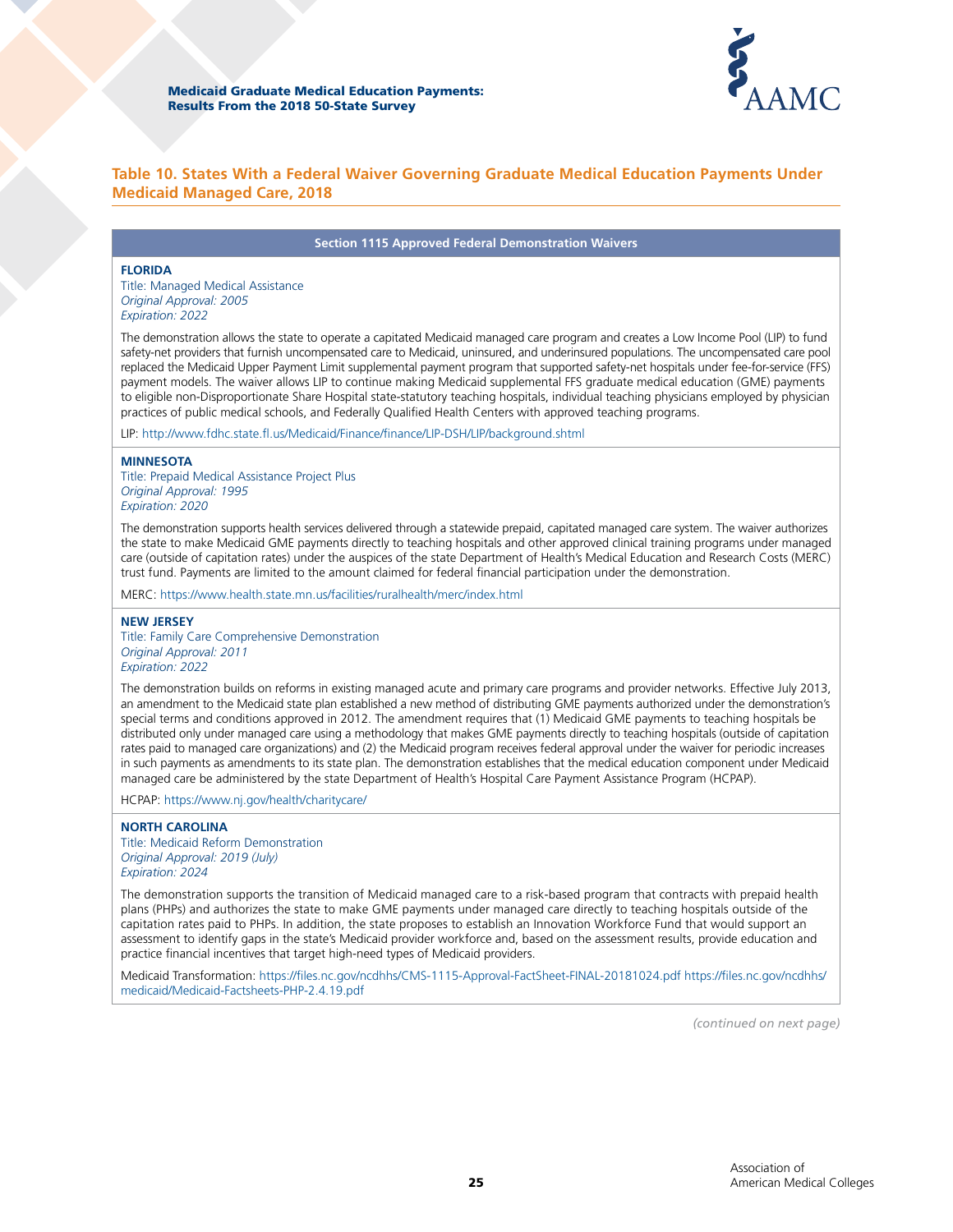### Table 10. States With a Federal Waiver Governing Graduate Medical Education Payments Under Medicaid Managed Care, 2018

**Section 1115 Approved Federal Demonstration Waivers**

**FLORIDA**
Title: Managed Medical Assistance
*Original Approval: 2005*
*Expiration: 2022*

The demonstration allows the state to operate a capitated Medicaid managed care program and creates a Low Income Pool (LIP) to fund safety-net providers that furnish uncompensated care to Medicaid, uninsured, and underinsured populations. The uncompensated care pool replaced the Medicaid Upper Payment Limit supplemental payment program that supported safety-net hospitals under fee-for-service (FFS) payment models. The waiver allows LIP to continue making Medicaid supplemental FFS graduate medical education (GME) payments to eligible non-Disproportionate Share Hospital state-statutory teaching hospitals, individual teaching physicians employed by physician practices of public medical schools, and Federally Qualified Health Centers with approved teaching programs.

LIP: http://www.fdhc.state.fl.us/Medicaid/Finance/finance/LIP-DSH/LIP/background.shtml

**MINNESOTA**
Title: Prepaid Medical Assistance Project Plus
*Original Approval: 1995*
*Expiration: 2020*

The demonstration supports health services delivered through a statewide prepaid, capitated managed care system. The waiver authorizes the state to make Medicaid GME payments directly to teaching hospitals and other approved clinical training programs under managed care (outside of capitation rates) under the auspices of the state Department of Health's Medical Education and Research Costs (MERC) trust fund. Payments are limited to the amount claimed for federal financial participation under the demonstration.

MERC: https://www.health.state.mn.us/facilities/ruralhealth/merc/index.html

**NEW JERSEY**
Title: Family Care Comprehensive Demonstration
*Original Approval: 2011*
*Expiration: 2022*

The demonstration builds on reforms in existing managed acute and primary care programs and provider networks. Effective July 2013, an amendment to the Medicaid state plan established a new method of distributing GME payments authorized under the demonstration's special terms and conditions approved in 2012. The amendment requires that (1) Medicaid GME payments to teaching hospitals be distributed only under managed care using a methodology that makes GME payments directly to teaching hospitals (outside of capitation rates paid to managed care organizations) and (2) the Medicaid program receives federal approval under the waiver for periodic increases in such payments as amendments to its state plan. The demonstration establishes that the medical education component under Medicaid managed care be administered by the state Department of Health's Hospital Care Payment Assistance Program (HCPAP).

HCPAP: https://www.nj.gov/health/charitycare/

**NORTH CAROLINA**
Title: Medicaid Reform Demonstration
*Original Approval: 2019 (July)*
*Expiration: 2024*

The demonstration supports the transition of Medicaid managed care to a risk-based program that contracts with prepaid health plans (PHPs) and authorizes the state to make GME payments under managed care directly to teaching hospitals outside of the capitation rates paid to PHPs. In addition, the state proposes to establish an Innovation Workforce Fund that would support an assessment to identify gaps in the state's Medicaid provider workforce and, based on the assessment results, provide education and practice financial incentives that target high-need types of Medicaid providers.

Medicaid Transformation: https://files.nc.gov/ncdhhs/CMS-1115-Approval-FactSheet-FINAL-20181024.pdf https://files.nc.gov/ncdhhs/medicaid/Medicaid-Factsheets-PHP-2.4.19.pdf

*(continued on next page)*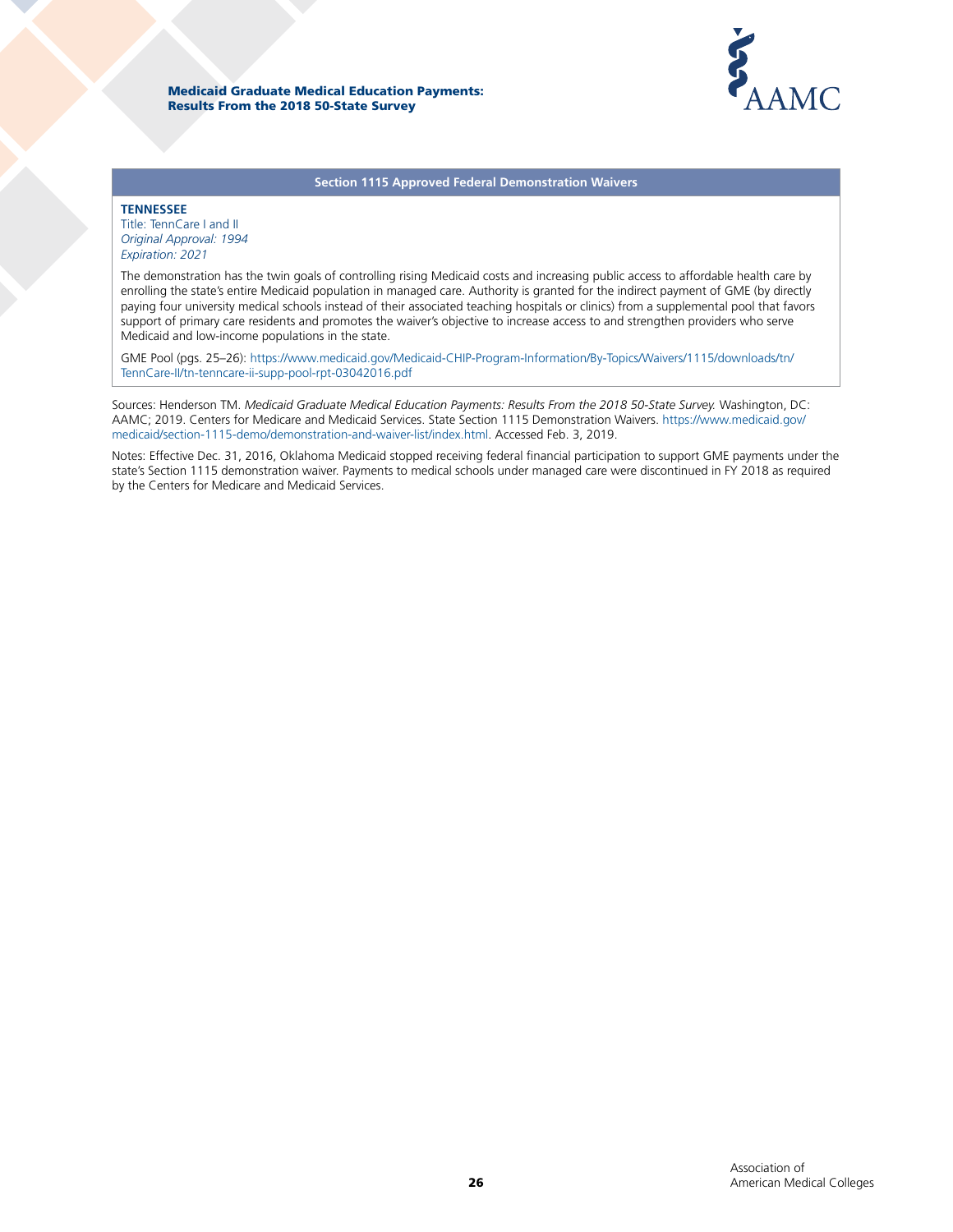### Section 1115 Approved Federal Demonstration Waivers

**TENNESSEE**
Title: TennCare I and II
*Original Approval: 1994*
*Expiration: 2021*

The demonstration has the twin goals of controlling rising Medicaid costs and increasing public access to affordable health care by enrolling the state's entire Medicaid population in managed care. Authority is granted for the indirect payment of GME (by directly paying four university medical schools instead of their associated teaching hospitals or clinics) from a supplemental pool that favors support of primary care residents and promotes the waiver's objective to increase access to and strengthen providers who serve Medicaid and low-income populations in the state.

GME Pool (pgs. 25–26): https://www.medicaid.gov/Medicaid-CHIP-Program-Information/By-Topics/Waivers/1115/downloads/tn/TennCare-II/tn-tenncare-ii-supp-pool-rpt-03042016.pdf

Sources: Henderson TM. *Medicaid Graduate Medical Education Payments: Results From the 2018 50-State Survey.* Washington, DC: AAMC; 2019. Centers for Medicare and Medicaid Services. State Section 1115 Demonstration Waivers. https://www.medicaid.gov/medicaid/section-1115-demo/demonstration-and-waiver-list/index.html. Accessed Feb. 3, 2019.

Notes: Effective Dec. 31, 2016, Oklahoma Medicaid stopped receiving federal financial participation to support GME payments under the state's Section 1115 demonstration waiver. Payments to medical schools under managed care were discontinued in FY 2018 as required by the Centers for Medicare and Medicaid Services.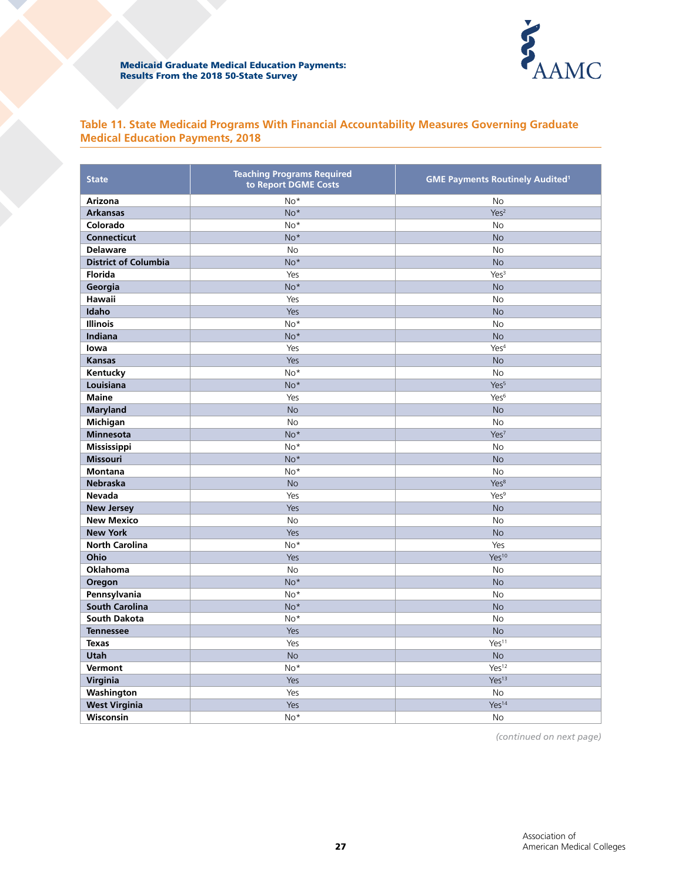## Table 11. State Medicaid Programs With Financial Accountability Measures Governing Graduate Medical Education Payments, 2018

| State | Teaching Programs Required to Report DGME Costs | GME Payments Routinely Audited[1] |
|---|---|---|
| Arizona | No* | No |
| Arkansas | No* | Yes[2] |
| Colorado | No* | No |
| Connecticut | No* | No |
| Delaware | No | No |
| District of Columbia | No* | No |
| Florida | Yes | Yes[3] |
| Georgia | No* | No |
| Hawaii | Yes | No |
| Idaho | Yes | No |
| Illinois | No* | No |
| Indiana | No* | No |
| Iowa | Yes | Yes[4] |
| Kansas | Yes | No |
| Kentucky | No* | No |
| Louisiana | No* | Yes[5] |
| Maine | Yes | Yes[6] |
| Maryland | No | No |
| Michigan | No | No |
| Minnesota | No* | Yes[7] |
| Mississippi | No* | No |
| Missouri | No* | No |
| Montana | No* | No |
| Nebraska | No | Yes[8] |
| Nevada | Yes | Yes[9] |
| New Jersey | Yes | No |
| New Mexico | No | No |
| New York | Yes | No |
| North Carolina | No* | Yes |
| Ohio | Yes | Yes[10] |
| Oklahoma | No | No |
| Oregon | No* | No |
| Pennsylvania | No* | No |
| South Carolina | No* | No |
| South Dakota | No* | No |
| Tennessee | Yes | No |
| Texas | Yes | Yes[11] |
| Utah | No | No |
| Vermont | No* | Yes[12] |
| Virginia | Yes | Yes[13] |
| Washington | Yes | No |
| West Virginia | Yes | Yes[14] |
| Wisconsin | No* | No |

*(continued on next page)*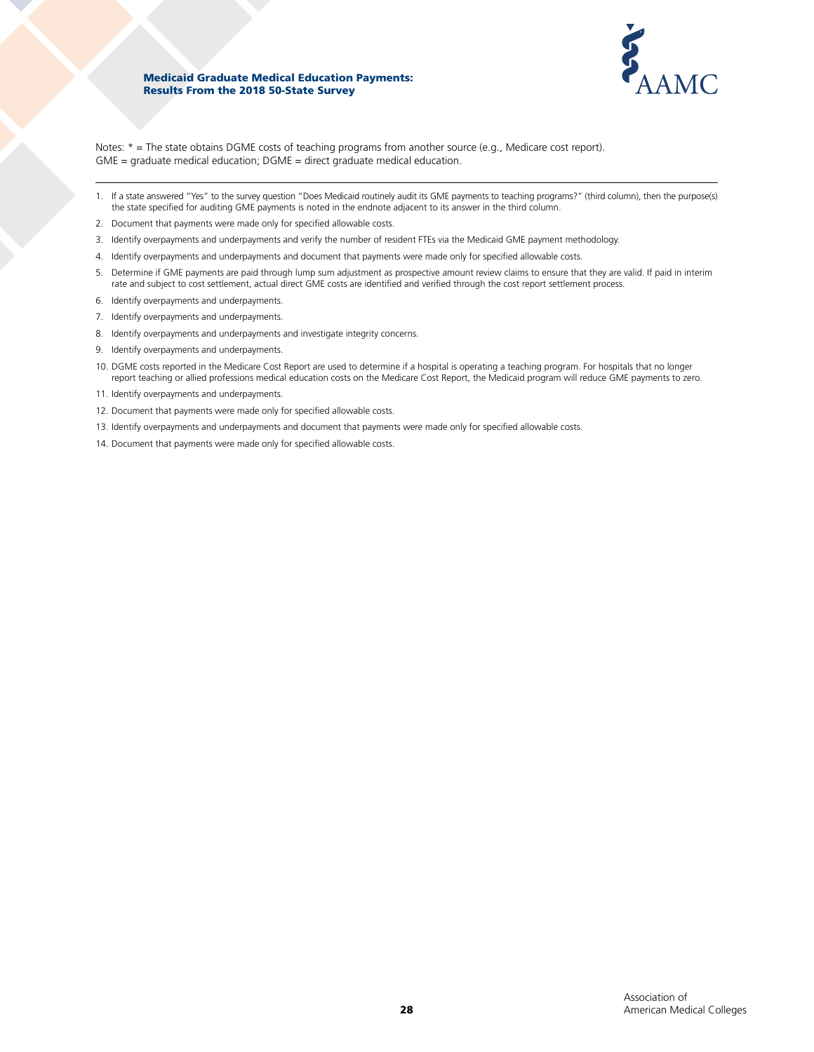Notes: * = The state obtains DGME costs of teaching programs from another source (e.g., Medicare cost report).
GME = graduate medical education; DGME = direct graduate medical education.

---

1. If a state answered "Yes" to the survey question "Does Medicaid routinely audit its GME payments to teaching programs?" (third column), then the purpose(s) the state specified for auditing GME payments is noted in the endnote adjacent to its answer in the third column.
2. Document that payments were made only for specified allowable costs.
3. Identify overpayments and underpayments and verify the number of resident FTEs via the Medicaid GME payment methodology.
4. Identify overpayments and underpayments and document that payments were made only for specified allowable costs.
5. Determine if GME payments are paid through lump sum adjustment as prospective amount review claims to ensure that they are valid. If paid in interim rate and subject to cost settlement, actual direct GME costs are identified and verified through the cost report settlement process.
6. Identify overpayments and underpayments.
7. Identify overpayments and underpayments.
8. Identify overpayments and underpayments and investigate integrity concerns.
9. Identify overpayments and underpayments.
10. DGME costs reported in the Medicare Cost Report are used to determine if a hospital is operating a teaching program. For hospitals that no longer report teaching or allied professions medical education costs on the Medicare Cost Report, the Medicaid program will reduce GME payments to zero.
11. Identify overpayments and underpayments.
12. Document that payments were made only for specified allowable costs.
13. Identify overpayments and underpayments and document that payments were made only for specified allowable costs.
14. Document that payments were made only for specified allowable costs.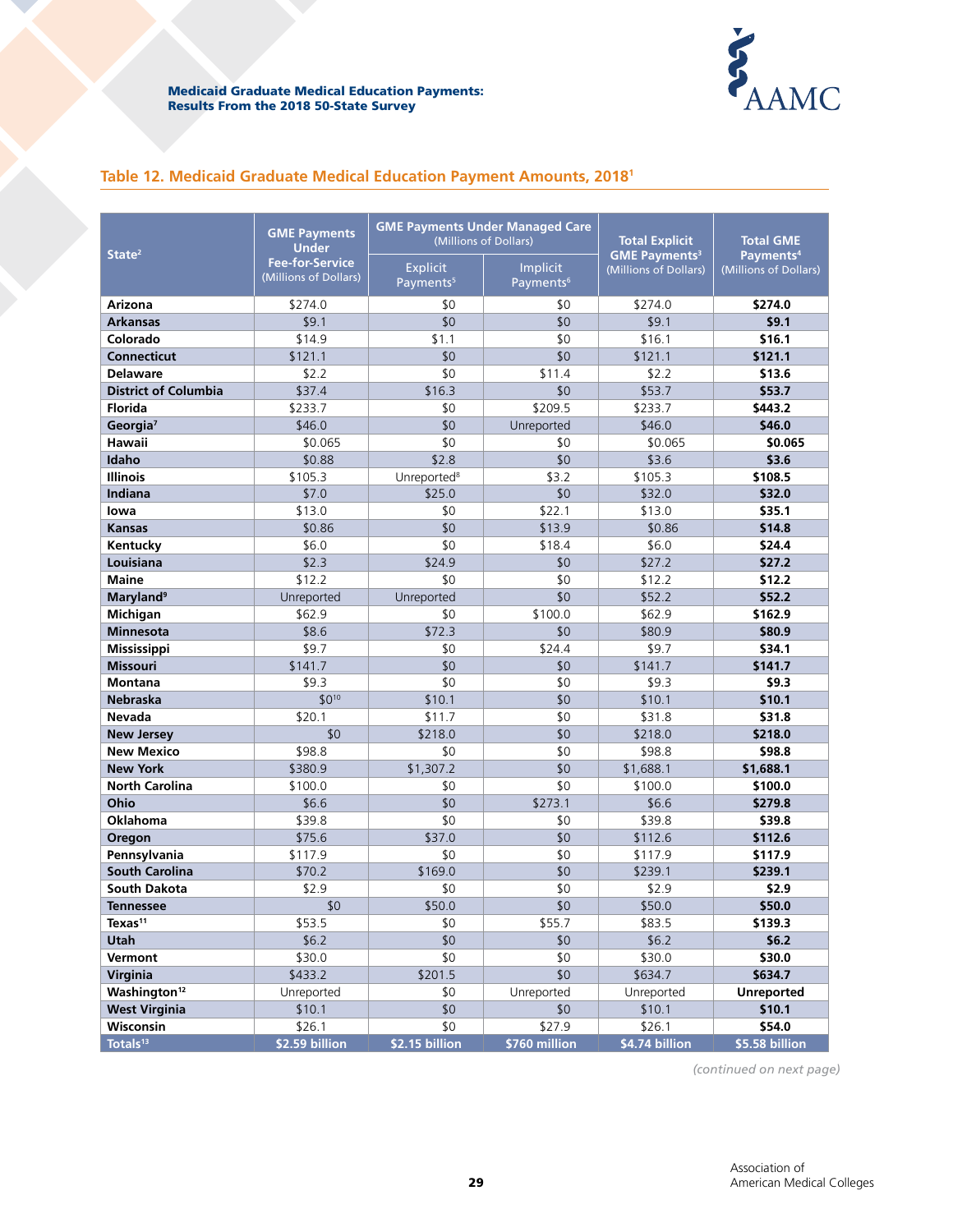## Table 12. Medicaid Graduate Medical Education Payment Amounts, 2018[1]

| State[2] | GME Payments Under Fee-for-Service (Millions of Dollars) | GME Payments Under Managed Care (Millions of Dollars) | | Total Explicit GME Payments[3] (Millions of Dollars) | Total GME Payments[4] (Millions of Dollars) |
|---|---|---|---|---|---|
| | | Explicit Payments[5] | Implicit Payments[6] | | |
| **Arizona** | $274.0 | $0 | $0 | $274.0 | **$274.0** |
| **Arkansas** | $9.1 | $0 | $0 | $9.1 | **$9.1** |
| **Colorado** | $14.9 | $1.1 | $0 | $16.1 | **$16.1** |
| **Connecticut** | $121.1 | $0 | $0 | $121.1 | **$121.1** |
| **Delaware** | $2.2 | $0 | $11.4 | $2.2 | **$13.6** |
| **District of Columbia** | $37.4 | $16.3 | $0 | $53.7 | **$53.7** |
| **Florida** | $233.7 | $0 | $209.5 | $233.7 | **$443.2** |
| **Georgia[7]** | $46.0 | $0 | Unreported | $46.0 | **$46.0** |
| **Hawaii** | $0.065 | $0 | $0 | $0.065 | **$0.065** |
| **Idaho** | $0.88 | $2.8 | $0 | $3.6 | **$3.6** |
| **Illinois** | $105.3 | Unreported[8] | $3.2 | $105.3 | **$108.5** |
| **Indiana** | $7.0 | $25.0 | $0 | $32.0 | **$32.0** |
| **Iowa** | $13.0 | $0 | $22.1 | $13.0 | **$35.1** |
| **Kansas** | $0.86 | $0 | $13.9 | $0.86 | **$14.8** |
| **Kentucky** | $6.0 | $0 | $18.4 | $6.0 | **$24.4** |
| **Louisiana** | $2.3 | $24.9 | $0 | $27.2 | **$27.2** |
| **Maine** | $12.2 | $0 | $0 | $12.2 | **$12.2** |
| **Maryland[9]** | Unreported | Unreported | $0 | $52.2 | **$52.2** |
| **Michigan** | $62.9 | $0 | $100.0 | $62.9 | **$162.9** |
| **Minnesota** | $8.6 | $72.3 | $0 | $80.9 | **$80.9** |
| **Mississippi** | $9.7 | $0 | $24.4 | $9.7 | **$34.1** |
| **Missouri** | $141.7 | $0 | $0 | $141.7 | **$141.7** |
| **Montana** | $9.3 | $0 | $0 | $9.3 | **$9.3** |
| **Nebraska** | $0[10] | $10.1 | $0 | $10.1 | **$10.1** |
| **Nevada** | $20.1 | $11.7 | $0 | $31.8 | **$31.8** |
| **New Jersey** | $0 | $218.0 | $0 | $218.0 | **$218.0** |
| **New Mexico** | $98.8 | $0 | $0 | $98.8 | **$98.8** |
| **New York** | $380.9 | $1,307.2 | $0 | $1,688.1 | **$1,688.1** |
| **North Carolina** | $100.0 | $0 | $0 | $100.0 | **$100.0** |
| **Ohio** | $6.6 | $0 | $273.1 | $6.6 | **$279.8** |
| **Oklahoma** | $39.8 | $0 | $0 | $39.8 | **$39.8** |
| **Oregon** | $75.6 | $37.0 | $0 | $112.6 | **$112.6** |
| **Pennsylvania** | $117.9 | $0 | $0 | $117.9 | **$117.9** |
| **South Carolina** | $70.2 | $169.0 | $0 | $239.1 | **$239.1** |
| **South Dakota** | $2.9 | $0 | $0 | $2.9 | **$2.9** |
| **Tennessee** | $0 | $50.0 | $0 | $50.0 | **$50.0** |
| **Texas[11]** | $53.5 | $0 | $55.7 | $83.5 | **$139.3** |
| **Utah** | $6.2 | $0 | $0 | $6.2 | **$6.2** |
| **Vermont** | $30.0 | $0 | $0 | $30.0 | **$30.0** |
| **Virginia** | $433.2 | $201.5 | $0 | $634.7 | **$634.7** |
| **Washington[12]** | Unreported | $0 | Unreported | Unreported | **Unreported** |
| **West Virginia** | $10.1 | $0 | $0 | $10.1 | **$10.1** |
| **Wisconsin** | $26.1 | $0 | $27.9 | $26.1 | **$54.0** |
| **Totals[13]** | **$2.59 billion** | **$2.15 billion** | **$760 million** | **$4.74 billion** | **$5.58 billion** |

*(continued on next page)*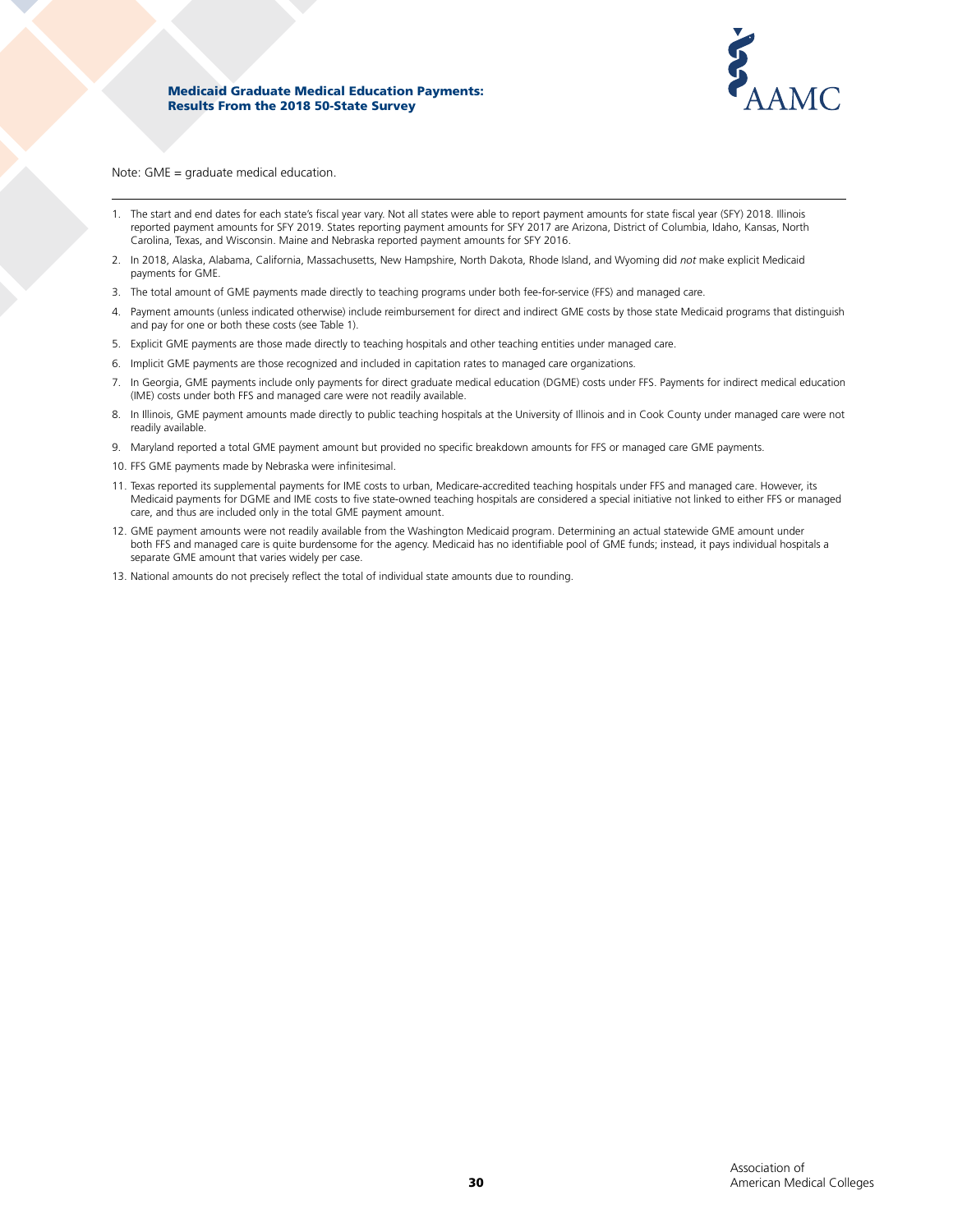Note: GME = graduate medical education.

1. The start and end dates for each state's fiscal year vary. Not all states were able to report payment amounts for state fiscal year (SFY) 2018. Illinois reported payment amounts for SFY 2019. States reporting payment amounts for SFY 2017 are Arizona, District of Columbia, Idaho, Kansas, North Carolina, Texas, and Wisconsin. Maine and Nebraska reported payment amounts for SFY 2016.
2. In 2018, Alaska, Alabama, California, Massachusetts, New Hampshire, North Dakota, Rhode Island, and Wyoming did *not* make explicit Medicaid payments for GME.
3. The total amount of GME payments made directly to teaching programs under both fee-for-service (FFS) and managed care.
4. Payment amounts (unless indicated otherwise) include reimbursement for direct and indirect GME costs by those state Medicaid programs that distinguish and pay for one or both these costs (see Table 1).
5. Explicit GME payments are those made directly to teaching hospitals and other teaching entities under managed care.
6. Implicit GME payments are those recognized and included in capitation rates to managed care organizations.
7. In Georgia, GME payments include only payments for direct graduate medical education (DGME) costs under FFS. Payments for indirect medical education (IME) costs under both FFS and managed care were not readily available.
8. In Illinois, GME payment amounts made directly to public teaching hospitals at the University of Illinois and in Cook County under managed care were not readily available.
9. Maryland reported a total GME payment amount but provided no specific breakdown amounts for FFS or managed care GME payments.
10. FFS GME payments made by Nebraska were infinitesimal.
11. Texas reported its supplemental payments for IME costs to urban, Medicare-accredited teaching hospitals under FFS and managed care. However, its Medicaid payments for DGME and IME costs to five state-owned teaching hospitals are considered a special initiative not linked to either FFS or managed care, and thus are included only in the total GME payment amount.
12. GME payment amounts were not readily available from the Washington Medicaid program. Determining an actual statewide GME amount under both FFS and managed care is quite burdensome for the agency. Medicaid has no identifiable pool of GME funds; instead, it pays individual hospitals a separate GME amount that varies widely per case.
13. National amounts do not precisely reflect the total of individual state amounts due to rounding.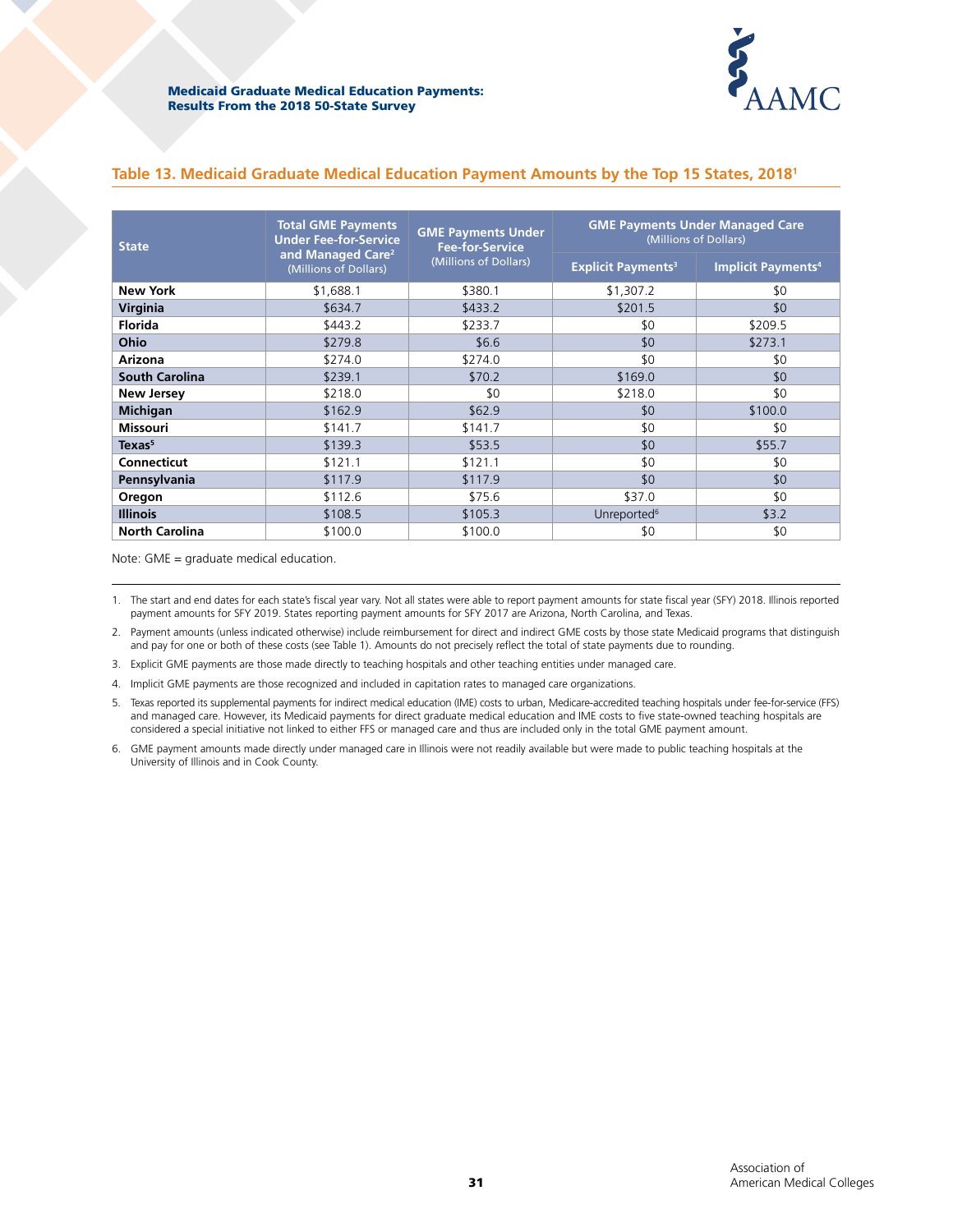## Table 13. Medicaid Graduate Medical Education Payment Amounts by the Top 15 States, 2018[1]

| State | Total GME Payments Under Fee-for-Service and Managed Care[2] (Millions of Dollars) | GME Payments Under Fee-for-Service (Millions of Dollars) | GME Payments Under Managed Care (Millions of Dollars) | |
|---|---|---|---|---|
| | | | Explicit Payments[3] | Implicit Payments[4] |
| **New York** | $1,688.1 | $380.1 | $1,307.2 | $0 |
| **Virginia** | $634.7 | $433.2 | $201.5 | $0 |
| **Florida** | $443.2 | $233.7 | $0 | $209.5 |
| **Ohio** | $279.8 | $6.6 | $0 | $273.1 |
| **Arizona** | $274.0 | $274.0 | $0 | $0 |
| **South Carolina** | $239.1 | $70.2 | $169.0 | $0 |
| **New Jersey** | $218.0 | $0 | $218.0 | $0 |
| **Michigan** | $162.9 | $62.9 | $0 | $100.0 |
| **Missouri** | $141.7 | $141.7 | $0 | $0 |
| **Texas[5]** | $139.3 | $53.5 | $0 | $55.7 |
| **Connecticut** | $121.1 | $121.1 | $0 | $0 |
| **Pennsylvania** | $117.9 | $117.9 | $0 | $0 |
| **Oregon** | $112.6 | $75.6 | $37.0 | $0 |
| **Illinois** | $108.5 | $105.3 | Unreported[6] | $3.2 |
| **North Carolina** | $100.0 | $100.0 | $0 | $0 |

Note: GME = graduate medical education.

1. The start and end dates for each state's fiscal year vary. Not all states were able to report payment amounts for state fiscal year (SFY) 2018. Illinois reported payment amounts for SFY 2019. States reporting payment amounts for SFY 2017 are Arizona, North Carolina, and Texas.
2. Payment amounts (unless indicated otherwise) include reimbursement for direct and indirect GME costs by those state Medicaid programs that distinguish and pay for one or both of these costs (see Table 1). Amounts do not precisely reflect the total of state payments due to rounding.
3. Explicit GME payments are those made directly to teaching hospitals and other teaching entities under managed care.
4. Implicit GME payments are those recognized and included in capitation rates to managed care organizations.
5. Texas reported its supplemental payments for indirect medical education (IME) costs to urban, Medicare-accredited teaching hospitals under fee-for-service (FFS) and managed care. However, its Medicaid payments for direct graduate medical education and IME costs to five state-owned teaching hospitals are considered a special initiative not linked to either FFS or managed care and thus are included only in the total GME payment amount.
6. GME payment amounts made directly under managed care in Illinois were not readily available but were made to public teaching hospitals at the University of Illinois and in Cook County.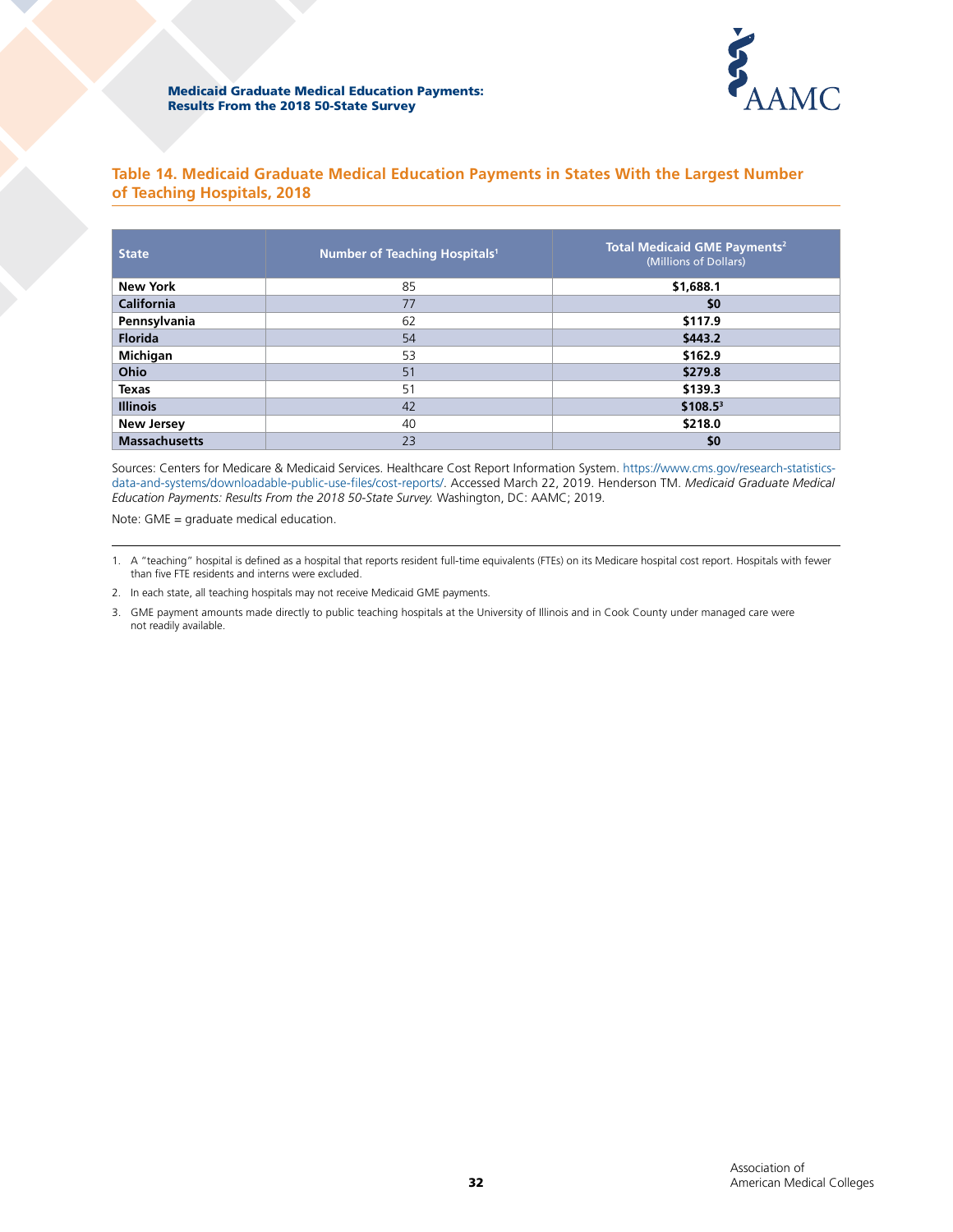## Table 14. Medicaid Graduate Medical Education Payments in States With the Largest Number of Teaching Hospitals, 2018

| State | Number of Teaching Hospitals[1] | Total Medicaid GME Payments[2] (Millions of Dollars) |
|---|---|---|
| **New York** | 85 | **$1,688.1** |
| **California** | 77 | **$0** |
| **Pennsylvania** | 62 | **$117.9** |
| **Florida** | 54 | **$443.2** |
| **Michigan** | 53 | **$162.9** |
| **Ohio** | 51 | **$279.8** |
| **Texas** | 51 | **$139.3** |
| **Illinois** | 42 | **$108.5**[3] |
| **New Jersey** | 40 | **$218.0** |
| **Massachusetts** | 23 | **$0** |

Sources: Centers for Medicare & Medicaid Services. Healthcare Cost Report Information System. https://www.cms.gov/research-statistics-data-and-systems/downloadable-public-use-files/cost-reports/. Accessed March 22, 2019. Henderson TM. *Medicaid Graduate Medical Education Payments: Results From the 2018 50-State Survey.* Washington, DC: AAMC; 2019.

Note: GME = graduate medical education.

---

1. A "teaching" hospital is defined as a hospital that reports resident full-time equivalents (FTEs) on its Medicare hospital cost report. Hospitals with fewer than five FTE residents and interns were excluded.
2. In each state, all teaching hospitals may not receive Medicaid GME payments.
3. GME payment amounts made directly to public teaching hospitals at the University of Illinois and in Cook County under managed care were not readily available.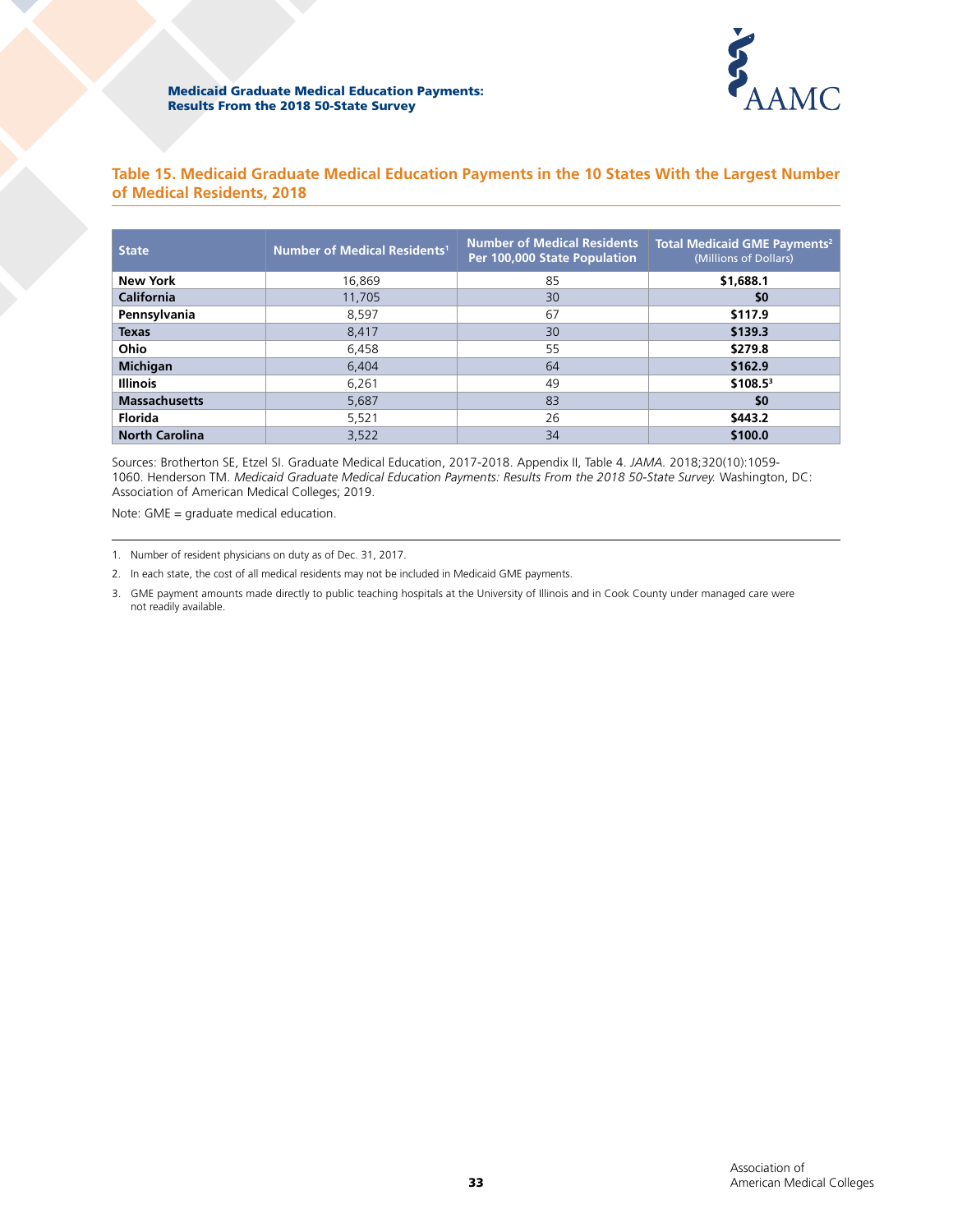## Table 15. Medicaid Graduate Medical Education Payments in the 10 States With the Largest Number of Medical Residents, 2018

| State | Number of Medical Residents[1] | Number of Medical Residents Per 100,000 State Population | Total Medicaid GME Payments[2] (Millions of Dollars) |
|---|---|---|---|
| **New York** | 16,869 | 85 | **$1,688.1** |
| **California** | 11,705 | 30 | **$0** |
| **Pennsylvania** | 8,597 | 67 | **$117.9** |
| **Texas** | 8,417 | 30 | **$139.3** |
| **Ohio** | 6,458 | 55 | **$279.8** |
| **Michigan** | 6,404 | 64 | **$162.9** |
| **Illinois** | 6,261 | 49 | **$108.5**[3] |
| **Massachusetts** | 5,687 | 83 | **$0** |
| **Florida** | 5,521 | 26 | **$443.2** |
| **North Carolina** | 3,522 | 34 | **$100.0** |

Sources: Brotherton SE, Etzel SI. Graduate Medical Education, 2017-2018. Appendix II, Table 4. *JAMA.* 2018;320(10):1059-1060. Henderson TM. *Medicaid Graduate Medical Education Payments: Results From the 2018 50-State Survey.* Washington, DC: Association of American Medical Colleges; 2019.

Note: GME = graduate medical education.

1. Number of resident physicians on duty as of Dec. 31, 2017.
2. In each state, the cost of all medical residents may not be included in Medicaid GME payments.
3. GME payment amounts made directly to public teaching hospitals at the University of Illinois and in Cook County under managed care were not readily available.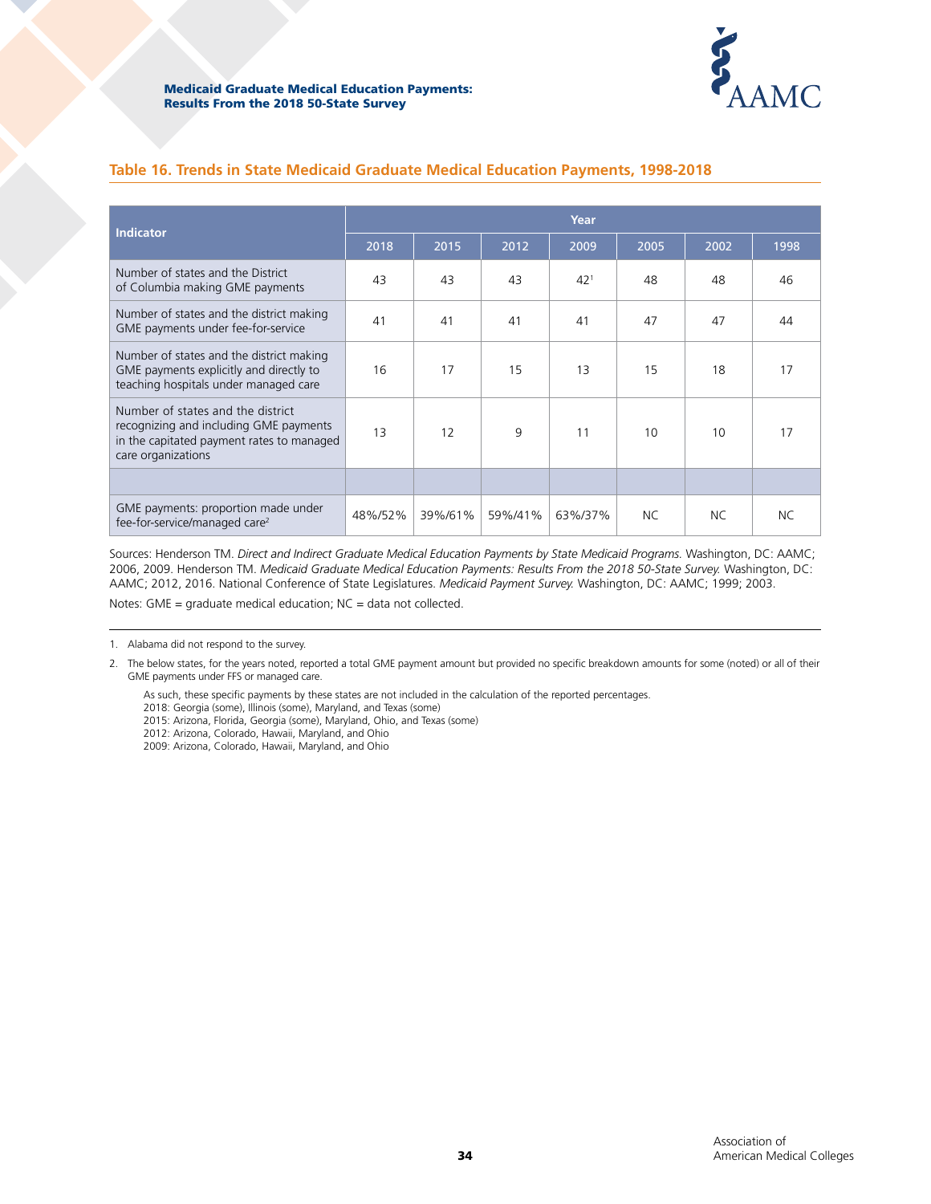## Table 16. Trends in State Medicaid Graduate Medical Education Payments, 1998-2018

| Indicator | Year | | | | | | |
|---|---|---|---|---|---|---|---|
| | 2018 | 2015 | 2012 | 2009 | 2005 | 2002 | 1998 |
| Number of states and the District of Columbia making GME payments | 43 | 43 | 43 | 42[1] | 48 | 48 | 46 |
| Number of states and the district making GME payments under fee-for-service | 41 | 41 | 41 | 41 | 47 | 47 | 44 |
| Number of states and the district making GME payments explicitly and directly to teaching hospitals under managed care | 16 | 17 | 15 | 13 | 15 | 18 | 17 |
| Number of states and the district recognizing and including GME payments in the capitated payment rates to managed care organizations | 13 | 12 | 9 | 11 | 10 | 10 | 17 |
| | | | | | | | |
| GME payments: proportion made under fee-for-service/managed care[2] | 48%/52% | 39%/61% | 59%/41% | 63%/37% | NC | NC | NC |

Sources: Henderson TM. *Direct and Indirect Graduate Medical Education Payments by State Medicaid Programs.* Washington, DC: AAMC; 2006, 2009. Henderson TM. *Medicaid Graduate Medical Education Payments: Results From the 2018 50-State Survey.* Washington, DC: AAMC; 2012, 2016. National Conference of State Legislatures. *Medicaid Payment Survey.* Washington, DC: AAMC; 1999; 2003.

Notes: GME = graduate medical education; NC = data not collected.

1. Alabama did not respond to the survey.
2. The below states, for the years noted, reported a total GME payment amount but provided no specific breakdown amounts for some (noted) or all of their GME payments under FFS or managed care.

   As such, these specific payments by these states are not included in the calculation of the reported percentages.
   2018: Georgia (some), Illinois (some), Maryland, and Texas (some)
   2015: Arizona, Florida, Georgia (some), Maryland, Ohio, and Texas (some)
   2012: Arizona, Colorado, Hawaii, Maryland, and Ohio
   2009: Arizona, Colorado, Hawaii, Maryland, and Ohio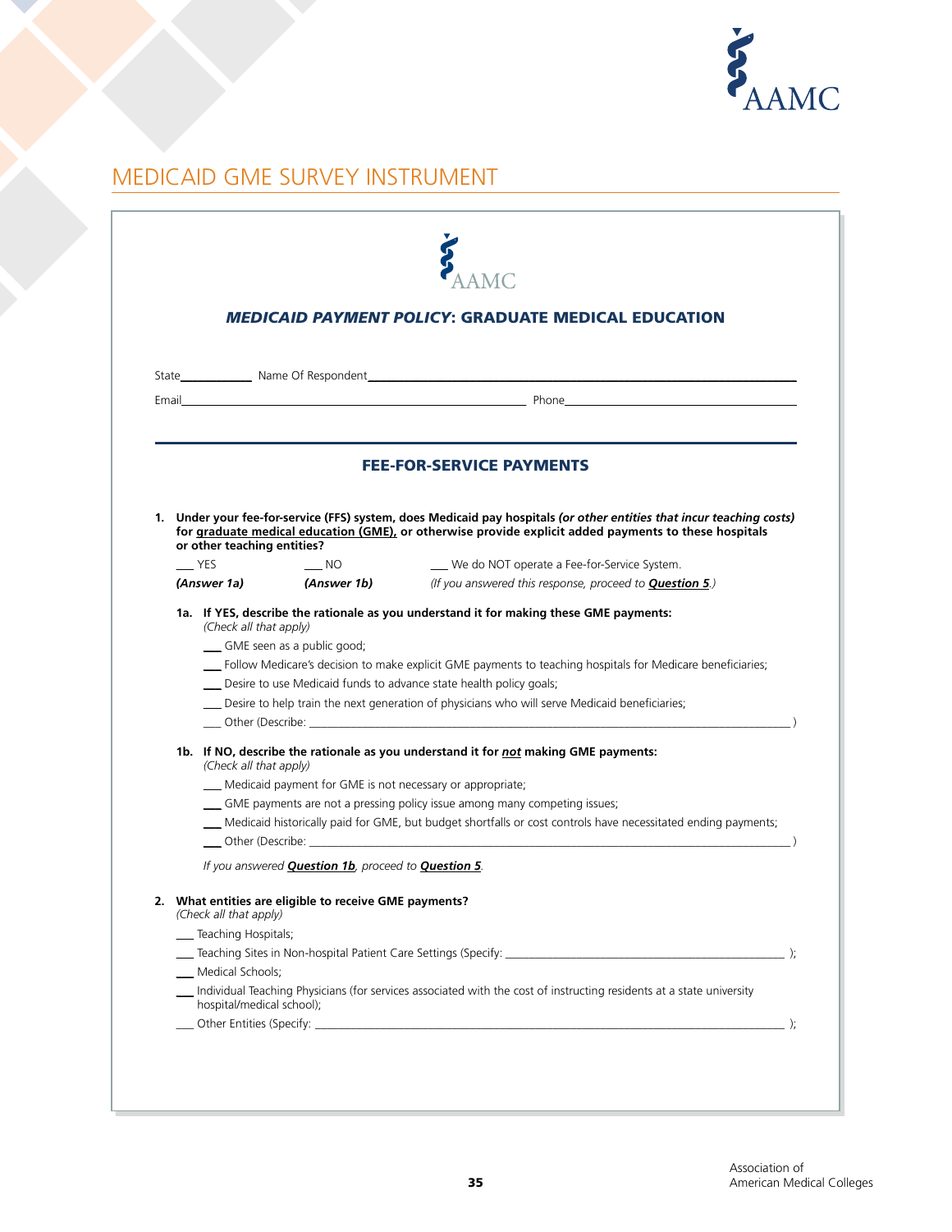# MEDICAID GME SURVEY INSTRUMENT

## *MEDICAID PAYMENT POLICY*: GRADUATE MEDICAL EDUCATION

State\_\_\_\_\_\_\_\_\_\_\_\_ Name Of Respondent\_\_\_\_\_\_\_\_\_\_\_\_\_\_\_\_\_\_\_\_\_\_\_\_\_\_\_\_\_\_\_\_\_\_\_\_\_\_\_\_

Email\_\_\_\_\_\_\_\_\_\_\_\_\_\_\_\_\_\_\_\_\_\_\_\_\_\_\_\_\_\_\_\_\_\_ Phone\_\_\_\_\_\_\_\_\_\_\_\_\_\_\_\_\_\_\_\_\_\_

### FEE-FOR-SERVICE PAYMENTS

**1. Under your fee-for-service (FFS) system, does Medicaid pay hospitals *(or other entities that incur teaching costs)* for graduate medical education (GME), or otherwise provide explicit added payments to these hospitals or other teaching entities?**

\_\_\_ YES ***(Answer 1a)***

\_\_\_ NO ***(Answer 1b)***

\_\_\_ We do NOT operate a Fee-for-Service System. *(If you answered this response, proceed to **Question 5**.)*

**1a. If YES, describe the rationale as you understand it for making these GME payments:**
*(Check all that apply)*

\_\_\_ GME seen as a public good;

\_\_\_ Follow Medicare's decision to make explicit GME payments to teaching hospitals for Medicare beneficiaries;

\_\_\_ Desire to use Medicaid funds to advance state health policy goals;

\_\_\_ Desire to help train the next generation of physicians who will serve Medicaid beneficiaries;

\_\_\_ Other (Describe: \_\_\_\_\_\_\_\_\_\_\_\_\_\_\_\_\_\_\_\_\_\_\_\_\_\_\_\_\_\_\_\_\_\_\_\_\_\_ )

**1b. If NO, describe the rationale as you understand it for *not* making GME payments:**
*(Check all that apply)*

\_\_\_ Medicaid payment for GME is not necessary or appropriate;

\_\_\_ GME payments are not a pressing policy issue among many competing issues;

\_\_\_ Medicaid historically paid for GME, but budget shortfalls or cost controls have necessitated ending payments;

\_\_\_ Other (Describe: \_\_\_\_\_\_\_\_\_\_\_\_\_\_\_\_\_\_\_\_\_\_\_\_\_\_\_\_\_\_\_\_\_\_\_\_\_\_ )

*If you answered **Question 1b**, proceed to **Question 5**.*

**2. What entities are eligible to receive GME payments?**
*(Check all that apply)*

\_\_\_ Teaching Hospitals;

\_\_\_ Teaching Sites in Non-hospital Patient Care Settings (Specify: \_\_\_\_\_\_\_\_\_\_\_\_\_\_\_\_\_\_\_\_\_\_\_\_ );

\_\_\_ Medical Schools;

\_\_\_ Individual Teaching Physicians (for services associated with the cost of instructing residents at a state university hospital/medical school);

\_\_\_ Other Entities (Specify: \_\_\_\_\_\_\_\_\_\_\_\_\_\_\_\_\_\_\_\_\_\_\_\_\_\_\_\_\_\_\_\_\_\_\_\_\_\_ );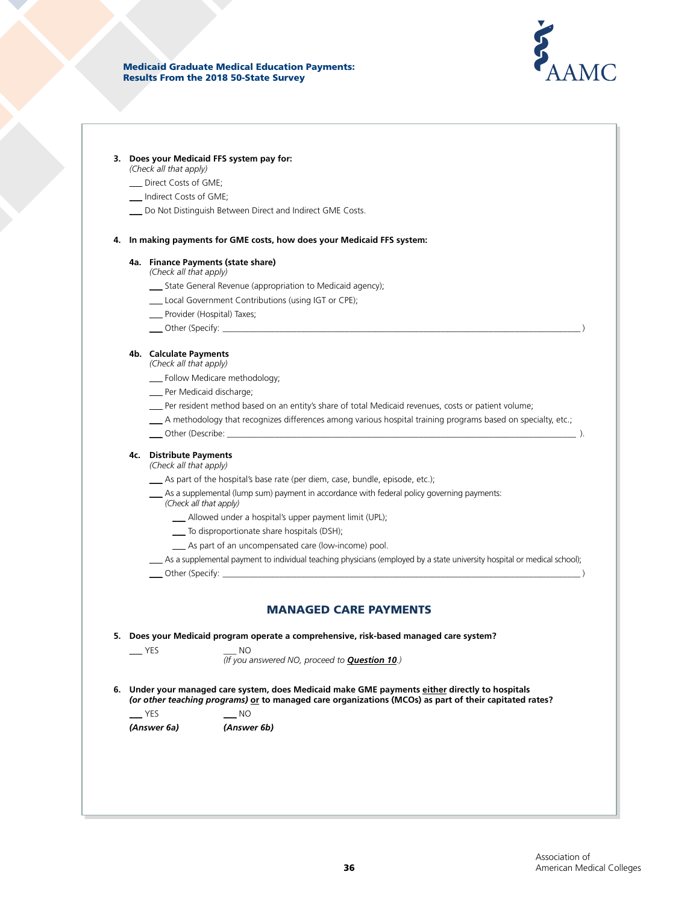**3. Does your Medicaid FFS system pay for:**
*(Check all that apply)*

___ Direct Costs of GME;

___ Indirect Costs of GME;

___ Do Not Distinguish Between Direct and Indirect GME Costs.

**4. In making payments for GME costs, how does your Medicaid FFS system:**

**4a. Finance Payments (state share)**
*(Check all that apply)*

___ State General Revenue (appropriation to Medicaid agency);

___ Local Government Contributions (using IGT or CPE);

___ Provider (Hospital) Taxes;

___ Other (Specify: ________________________________________________ )

**4b. Calculate Payments**
*(Check all that apply)*

___ Follow Medicare methodology;

___ Per Medicaid discharge;

___ Per resident method based on an entity's share of total Medicaid revenues, costs or patient volume;

___ A methodology that recognizes differences among various hospital training programs based on specialty, etc.;

___ Other (Describe: ________________________________________________ ).

**4c. Distribute Payments**
*(Check all that apply)*

___ As part of the hospital's base rate (per diem, case, bundle, episode, etc.);

___ As a supplemental (lump sum) payment in accordance with federal policy governing payments:
*(Check all that apply)*

- ___ Allowed under a hospital's upper payment limit (UPL);
- ___ To disproportionate share hospitals (DSH);
- ___ As part of an uncompensated care (low-income) pool.

___ As a supplemental payment to individual teaching physicians (employed by a state university hospital or medical school);

___ Other (Specify: ________________________________________________ )

## MANAGED CARE PAYMENTS

**5. Does your Medicaid program operate a comprehensive, risk-based managed care system?**

___ YES ___ NO
*(If you answered NO, proceed to **Question 10**.)*

**6. Under your managed care system, does Medicaid make GME payments either directly to hospitals *(or other teaching programs)* or to managed care organizations (MCOs) as part of their capitated rates?**

___ YES ___ NO

***(Answer 6a)*** ***(Answer 6b)***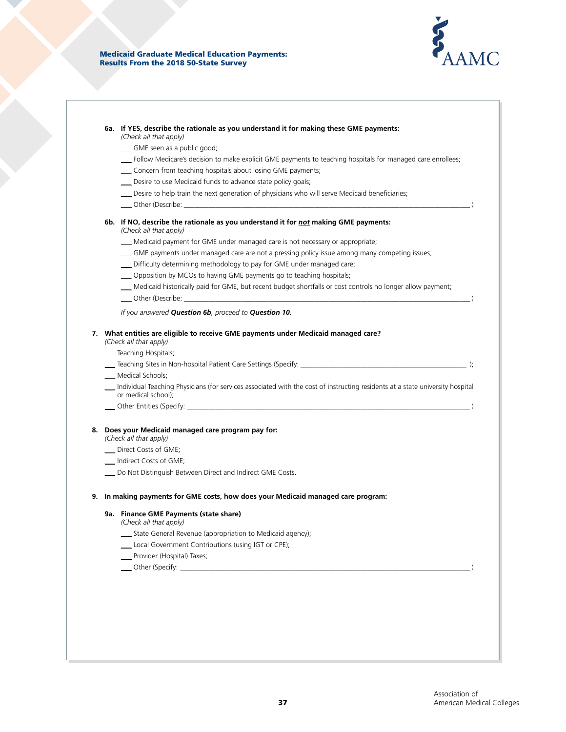**6a. If YES, describe the rationale as you understand it for making these GME payments:**
*(Check all that apply)*

___ GME seen as a public good;

___ Follow Medicare's decision to make explicit GME payments to teaching hospitals for managed care enrollees;

___ Concern from teaching hospitals about losing GME payments;

___ Desire to use Medicaid funds to advance state policy goals;

___ Desire to help train the next generation of physicians who will serve Medicaid beneficiaries;

___ Other (Describe: ________________________________________________ )

**6b. If NO, describe the rationale as you understand it for *not* making GME payments:**
*(Check all that apply)*

___ Medicaid payment for GME under managed care is not necessary or appropriate;

___ GME payments under managed care are not a pressing policy issue among many competing issues;

___ Difficulty determining methodology to pay for GME under managed care;

___ Opposition by MCOs to having GME payments go to teaching hospitals;

___ Medicaid historically paid for GME, but recent budget shortfalls or cost controls no longer allow payment;

___ Other (Describe: ________________________________________________ )

*If you answered **Question 6b**, proceed to **Question 10**.*

**7. What entities are eligible to receive GME payments under Medicaid managed care?**
*(Check all that apply)*

___ Teaching Hospitals;

___ Teaching Sites in Non-hospital Patient Care Settings (Specify: ______________________________ );

___ Medical Schools;

___ Individual Teaching Physicians (for services associated with the cost of instructing residents at a state university hospital or medical school);

___ Other Entities (Specify: ________________________________________________ )

**8. Does your Medicaid managed care program pay for:**
*(Check all that apply)*

___ Direct Costs of GME;

___ Indirect Costs of GME;

___ Do Not Distinguish Between Direct and Indirect GME Costs.

**9. In making payments for GME costs, how does your Medicaid managed care program:**

**9a. Finance GME Payments (state share)**
*(Check all that apply)*

___ State General Revenue (appropriation to Medicaid agency);

___ Local Government Contributions (using IGT or CPE);

___ Provider (Hospital) Taxes;

___ Other (Specify: ________________________________________________ )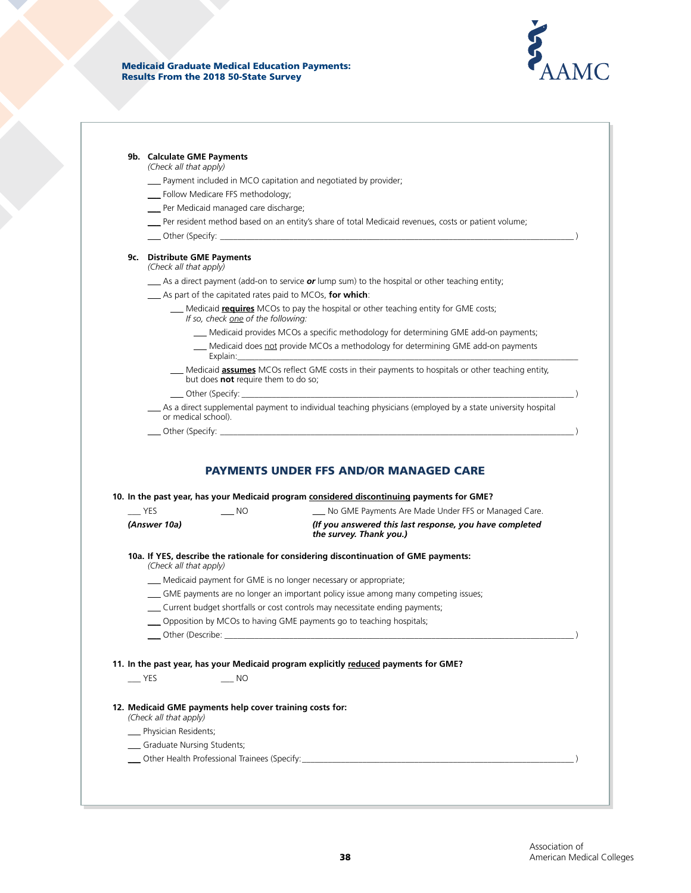**9b. Calculate GME Payments**
*(Check all that apply)*

___ Payment included in MCO capitation and negotiated by provider;

___ Follow Medicare FFS methodology;

___ Per Medicaid managed care discharge;

___ Per resident method based on an entity's share of total Medicaid revenues, costs or patient volume;

___ Other (Specify: ________________________________________ )

**9c. Distribute GME Payments**
*(Check all that apply)*

___ As a direct payment (add-on to service ***or*** lump sum) to the hospital or other teaching entity;

___ As part of the capitated rates paid to MCOs, **for which**:

- ___ Medicaid **requires** MCOs to pay the hospital or other teaching entity for GME costs;
  *If so, check one of the following:*
  - ___ Medicaid provides MCOs a specific methodology for determining GME add-on payments;
  - ___ Medicaid does not provide MCOs a methodology for determining GME add-on payments
    Explain: ________________________________________
- ___ Medicaid **assumes** MCOs reflect GME costs in their payments to hospitals or other teaching entity, but does **not** require them to do so;
- ___ Other (Specify: ________________________________________ )

___ As a direct supplemental payment to individual teaching physicians (employed by a state university hospital or medical school).

___ Other (Specify: ________________________________________ )

## PAYMENTS UNDER FFS AND/OR MANAGED CARE

**10. In the past year, has your Medicaid program considered discontinuing payments for GME?**

___ YES ***(Answer 10a)***

___ NO

___ No GME Payments Are Made Under FFS or Managed Care. ***(If you answered this last response, you have completed the survey. Thank you.)***

**10a. If YES, describe the rationale for considering discontinuation of GME payments:**
*(Check all that apply)*

___ Medicaid payment for GME is no longer necessary or appropriate;

___ GME payments are no longer an important policy issue among many competing issues;

___ Current budget shortfalls or cost controls may necessitate ending payments;

___ Opposition by MCOs to having GME payments go to teaching hospitals;

___ Other (Describe: ________________________________________ )

**11. In the past year, has your Medicaid program explicitly reduced payments for GME?**

___ YES ___ NO

**12. Medicaid GME payments help cover training costs for:**
*(Check all that apply)*

___ Physician Residents;

___ Graduate Nursing Students;

___ Other Health Professional Trainees (Specify: ________________________________________ )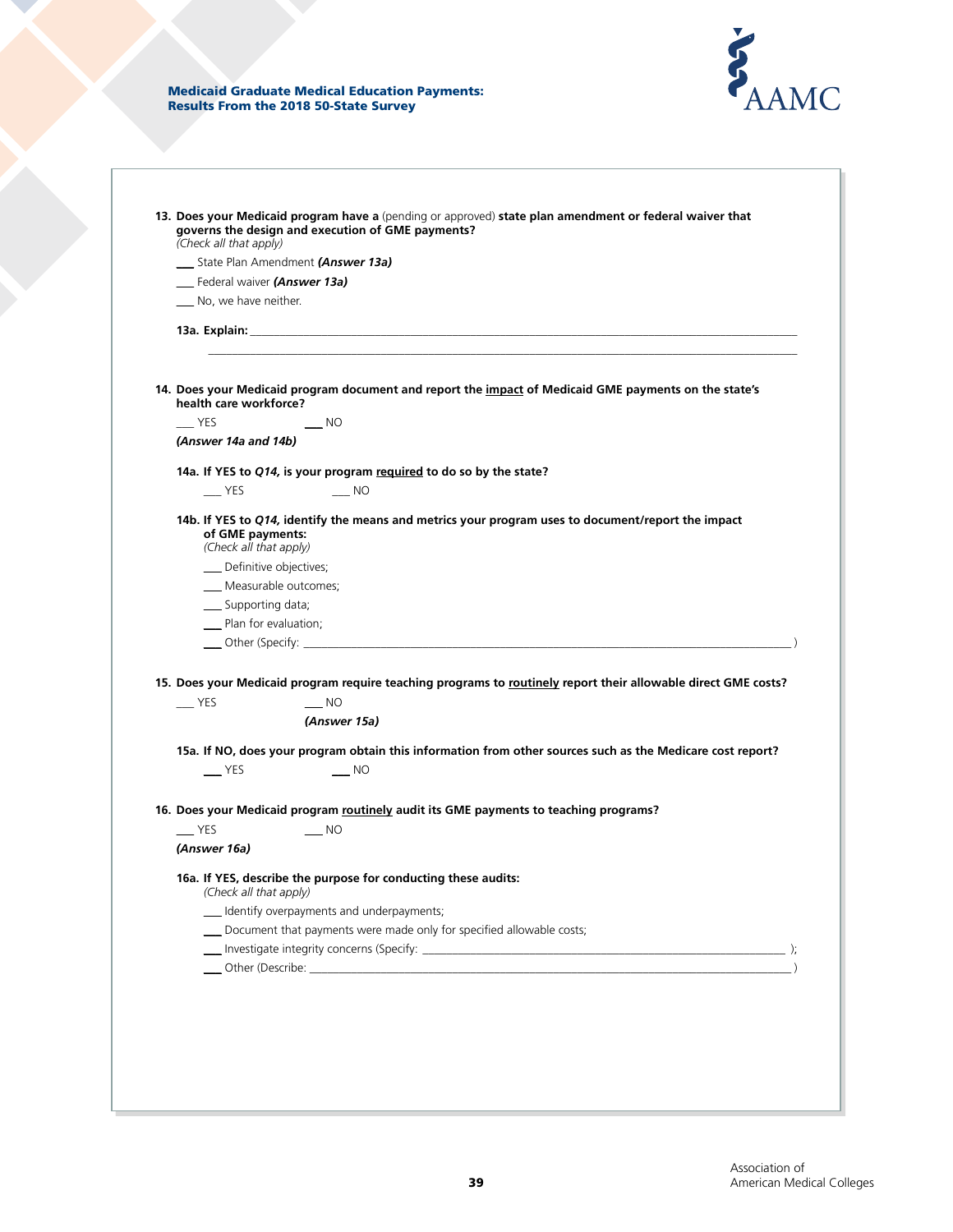**13. Does your Medicaid program have a** (pending or approved) **state plan amendment or federal waiver that governs the design and execution of GME payments?**
*(Check all that apply)*

___ State Plan Amendment ***(Answer 13a)***

___ Federal waiver ***(Answer 13a)***

___ No, we have neither.

**13a. Explain:** ______________________________________________________________________________

______________________________________________________________________________

**14. Does your Medicaid program document and report the <u>impact</u> of Medicaid GME payments on the state's health care workforce?**

___ YES ___ NO

***(Answer 14a and 14b)***

**14a. If YES to *Q14,* is your program <u>required</u> to do so by the state?**

___ YES ___ NO

**14b. If YES to *Q14,* identify the means and metrics your program uses to document/report the impact of GME payments:**
*(Check all that apply)*

___ Definitive objectives;

___ Measurable outcomes;

___ Supporting data;

___ Plan for evaluation;

___ Other (Specify: ______________________________________________________________________________ )

**15. Does your Medicaid program require teaching programs to <u>routinely</u> report their allowable direct GME costs?**

___ YES ___ NO

***(Answer 15a)***

**15a. If NO, does your program obtain this information from other sources such as the Medicare cost report?**

___ YES ___ NO

**16. Does your Medicaid program <u>routinely</u> audit its GME payments to teaching programs?**

___ YES ___ NO

***(Answer 16a)***

**16a. If YES, describe the purpose for conducting these audits:**
*(Check all that apply)*

___ Identify overpayments and underpayments;

___ Document that payments were made only for specified allowable costs;

___ Investigate integrity concerns (Specify: ______________________________________________________________ );

___ Other (Describe: ______________________________________________________________________________ )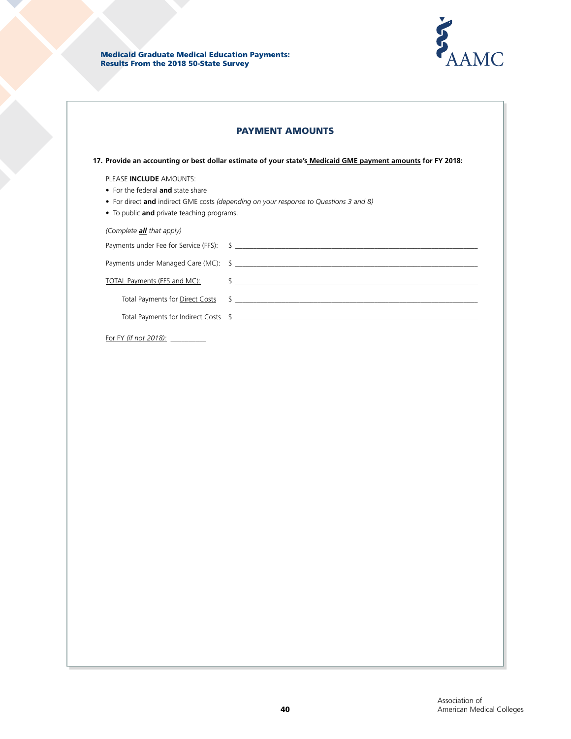## PAYMENT AMOUNTS

**17. Provide an accounting or best dollar estimate of your state's <u>Medicaid GME payment amounts</u> for FY 2018:**

PLEASE **INCLUDE** AMOUNTS:

- For the federal **and** state share
- For direct **and** indirect GME costs *(depending on your response to Questions 3 and 8)*
- To public **and** private teaching programs.

*(Complete **all** that apply)*

Payments under Fee for Service (FFS): $ ______________________________

Payments under Managed Care (MC): $ ______________________________

<u>TOTAL Payments (FFS and MC):</u> $ ______________________________

Total Payments for <u>Direct Costs</u> $ ______________________________

Total Payments for <u>Indirect Costs</u> $ ______________________________

<u>For FY *(if not 2018)*:</u> __________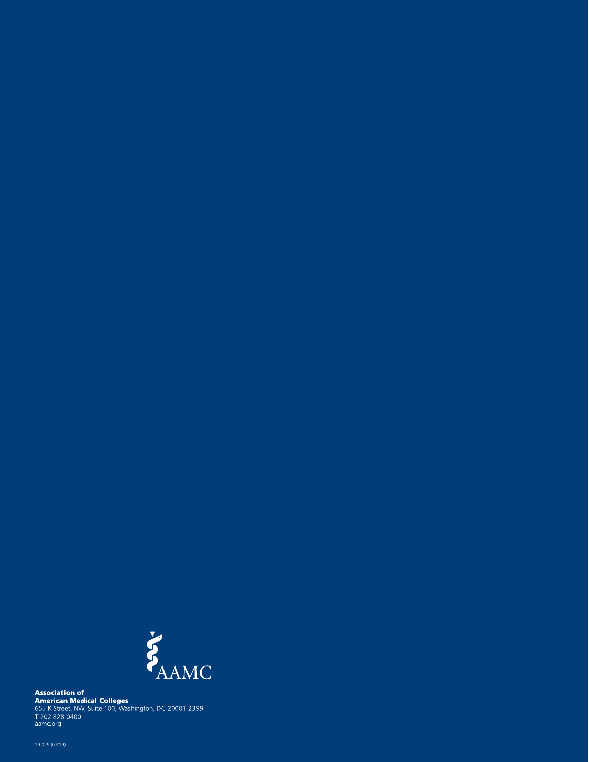AAMC

**Association of**
**American Medical Colleges**
655 K Street, NW, Suite 100, Washington, DC 20001-2399
**T** 202 828 0400
aamc.org

19-029 (07/19)